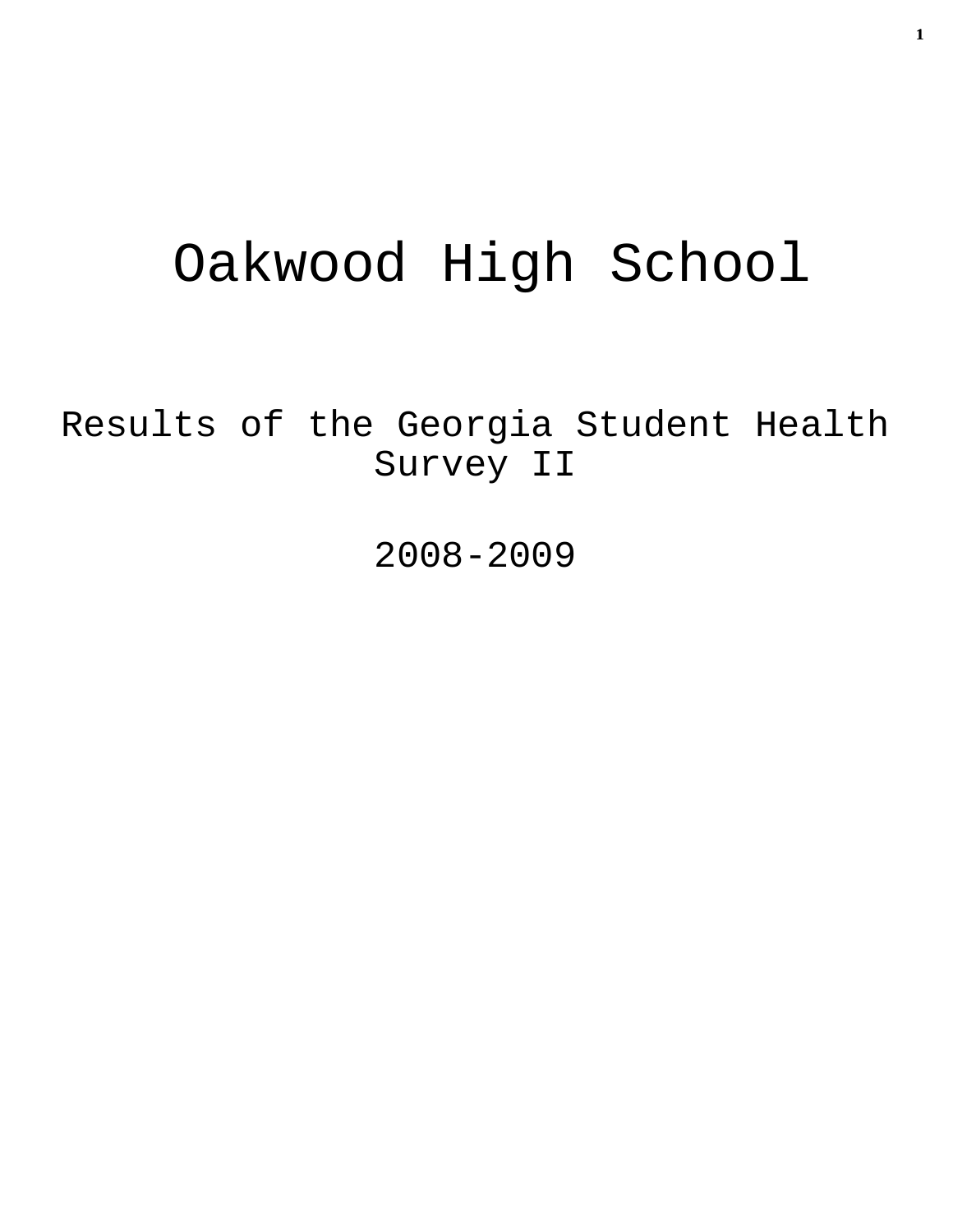# Oakwood High School

## Results of the Georgia Student Health Survey II

## 2008-2009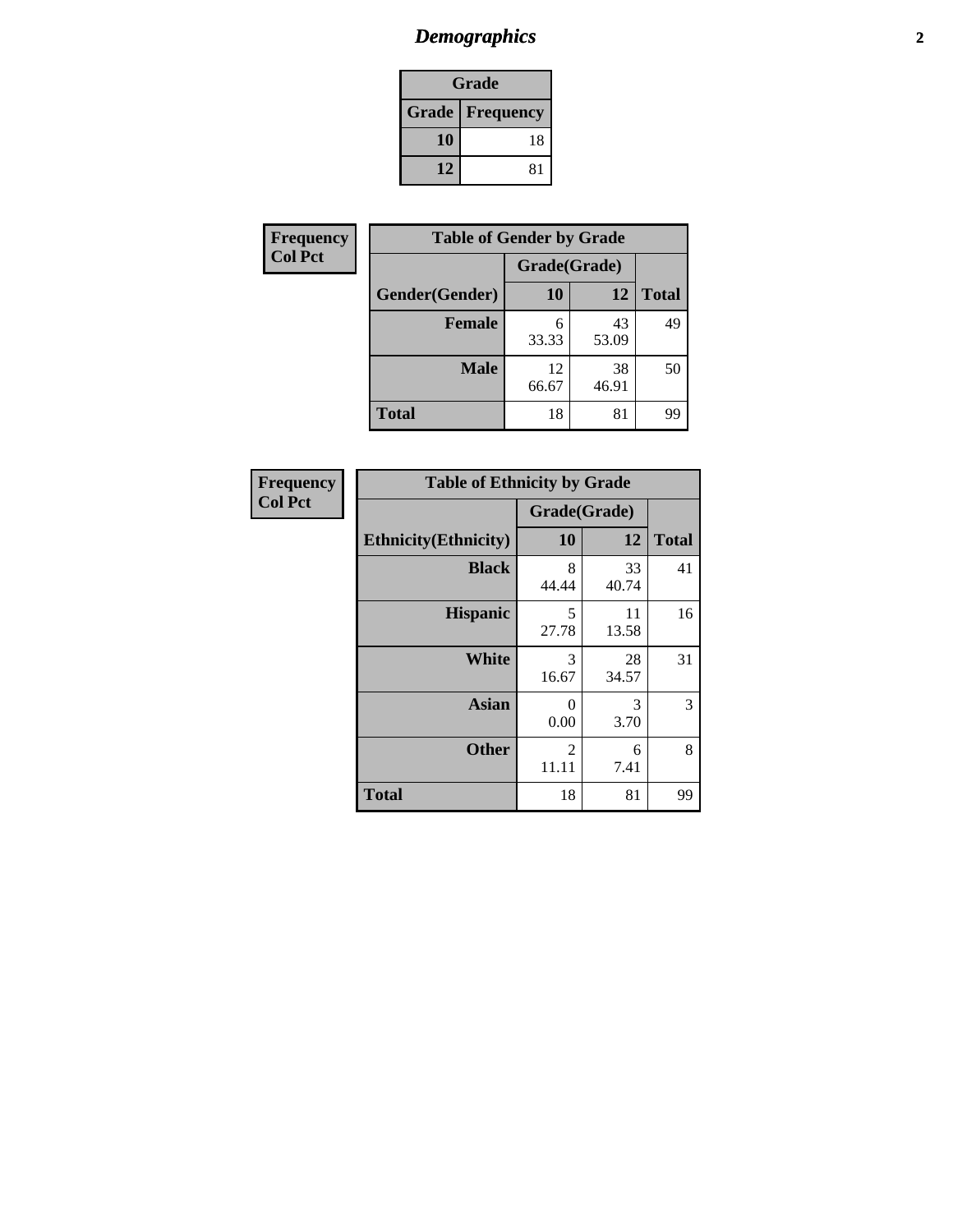## *Demographics*

| Grade | |
|---|---|
| **Grade** | **Frequency** |
| **10** | 18 |
| **12** | 81 |

**Frequency**
**Col Pct**

| Table of Gender by Grade | | | |
|---|---|---|---|
| | Grade(Grade) | | |
| **Gender(Gender)** | **10** | **12** | **Total** |
| **Female** | 6<br>33.33 | 43<br>53.09 | 49 |
| **Male** | 12<br>66.67 | 38<br>46.91 | 50 |
| **Total** | 18 | 81 | 99 |

**Frequency**
**Col Pct**

| Table of Ethnicity by Grade | | | |
|---|---|---|---|
| | Grade(Grade) | | |
| **Ethnicity(Ethnicity)** | **10** | **12** | **Total** |
| **Black** | 8<br>44.44 | 33<br>40.74 | 41 |
| **Hispanic** | 5<br>27.78 | 11<br>13.58 | 16 |
| **White** | 3<br>16.67 | 28<br>34.57 | 31 |
| **Asian** | 0<br>0.00 | 3<br>3.70 | 3 |
| **Other** | 2<br>11.11 | 6<br>7.41 | 8 |
| **Total** | 18 | 81 | 99 |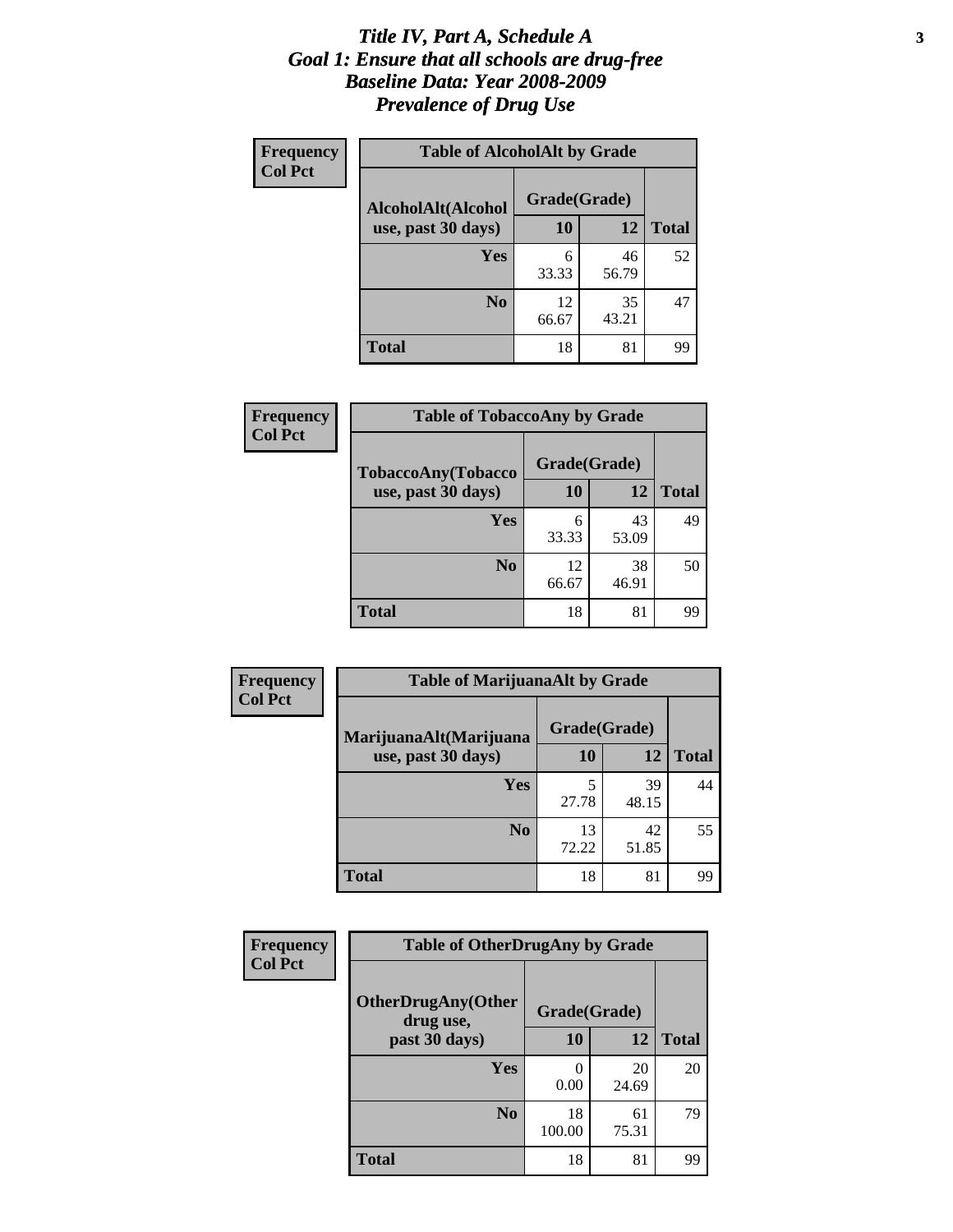# *Title IV, Part A, Schedule A*
# *Goal 1: Ensure that all schools are drug-free*
# *Baseline Data: Year 2008-2009*
# *Prevalence of Drug Use*

**Frequency**
**Col Pct**

**Table of AlcoholAlt by Grade**

| AlcoholAlt(Alcohol use, past 30 days) | Grade(Grade) | | |
|---|---|---|---|
| | 10 | 12 | Total |
| Yes | 6<br>33.33 | 46<br>56.79 | 52 |
| No | 12<br>66.67 | 35<br>43.21 | 47 |
| Total | 18 | 81 | 99 |

**Frequency**
**Col Pct**

**Table of TobaccoAny by Grade**

| TobaccoAny(Tobacco use, past 30 days) | Grade(Grade) | | |
|---|---|---|---|
| | 10 | 12 | Total |
| Yes | 6<br>33.33 | 43<br>53.09 | 49 |
| No | 12<br>66.67 | 38<br>46.91 | 50 |
| Total | 18 | 81 | 99 |

**Frequency**
**Col Pct**

**Table of MarijuanaAlt by Grade**

| MarijuanaAlt(Marijuana use, past 30 days) | Grade(Grade) | | |
|---|---|---|---|
| | 10 | 12 | Total |
| Yes | 5<br>27.78 | 39<br>48.15 | 44 |
| No | 13<br>72.22 | 42<br>51.85 | 55 |
| Total | 18 | 81 | 99 |

**Frequency**
**Col Pct**

**Table of OtherDrugAny by Grade**

| OtherDrugAny(Other drug use, past 30 days) | Grade(Grade) | | |
|---|---|---|---|
| | 10 | 12 | Total |
| Yes | 0<br>0.00 | 20<br>24.69 | 20 |
| No | 18<br>100.00 | 61<br>75.31 | 79 |
| Total | 18 | 81 | 99 |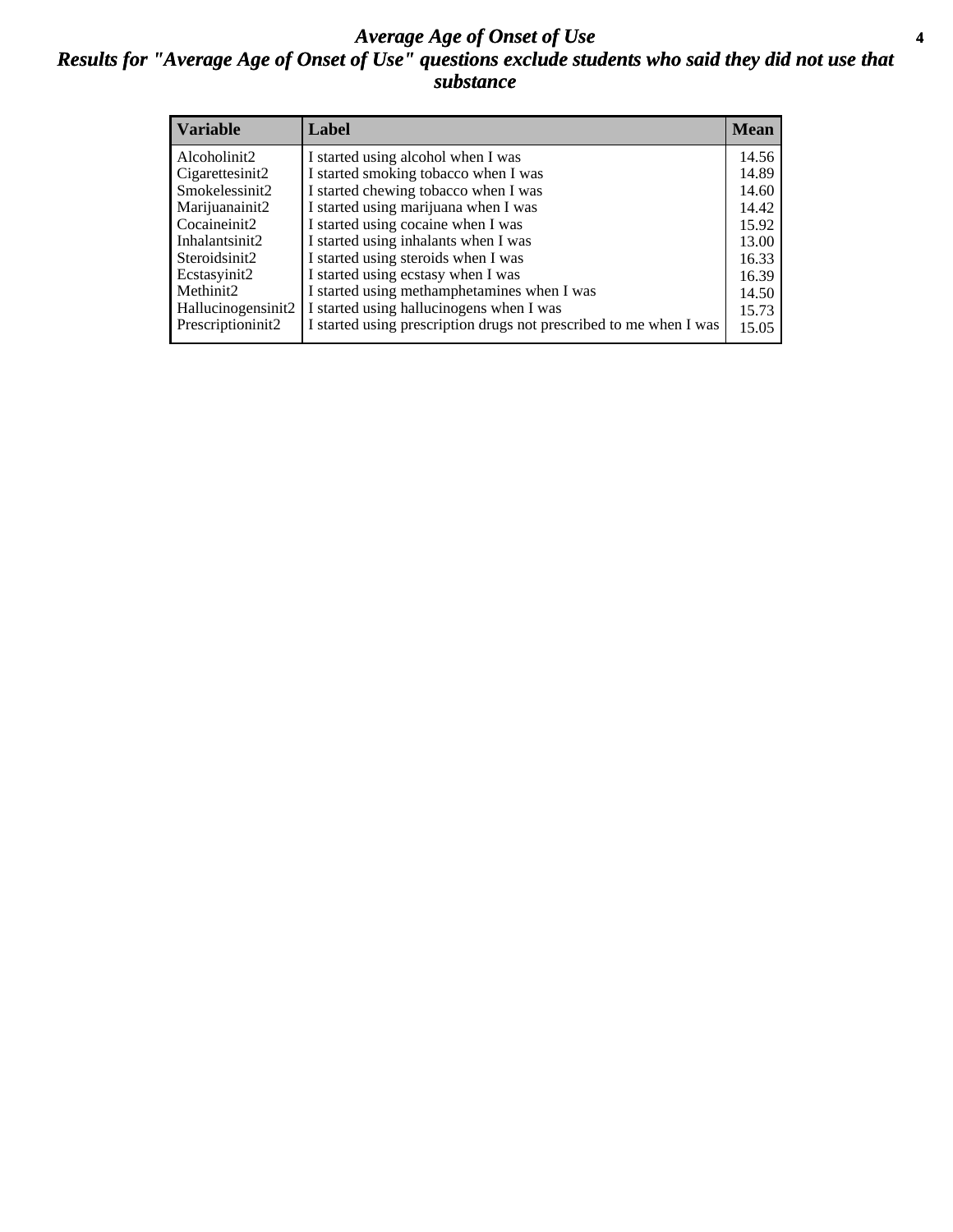# *Average Age of Onset of Use*

## *Results for "Average Age of Onset of Use" questions exclude students who said they did not use that substance*

| Variable | Label | Mean |
| --- | --- | --- |
| Alcoholinit2 | I started using alcohol when I was | 14.56 |
| Cigarettesinit2 | I started smoking tobacco when I was | 14.89 |
| Smokelessinit2 | I started chewing tobacco when I was | 14.60 |
| Marijuanainit2 | I started using marijuana when I was | 14.42 |
| Cocaineinit2 | I started using cocaine when I was | 15.92 |
| Inhalantsinit2 | I started using inhalants when I was | 13.00 |
| Steroidsinit2 | I started using steroids when I was | 16.33 |
| Ecstasyinit2 | I started using ecstasy when I was | 16.39 |
| Methinit2 | I started using methamphetamines when I was | 14.50 |
| Hallucinogensinit2 | I started using hallucinogens when I was | 15.73 |
| Prescriptioninit2 | I started using prescription drugs not prescribed to me when I was | 15.05 |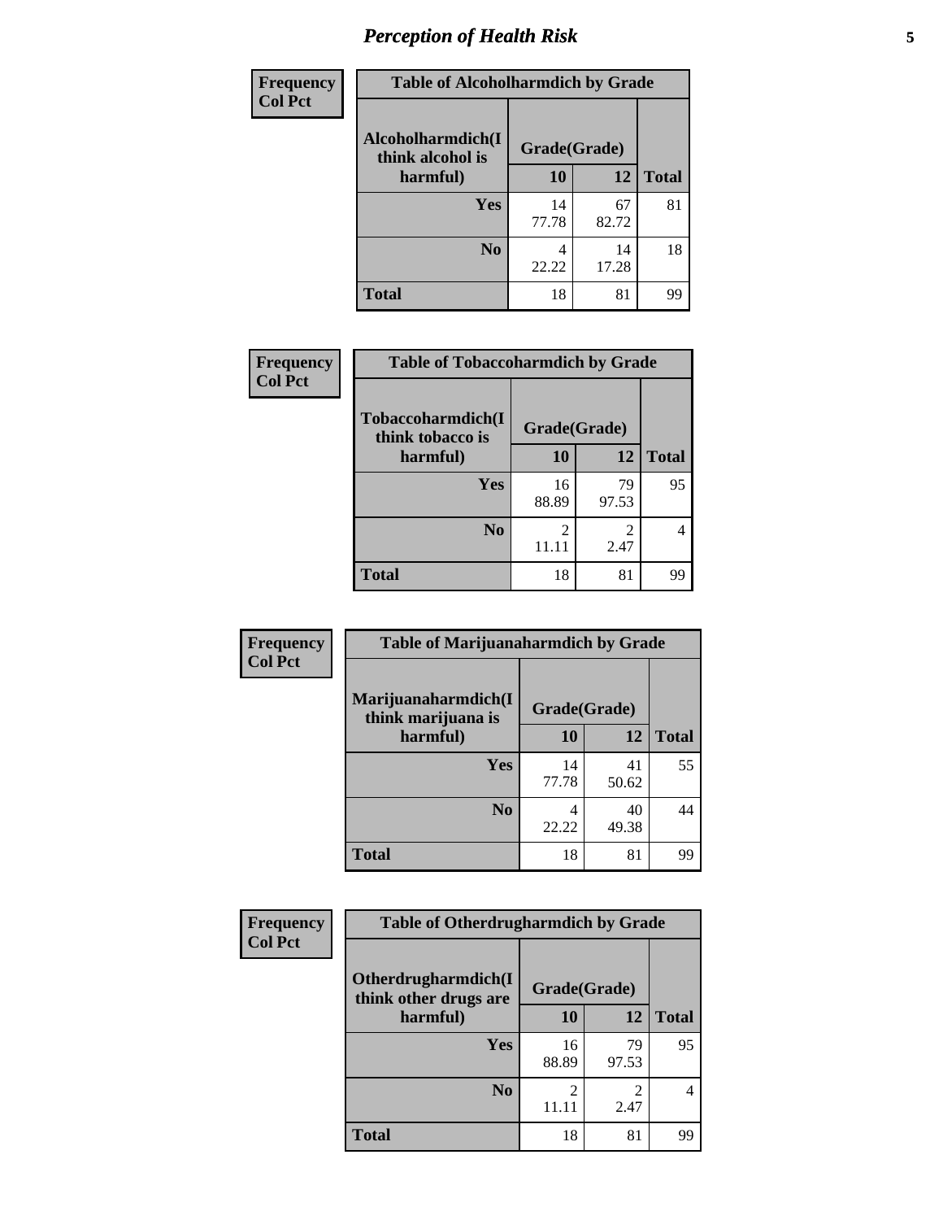## Perception of Health Risk

**Frequency**
**Col Pct**

| Table of Alcoholharmdich by Grade | | | |
|---|---|---|---|
| Alcoholharmdich(I think alcohol is harmful) | Grade(Grade) | | Total |
| | 10 | 12 | |
| Yes | 14<br>77.78 | 67<br>82.72 | 81 |
| No | 4<br>22.22 | 14<br>17.28 | 18 |
| Total | 18 | 81 | 99 |

**Frequency**
**Col Pct**

| Table of Tobaccoharmdich by Grade | | | |
|---|---|---|---|
| Tobaccoharmdich(I think tobacco is harmful) | Grade(Grade) | | Total |
| | 10 | 12 | |
| Yes | 16<br>88.89 | 79<br>97.53 | 95 |
| No | 2<br>11.11 | 2<br>2.47 | 4 |
| Total | 18 | 81 | 99 |

**Frequency**
**Col Pct**

| Table of Marijuanaharmdich by Grade | | | |
|---|---|---|---|
| Marijuanaharmdich(I think marijuana is harmful) | Grade(Grade) | | Total |
| | 10 | 12 | |
| Yes | 14<br>77.78 | 41<br>50.62 | 55 |
| No | 4<br>22.22 | 40<br>49.38 | 44 |
| Total | 18 | 81 | 99 |

**Frequency**
**Col Pct**

| Table of Otherdrugharmdich by Grade | | | |
|---|---|---|---|
| Otherdrugharmdich(I think other drugs are harmful) | Grade(Grade) | | Total |
| | 10 | 12 | |
| Yes | 16<br>88.89 | 79<br>97.53 | 95 |
| No | 2<br>11.11 | 2<br>2.47 | 4 |
| Total | 18 | 81 | 99 |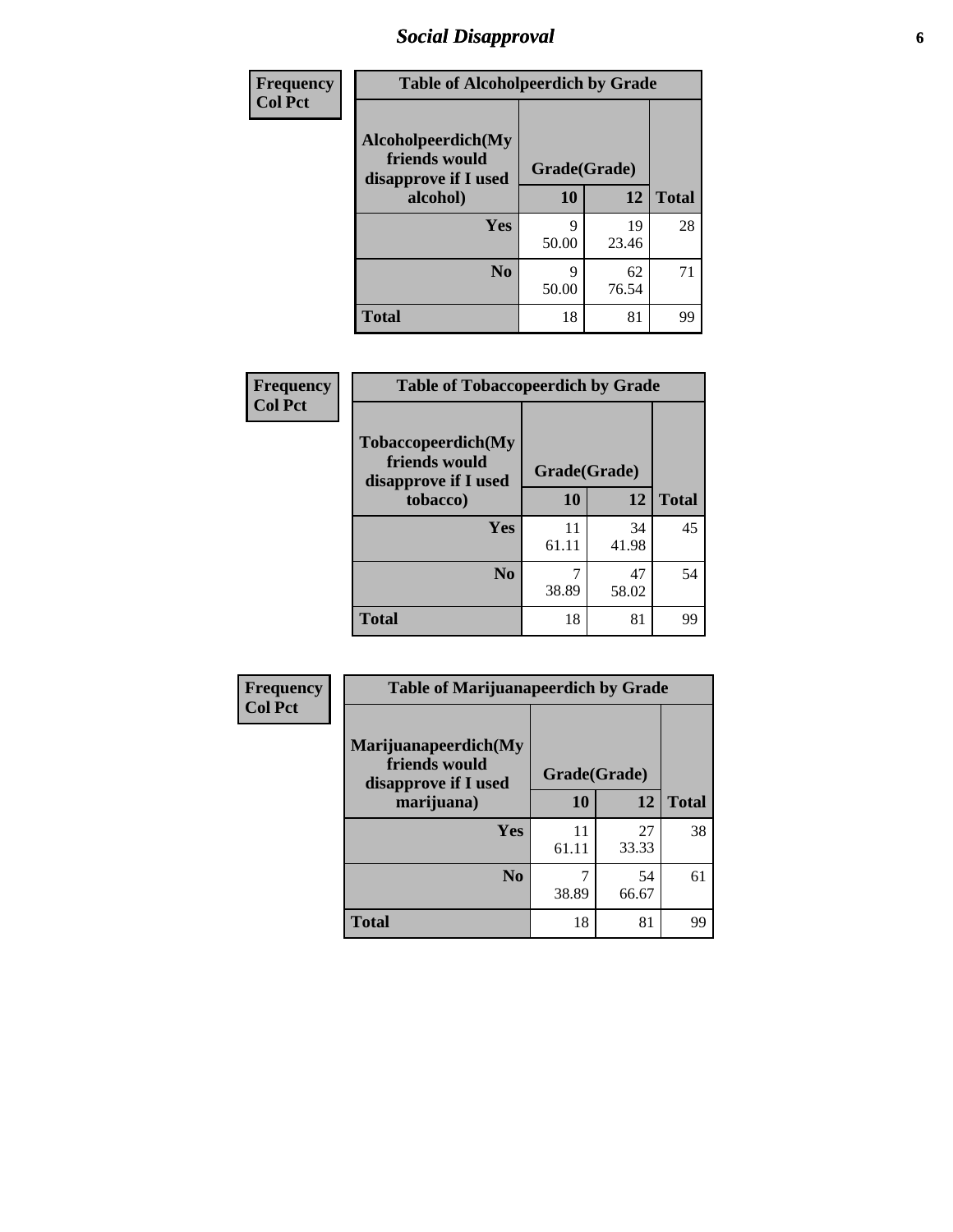# Social Disapproval

**Frequency**
**Col Pct**

| Table of Alcoholpeerdich by Grade | | | |
|---|---|---|---|
| Alcoholpeerdich(My friends would disapprove if I used alcohol) | Grade(Grade) | | |
| | 10 | 12 | Total |
| Yes | 9<br>50.00 | 19<br>23.46 | 28 |
| No | 9<br>50.00 | 62<br>76.54 | 71 |
| Total | 18 | 81 | 99 |

**Frequency**
**Col Pct**

| Table of Tobaccopeerdich by Grade | | | |
|---|---|---|---|
| Tobaccopeerdich(My friends would disapprove if I used tobacco) | Grade(Grade) | | |
| | 10 | 12 | Total |
| Yes | 11<br>61.11 | 34<br>41.98 | 45 |
| No | 7<br>38.89 | 47<br>58.02 | 54 |
| Total | 18 | 81 | 99 |

**Frequency**
**Col Pct**

| Table of Marijuanapeerdich by Grade | | | |
|---|---|---|---|
| Marijuanapeerdich(My friends would disapprove if I used marijuana) | Grade(Grade) | | |
| | 10 | 12 | Total |
| Yes | 11<br>61.11 | 27<br>33.33 | 38 |
| No | 7<br>38.89 | 54<br>66.67 | 61 |
| Total | 18 | 81 | 99 |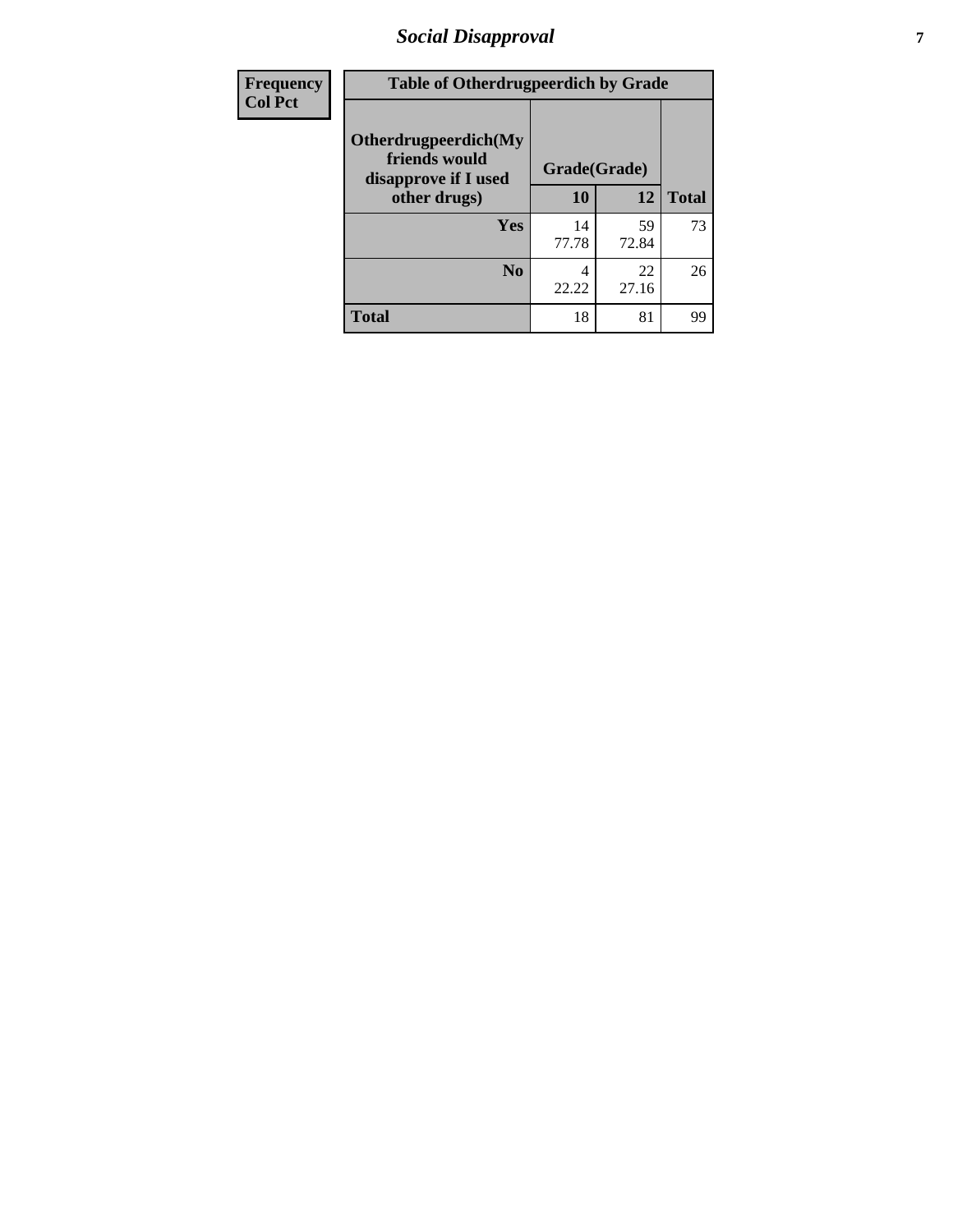## Social Disapproval

| Frequency<br>Col Pct | Table of Otherdrugpeerdich by Grade | | | |
|---|---|---|---|---|
| | Otherdrugpeerdich(My friends would disapprove if I used other drugs) | Grade(Grade) | | Total |
| | | 10 | 12 | |
| | Yes | 14<br>77.78 | 59<br>72.84 | 73 |
| | No | 4<br>22.22 | 22<br>27.16 | 26 |
| | Total | 18 | 81 | 99 |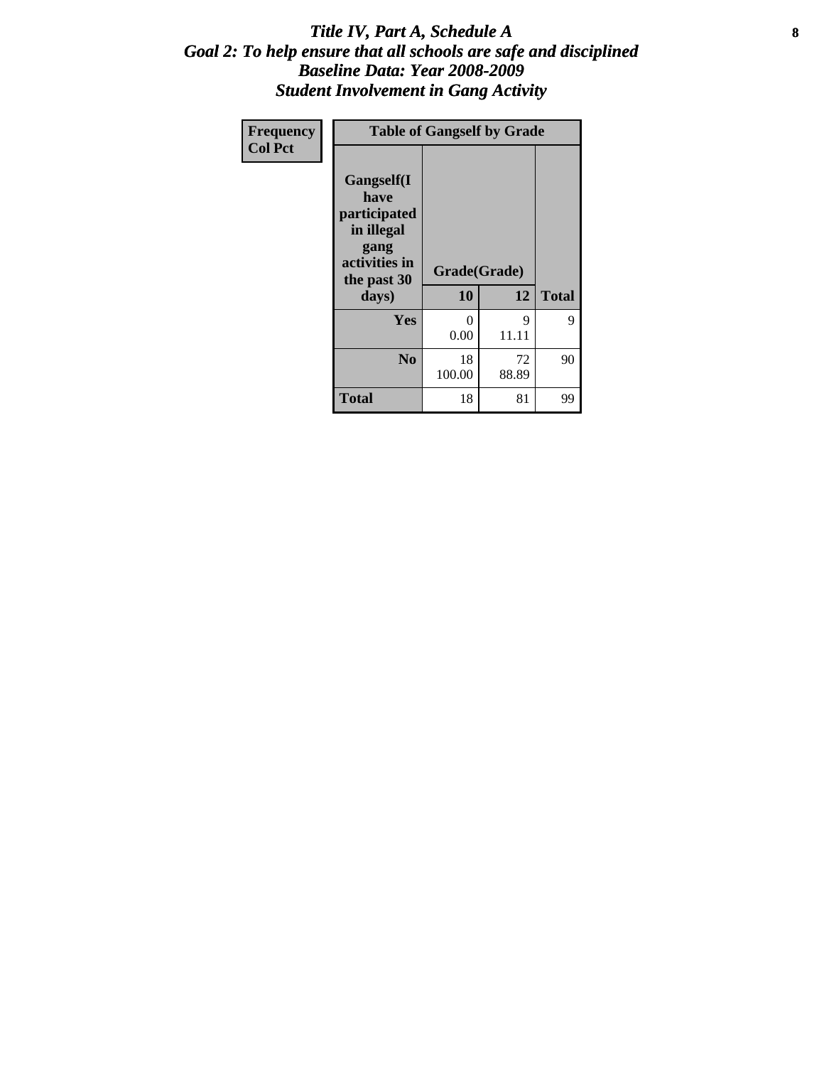# *Title IV, Part A, Schedule A*
## *Goal 2: To help ensure that all schools are safe and disciplined*
## *Baseline Data: Year 2008-2009*
## *Student Involvement in Gang Activity*

| Frequency<br>Col Pct | Table of Gangself by Grade | | |
|---|---|---|---|
| Gangself(I have participated in illegal gang activities in the past 30 days) | Grade(Grade) | | |
| | 10 | 12 | Total |
| Yes | 0<br>0.00 | 9<br>11.11 | 9 |
| No | 18<br>100.00 | 72<br>88.89 | 90 |
| Total | 18 | 81 | 99 |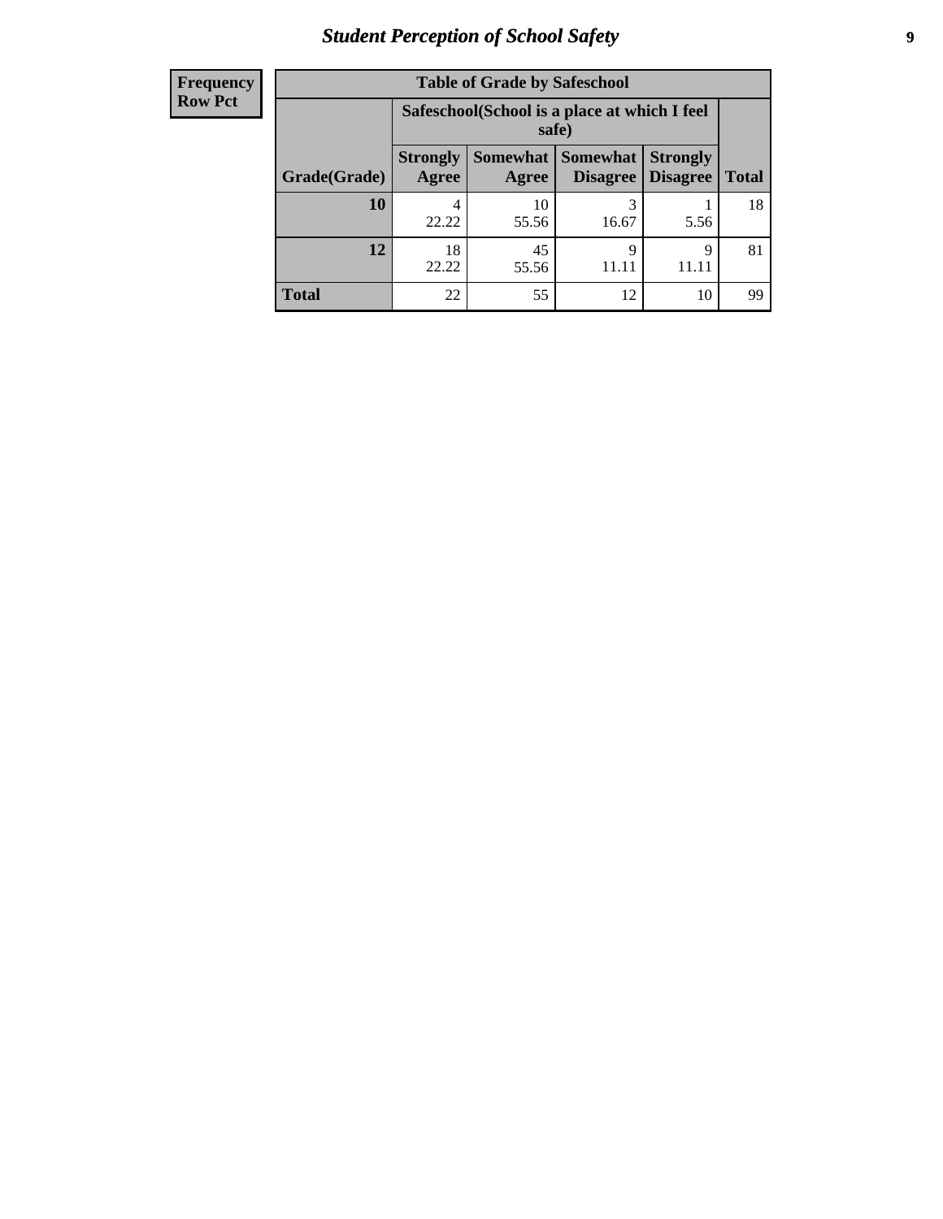| Frequency Row Pct | Table of Grade by Safeschool | | | | |
|---|---|---|---|---|---|
| | Safeschool(School is a place at which I feel safe) | | | | |
| Grade(Grade) | Strongly Agree | Somewhat Agree | Somewhat Disagree | Strongly Disagree | Total |
| 10 | 4<br>22.22 | 10<br>55.56 | 3<br>16.67 | 1<br>5.56 | 18 |
| 12 | 18<br>22.22 | 45<br>55.56 | 9<br>11.11 | 9<br>11.11 | 81 |
| Total | 22 | 55 | 12 | 10 | 99 |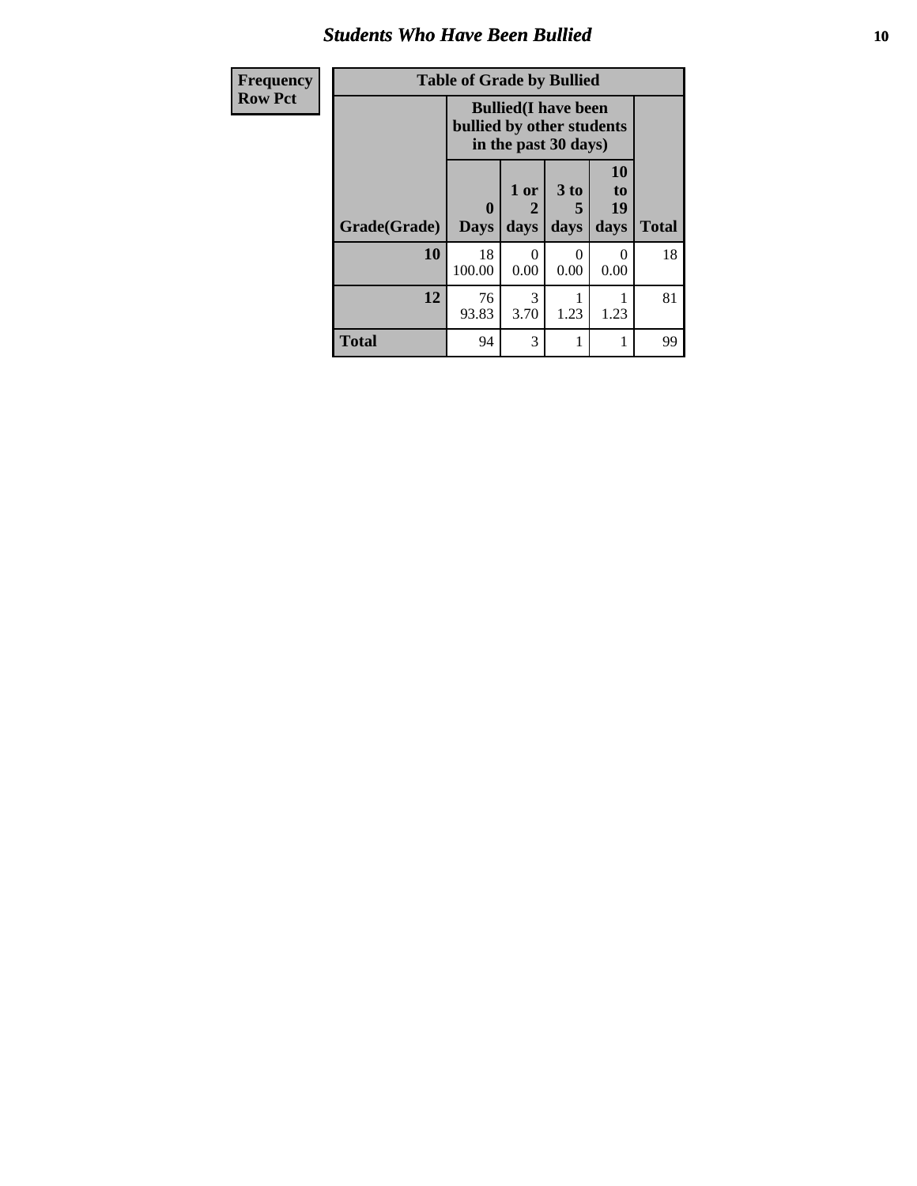## Students Who Have Been Bullied

| Frequency<br>Row Pct |
|---|

**Table of Grade by Bullied**

| Grade(Grade) | Bullied(I have been bullied by other students in the past 30 days) | | | | Total |
|---|---|---|---|---|---|
| | 0 Days | 1 or 2 days | 3 to 5 days | 10 to 19 days | |
| **10** | 18<br>100.00 | 0<br>0.00 | 0<br>0.00 | 0<br>0.00 | 18 |
| **12** | 76<br>93.83 | 3<br>3.70 | 1<br>1.23 | 1<br>1.23 | 81 |
| **Total** | 94 | 3 | 1 | 1 | 99 |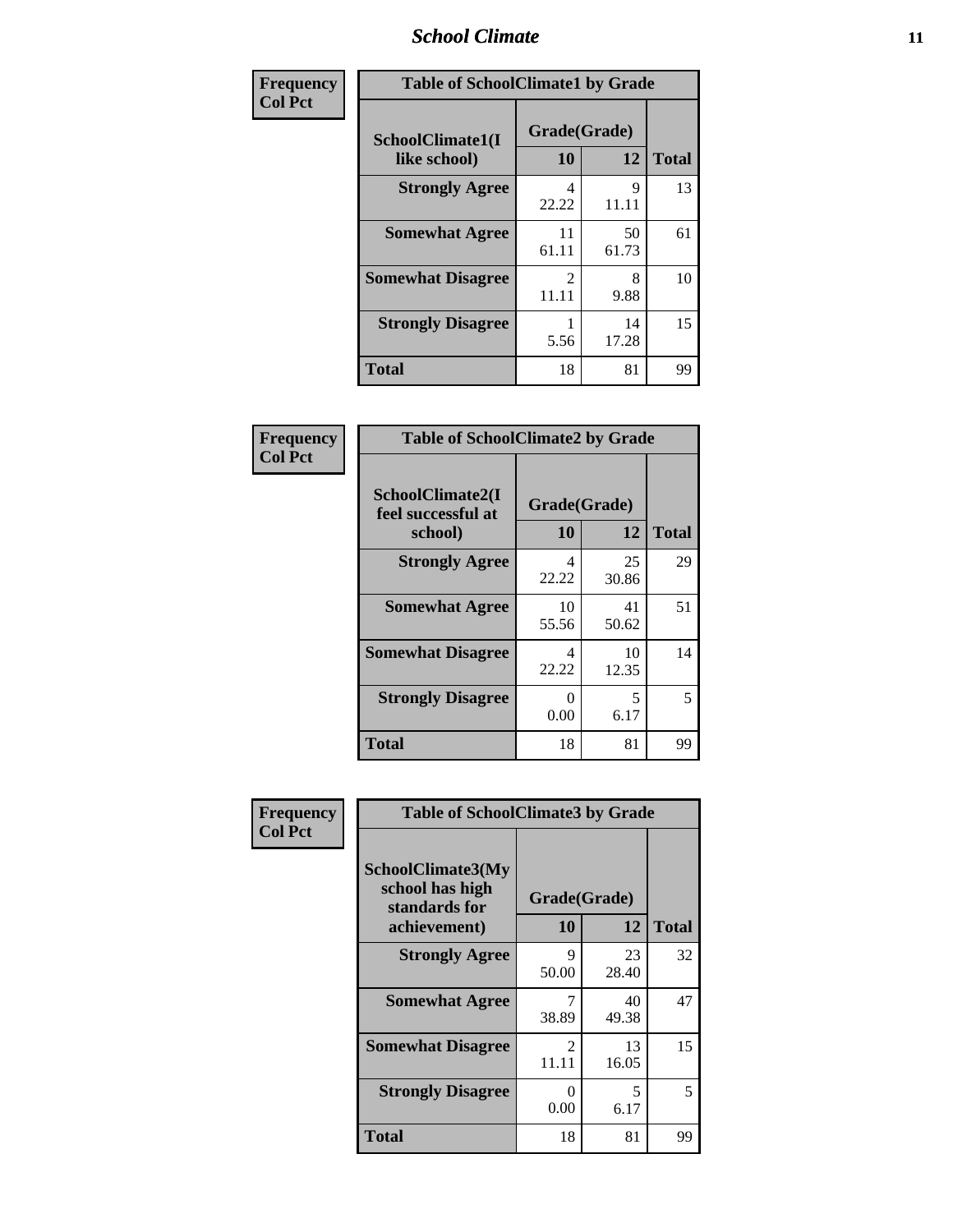| Frequency<br>Col Pct | Table of SchoolClimate1 by Grade | | |
|---|---|---|---|
| SchoolClimate1(I like school) | Grade(Grade) | | |
| | 10 | 12 | Total |
| Strongly Agree | 4<br>22.22 | 9<br>11.11 | 13 |
| Somewhat Agree | 11<br>61.11 | 50<br>61.73 | 61 |
| Somewhat Disagree | 2<br>11.11 | 8<br>9.88 | 10 |
| Strongly Disagree | 1<br>5.56 | 14<br>17.28 | 15 |
| Total | 18 | 81 | 99 |

| Frequency<br>Col Pct | Table of SchoolClimate2 by Grade | | |
|---|---|---|---|
| SchoolClimate2(I feel successful at school) | Grade(Grade) | | |
| | 10 | 12 | Total |
| Strongly Agree | 4<br>22.22 | 25<br>30.86 | 29 |
| Somewhat Agree | 10<br>55.56 | 41<br>50.62 | 51 |
| Somewhat Disagree | 4<br>22.22 | 10<br>12.35 | 14 |
| Strongly Disagree | 0<br>0.00 | 5<br>6.17 | 5 |
| Total | 18 | 81 | 99 |

| Frequency<br>Col Pct | Table of SchoolClimate3 by Grade | | |
|---|---|---|---|
| SchoolClimate3(My school has high standards for achievement) | Grade(Grade) | | |
| | 10 | 12 | Total |
| Strongly Agree | 9<br>50.00 | 23<br>28.40 | 32 |
| Somewhat Agree | 7<br>38.89 | 40<br>49.38 | 47 |
| Somewhat Disagree | 2<br>11.11 | 13<br>16.05 | 15 |
| Strongly Disagree | 0<br>0.00 | 5<br>6.17 | 5 |
| Total | 18 | 81 | 99 |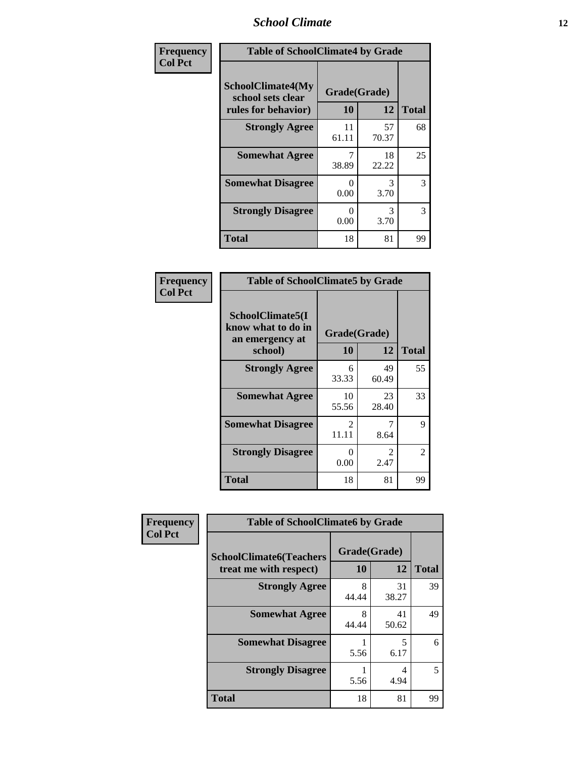| Frequency Col Pct | Table of SchoolClimate4 by Grade | | |
|---|---|---|---|
| SchoolClimate4(My school sets clear rules for behavior) | Grade(Grade) | | |
| | 10 | 12 | Total |
| Strongly Agree | 11<br>61.11 | 57<br>70.37 | 68 |
| Somewhat Agree | 7<br>38.89 | 18<br>22.22 | 25 |
| Somewhat Disagree | 0<br>0.00 | 3<br>3.70 | 3 |
| Strongly Disagree | 0<br>0.00 | 3<br>3.70 | 3 |
| Total | 18 | 81 | 99 |

| Frequency Col Pct | Table of SchoolClimate5 by Grade | | |
|---|---|---|---|
| SchoolClimate5(I know what to do in an emergency at school) | Grade(Grade) | | |
| | 10 | 12 | Total |
| Strongly Agree | 6<br>33.33 | 49<br>60.49 | 55 |
| Somewhat Agree | 10<br>55.56 | 23<br>28.40 | 33 |
| Somewhat Disagree | 2<br>11.11 | 7<br>8.64 | 9 |
| Strongly Disagree | 0<br>0.00 | 2<br>2.47 | 2 |
| Total | 18 | 81 | 99 |

| Frequency Col Pct | Table of SchoolClimate6 by Grade | | |
|---|---|---|---|
| SchoolClimate6(Teachers treat me with respect) | Grade(Grade) | | |
| | 10 | 12 | Total |
| Strongly Agree | 8<br>44.44 | 31<br>38.27 | 39 |
| Somewhat Agree | 8<br>44.44 | 41<br>50.62 | 49 |
| Somewhat Disagree | 1<br>5.56 | 5<br>6.17 | 6 |
| Strongly Disagree | 1<br>5.56 | 4<br>4.94 | 5 |
| Total | 18 | 81 | 99 |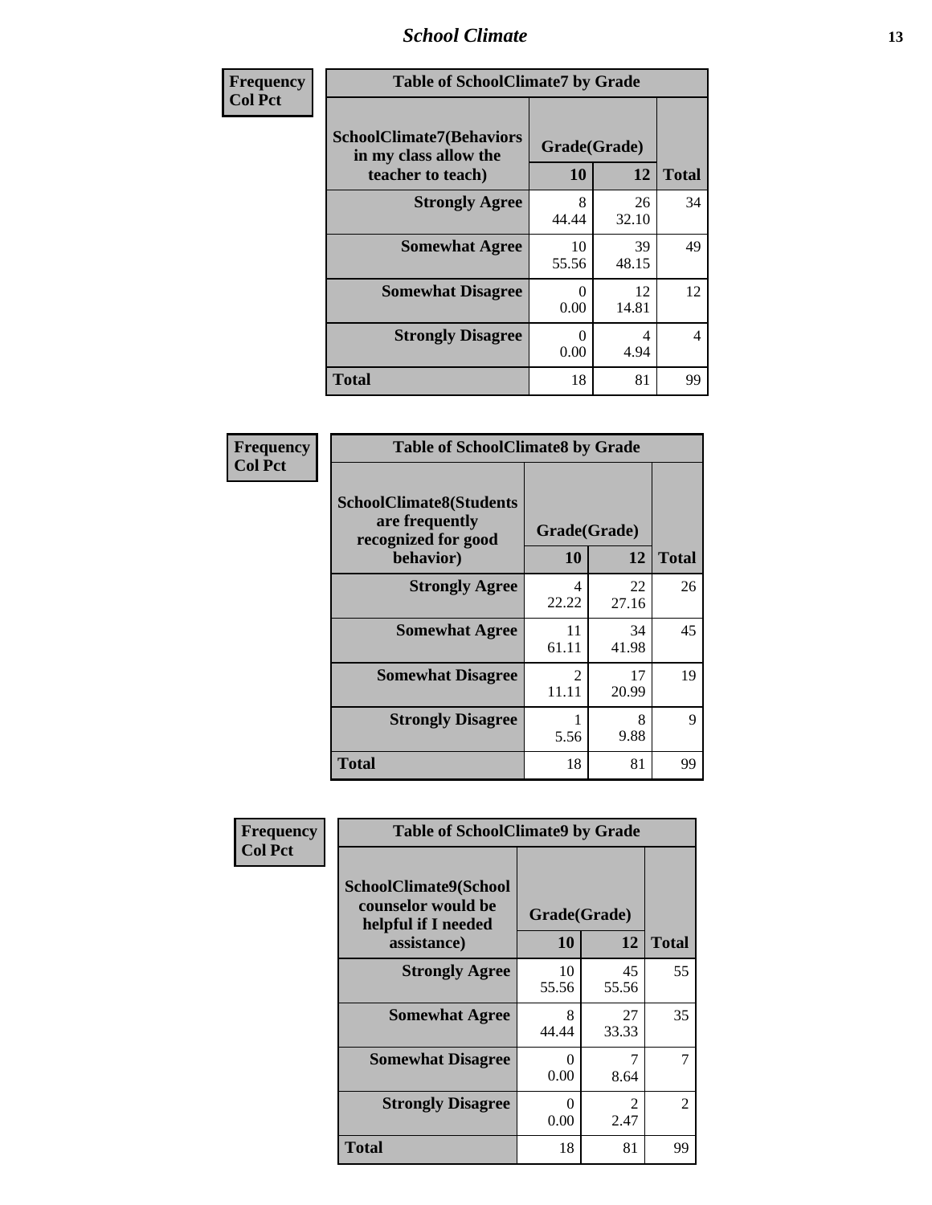| Frequency<br>Col Pct |
|---|

**Table of SchoolClimate7 by Grade**

| SchoolClimate7(Behaviors in my class allow the teacher to teach) | Grade(Grade) | | Total |
|---|---|---|---|
| | 10 | 12 | |
| Strongly Agree | 8<br>44.44 | 26<br>32.10 | 34 |
| Somewhat Agree | 10<br>55.56 | 39<br>48.15 | 49 |
| Somewhat Disagree | 0<br>0.00 | 12<br>14.81 | 12 |
| Strongly Disagree | 0<br>0.00 | 4<br>4.94 | 4 |
| Total | 18 | 81 | 99 |

| Frequency<br>Col Pct |
|---|

**Table of SchoolClimate8 by Grade**

| SchoolClimate8(Students are frequently recognized for good behavior) | Grade(Grade) | | Total |
|---|---|---|---|
| | 10 | 12 | |
| Strongly Agree | 4<br>22.22 | 22<br>27.16 | 26 |
| Somewhat Agree | 11<br>61.11 | 34<br>41.98 | 45 |
| Somewhat Disagree | 2<br>11.11 | 17<br>20.99 | 19 |
| Strongly Disagree | 1<br>5.56 | 8<br>9.88 | 9 |
| Total | 18 | 81 | 99 |

| Frequency<br>Col Pct |
|---|

**Table of SchoolClimate9 by Grade**

| SchoolClimate9(School counselor would be helpful if I needed assistance) | Grade(Grade) | | Total |
|---|---|---|---|
| | 10 | 12 | |
| Strongly Agree | 10<br>55.56 | 45<br>55.56 | 55 |
| Somewhat Agree | 8<br>44.44 | 27<br>33.33 | 35 |
| Somewhat Disagree | 0<br>0.00 | 7<br>8.64 | 7 |
| Strongly Disagree | 0<br>0.00 | 2<br>2.47 | 2 |
| Total | 18 | 81 | 99 |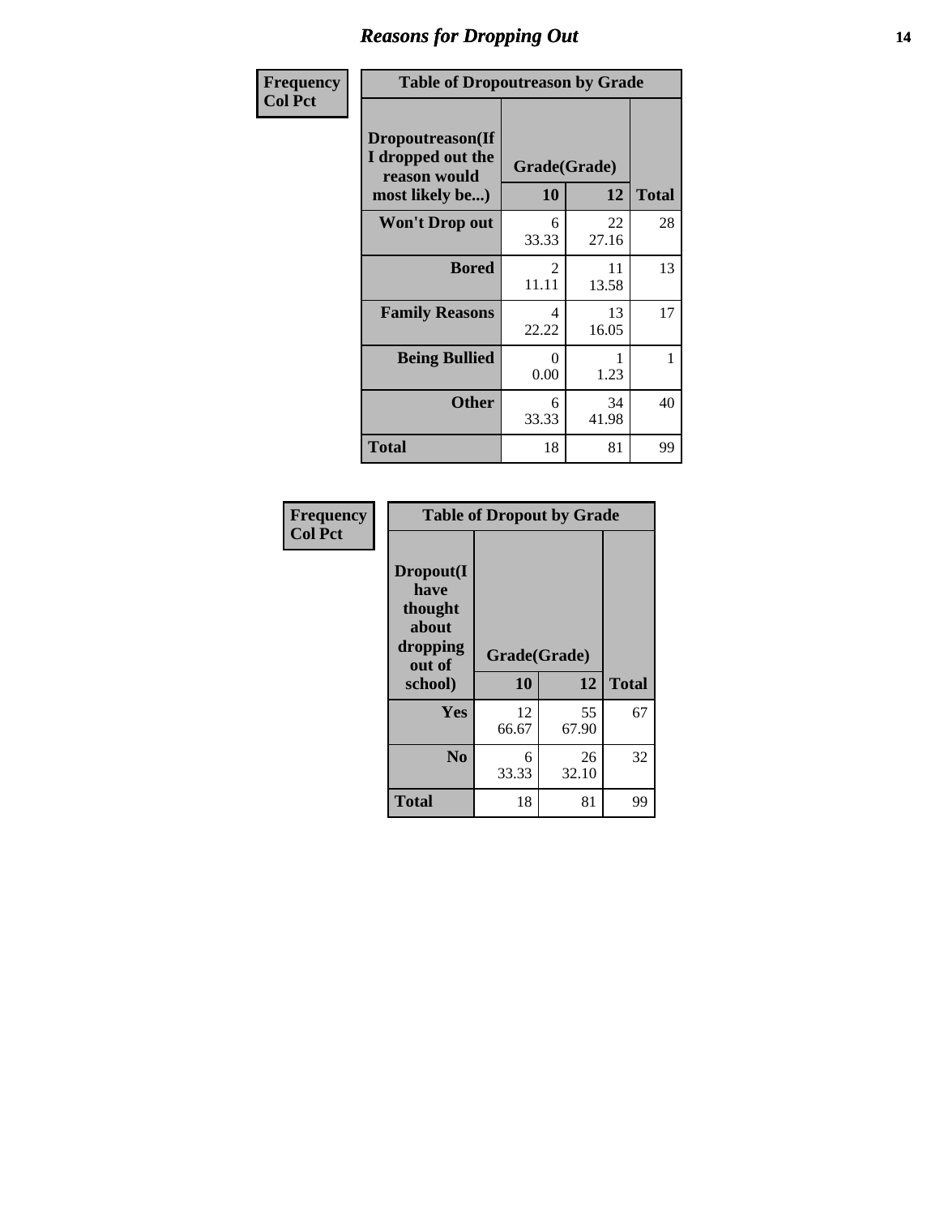# Reasons for Dropping Out

**Frequency**
**Col Pct**

| Table of Dropoutreason by Grade | | | |
|---|---|---|---|
| **Dropoutreason(If I dropped out the reason would most likely be...)** | **Grade(Grade)** | | |
| | **10** | **12** | **Total** |
| **Won't Drop out** | 6<br>33.33 | 22<br>27.16 | 28 |
| **Bored** | 2<br>11.11 | 11<br>13.58 | 13 |
| **Family Reasons** | 4<br>22.22 | 13<br>16.05 | 17 |
| **Being Bullied** | 0<br>0.00 | 1<br>1.23 | 1 |
| **Other** | 6<br>33.33 | 34<br>41.98 | 40 |
| **Total** | 18 | 81 | 99 |

**Frequency**
**Col Pct**

| Table of Dropout by Grade | | | |
|---|---|---|---|
| **Dropout(I have thought about dropping out of school)** | **Grade(Grade)** | | |
| | **10** | **12** | **Total** |
| **Yes** | 12<br>66.67 | 55<br>67.90 | 67 |
| **No** | 6<br>33.33 | 26<br>32.10 | 32 |
| **Total** | 18 | 81 | 99 |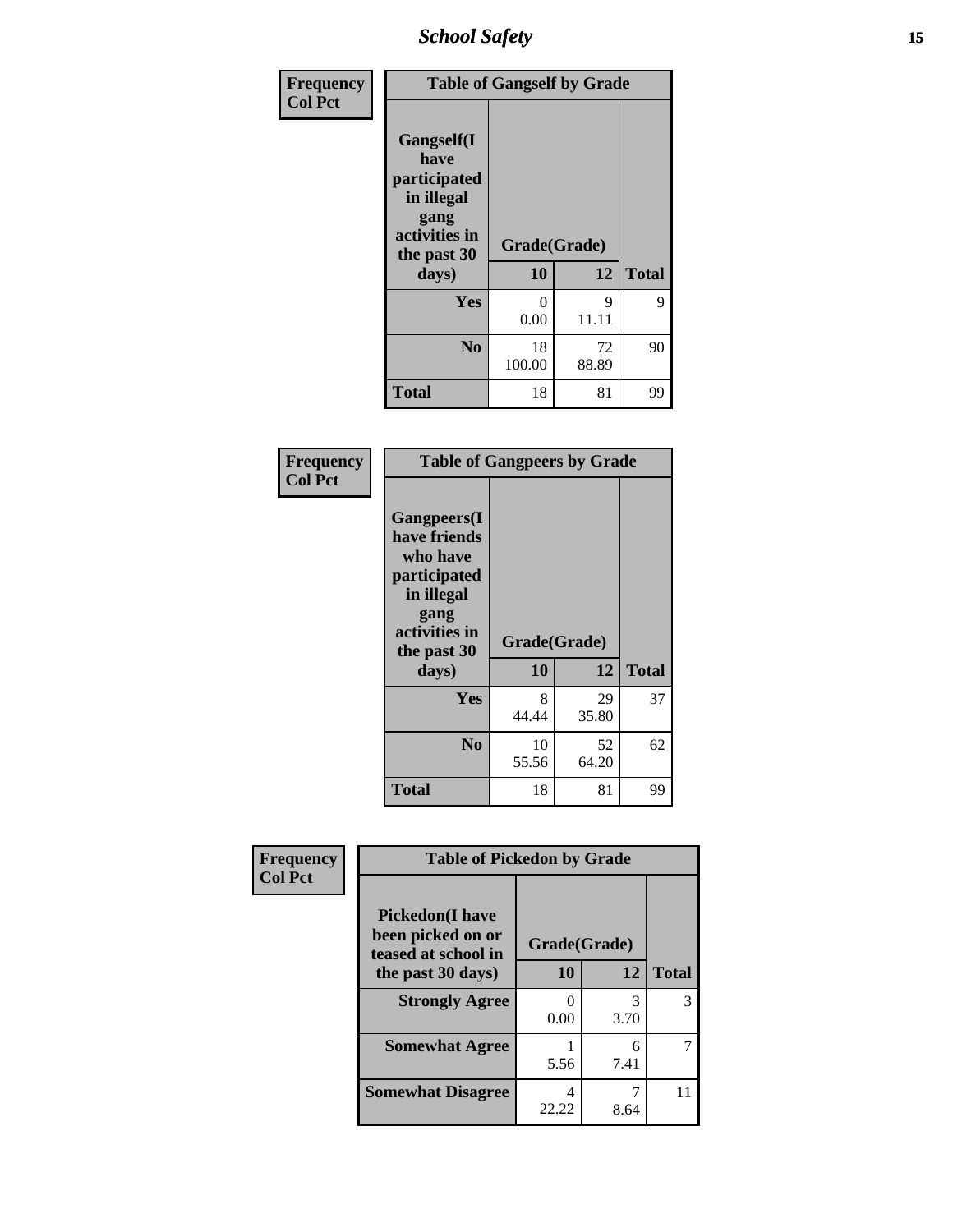| Frequency<br>Col Pct |
|---|

**Table of Gangself by Grade**

| Gangself(I have participated in illegal gang activities in the past 30 days) | Grade(Grade) 10 | 12 | Total |
|---|---|---|---|
| Yes | 0<br>0.00 | 9<br>11.11 | 9 |
| No | 18<br>100.00 | 72<br>88.89 | 90 |
| Total | 18 | 81 | 99 |

| Frequency<br>Col Pct |
|---|

**Table of Gangpeers by Grade**

| Gangpeers(I have friends who have participated in illegal gang activities in the past 30 days) | Grade(Grade) 10 | 12 | Total |
|---|---|---|---|
| Yes | 8<br>44.44 | 29<br>35.80 | 37 |
| No | 10<br>55.56 | 52<br>64.20 | 62 |
| Total | 18 | 81 | 99 |

| Frequency<br>Col Pct |
|---|

**Table of Pickedon by Grade**

| Pickedon(I have been picked on or teased at school in the past 30 days) | Grade(Grade) 10 | 12 | Total |
|---|---|---|---|
| Strongly Agree | 0<br>0.00 | 3<br>3.70 | 3 |
| Somewhat Agree | 1<br>5.56 | 6<br>7.41 | 7 |
| Somewhat Disagree | 4<br>22.22 | 7<br>8.64 | 11 |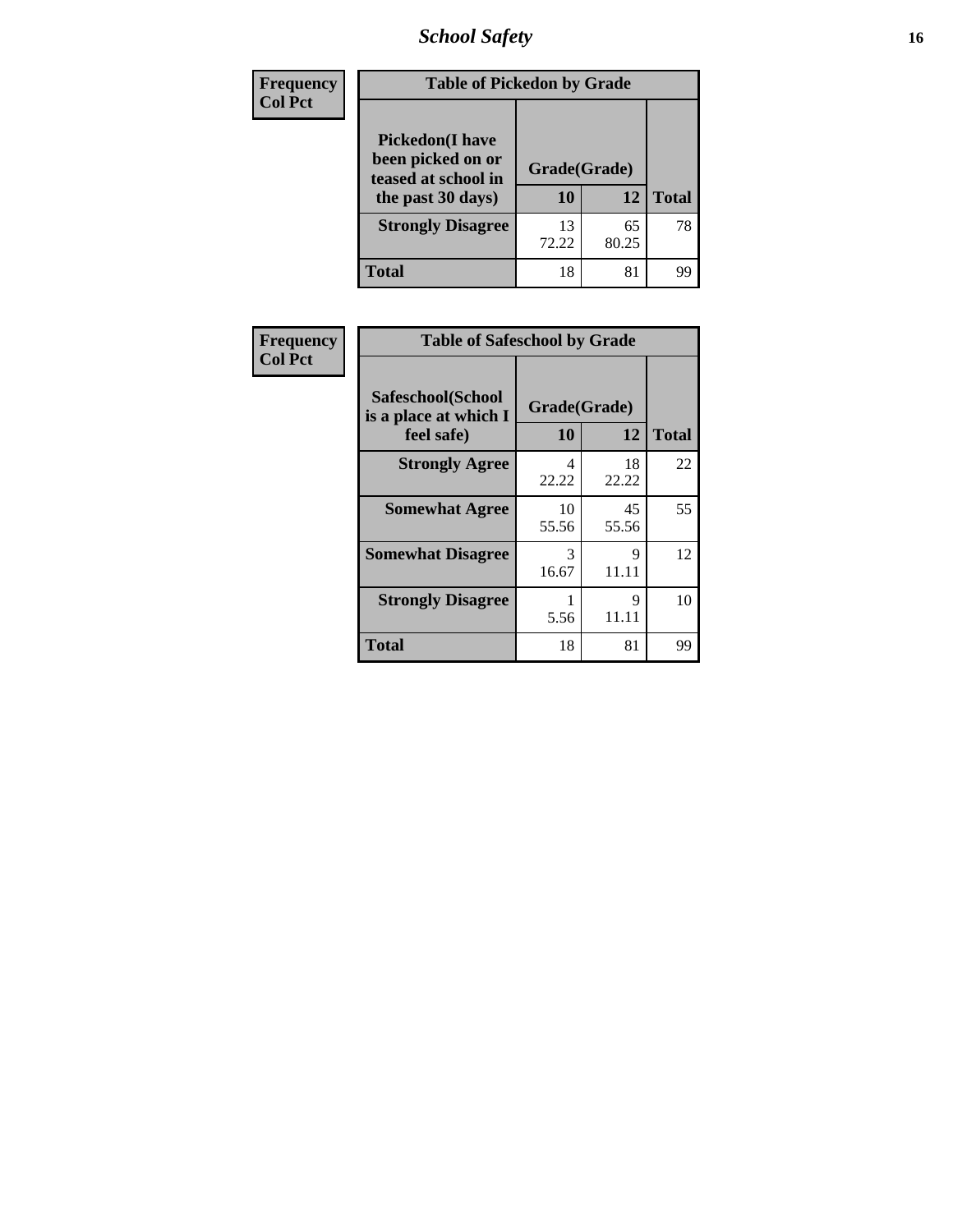# School Safety

| Frequency<br>Col Pct |
|---|

**Table of Pickedon by Grade**

| Pickedon(I have been picked on or teased at school in the past 30 days) | Grade(Grade) | | |
|---|---|---|---|
| | 10 | 12 | Total |
| Strongly Disagree | 13<br>72.22 | 65<br>80.25 | 78 |
| Total | 18 | 81 | 99 |

| Frequency<br>Col Pct |
|---|

**Table of Safeschool by Grade**

| Safeschool(School is a place at which I feel safe) | Grade(Grade) | | |
|---|---|---|---|
| | 10 | 12 | Total |
| Strongly Agree | 4<br>22.22 | 18<br>22.22 | 22 |
| Somewhat Agree | 10<br>55.56 | 45<br>55.56 | 55 |
| Somewhat Disagree | 3<br>16.67 | 9<br>11.11 | 12 |
| Strongly Disagree | 1<br>5.56 | 9<br>11.11 | 10 |
| Total | 18 | 81 | 99 |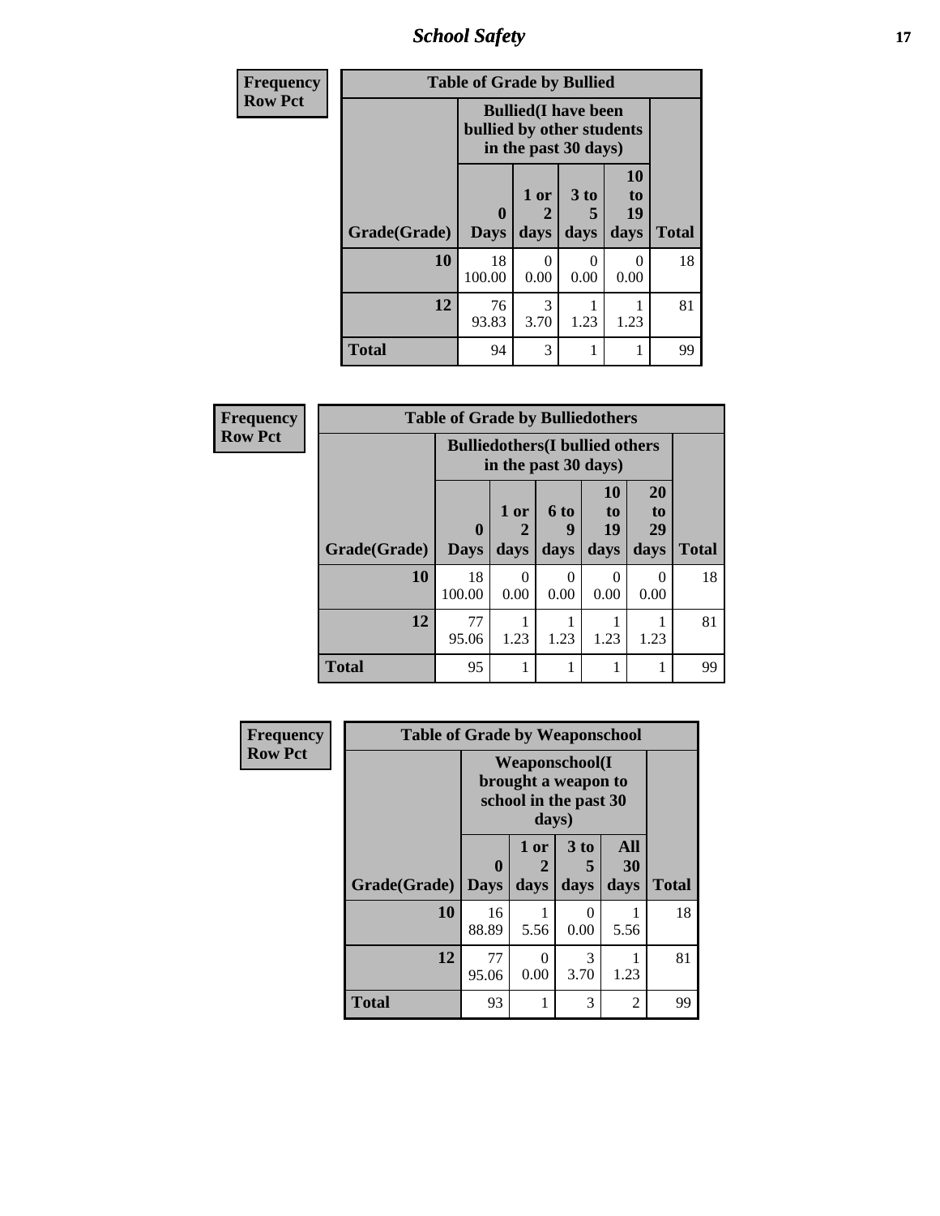| Frequency<br>Row Pct |
|---|

| Table of Grade by Bullied | | | | | |
|---|---|---|---|---|---|
| | Bullied(I have been bullied by other students in the past 30 days) | | | | |
| Grade(Grade) | 0 Days | 1 or 2 days | 3 to 5 days | 10 to 19 days | Total |
| 10 | 18<br>100.00 | 0<br>0.00 | 0<br>0.00 | 0<br>0.00 | 18 |
| 12 | 76<br>93.83 | 3<br>3.70 | 1<br>1.23 | 1<br>1.23 | 81 |
| Total | 94 | 3 | 1 | 1 | 99 |

| Frequency<br>Row Pct |
|---|

| Table of Grade by Bulliedothers | | | | | | |
|---|---|---|---|---|---|---|
| | Bulliedothers(I bullied others in the past 30 days) | | | | | |
| Grade(Grade) | 0 Days | 1 or 2 days | 6 to 9 days | 10 to 19 days | 20 to 29 days | Total |
| 10 | 18<br>100.00 | 0<br>0.00 | 0<br>0.00 | 0<br>0.00 | 0<br>0.00 | 18 |
| 12 | 77<br>95.06 | 1<br>1.23 | 1<br>1.23 | 1<br>1.23 | 1<br>1.23 | 81 |
| Total | 95 | 1 | 1 | 1 | 1 | 99 |

| Frequency<br>Row Pct |
|---|

| Table of Grade by Weaponschool | | | | | |
|---|---|---|---|---|---|
| | Weaponschool(I brought a weapon to school in the past 30 days) | | | | |
| Grade(Grade) | 0 Days | 1 or 2 days | 3 to 5 days | All 30 days | Total |
| 10 | 16<br>88.89 | 1<br>5.56 | 0<br>0.00 | 1<br>5.56 | 18 |
| 12 | 77<br>95.06 | 0<br>0.00 | 3<br>3.70 | 1<br>1.23 | 81 |
| Total | 93 | 1 | 3 | 2 | 99 |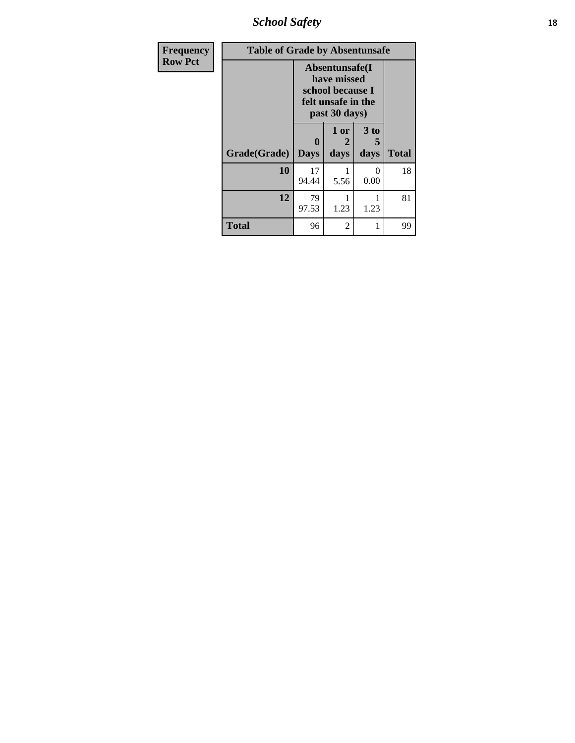| Frequency<br>Row Pct | Table of Grade by Absentunsafe | | | | |
|---|---|---|---|---|---|
| | | Absentunsafe(I have missed school because I felt unsafe in the past 30 days) | | | |
| | Grade(Grade) | 0 Days | 1 or 2 days | 3 to 5 days | Total |
| | 10 | 17<br>94.44 | 1<br>5.56 | 0<br>0.00 | 18 |
| | 12 | 79<br>97.53 | 1<br>1.23 | 1<br>1.23 | 81 |
| | Total | 96 | 2 | 1 | 99 |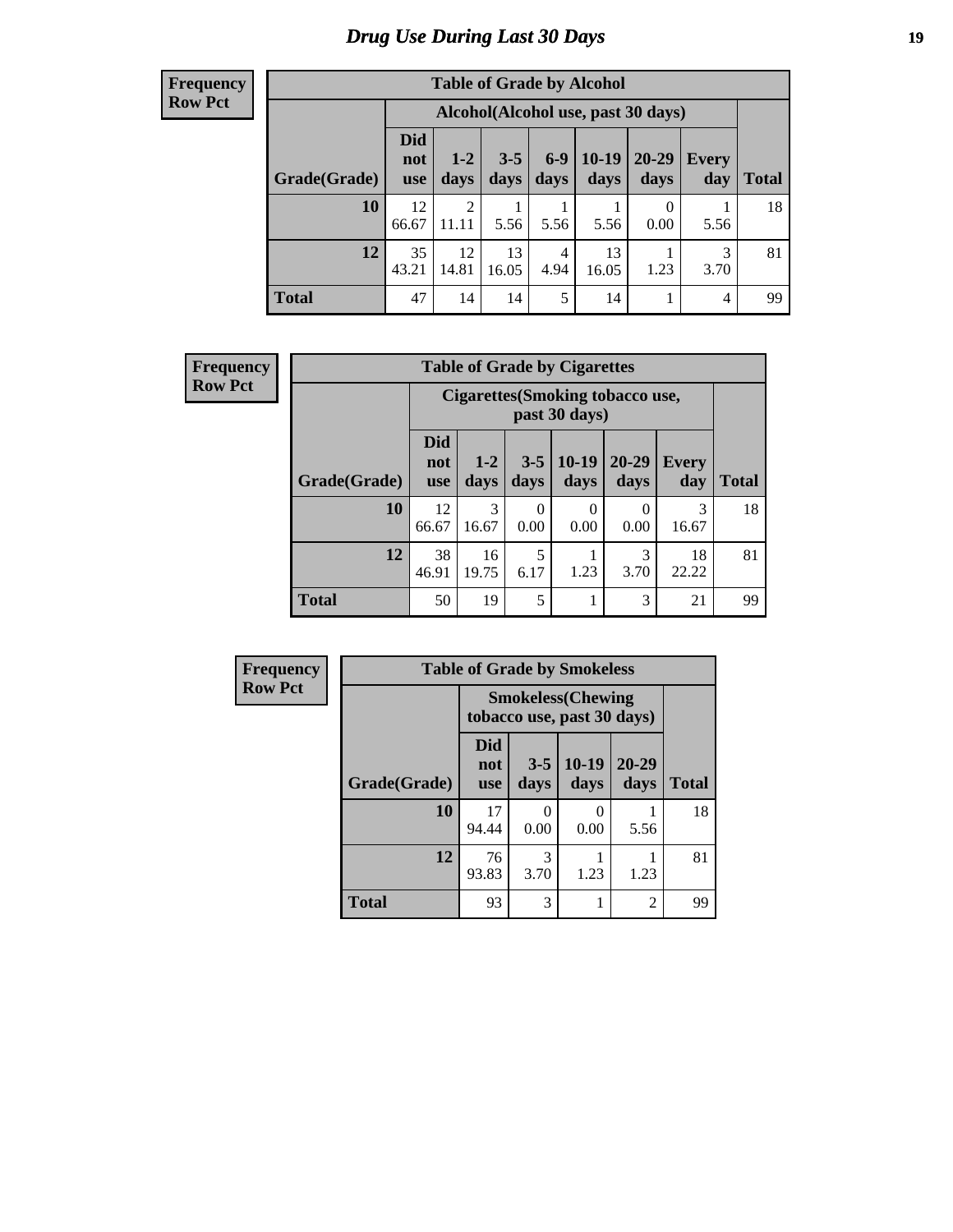# Drug Use During Last 30 Days

**Frequency**
**Row Pct**

| Table of Grade by Alcohol | | | | | | | | |
|---|---|---|---|---|---|---|---|---|
| | Alcohol(Alcohol use, past 30 days) | | | | | | | |
| Grade(Grade) | Did not use | 1-2 days | 3-5 days | 6-9 days | 10-19 days | 20-29 days | Every day | Total |
| **10** | 12<br>66.67 | 2<br>11.11 | 1<br>5.56 | 1<br>5.56 | 1<br>5.56 | 0<br>0.00 | 1<br>5.56 | 18 |
| **12** | 35<br>43.21 | 12<br>14.81 | 13<br>16.05 | 4<br>4.94 | 13<br>16.05 | 1<br>1.23 | 3<br>3.70 | 81 |
| **Total** | 47 | 14 | 14 | 5 | 14 | 1 | 4 | 99 |

**Frequency**
**Row Pct**

| Table of Grade by Cigarettes | | | | | | | |
|---|---|---|---|---|---|---|---|
| | Cigarettes(Smoking tobacco use, past 30 days) | | | | | | |
| Grade(Grade) | Did not use | 1-2 days | 3-5 days | 10-19 days | 20-29 days | Every day | Total |
| **10** | 12<br>66.67 | 3<br>16.67 | 0<br>0.00 | 0<br>0.00 | 0<br>0.00 | 3<br>16.67 | 18 |
| **12** | 38<br>46.91 | 16<br>19.75 | 5<br>6.17 | 1<br>1.23 | 3<br>3.70 | 18<br>22.22 | 81 |
| **Total** | 50 | 19 | 5 | 1 | 3 | 21 | 99 |

**Frequency**
**Row Pct**

| Table of Grade by Smokeless | | | | | |
|---|---|---|---|---|---|
| | Smokeless(Chewing tobacco use, past 30 days) | | | | |
| Grade(Grade) | Did not use | 3-5 days | 10-19 days | 20-29 days | Total |
| **10** | 17<br>94.44 | 0<br>0.00 | 0<br>0.00 | 1<br>5.56 | 18 |
| **12** | 76<br>93.83 | 3<br>3.70 | 1<br>1.23 | 1<br>1.23 | 81 |
| **Total** | 93 | 3 | 1 | 2 | 99 |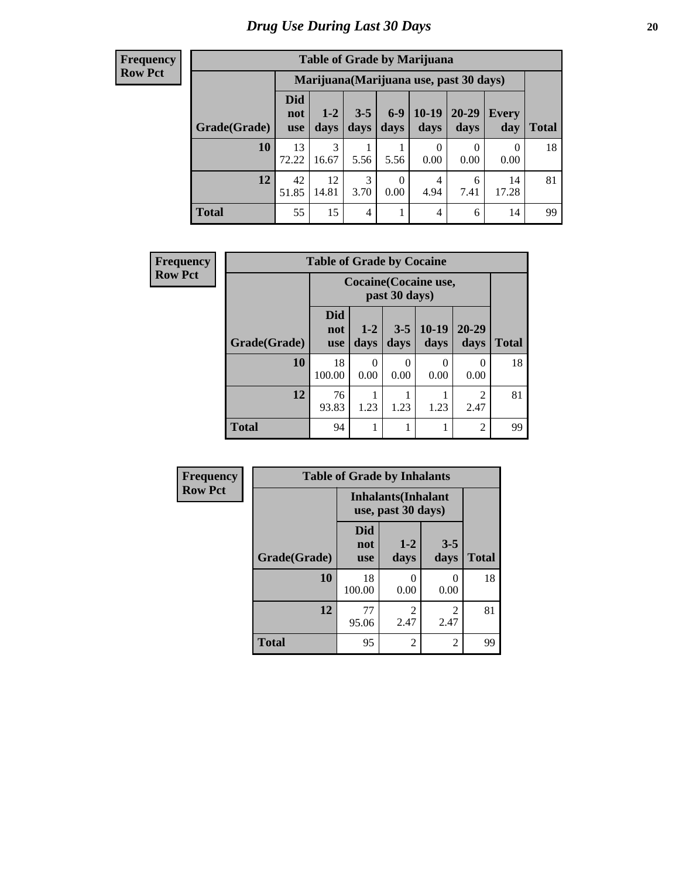# Drug Use During Last 30 Days

**Frequency**
**Row Pct**

| Table of Grade by Marijuana | | | | | | | | |
|---|---|---|---|---|---|---|---|---|
| | Marijuana(Marijuana use, past 30 days) | | | | | | | |
| Grade(Grade) | Did not use | 1-2 days | 3-5 days | 6-9 days | 10-19 days | 20-29 days | Every day | Total |
| 10 | 13<br>72.22 | 3<br>16.67 | 1<br>5.56 | 1<br>5.56 | 0<br>0.00 | 0<br>0.00 | 0<br>0.00 | 18 |
| 12 | 42<br>51.85 | 12<br>14.81 | 3<br>3.70 | 0<br>0.00 | 4<br>4.94 | 6<br>7.41 | 14<br>17.28 | 81 |
| Total | 55 | 15 | 4 | 1 | 4 | 6 | 14 | 99 |

**Frequency**
**Row Pct**

| Table of Grade by Cocaine | | | | | | |
|---|---|---|---|---|---|---|
| | Cocaine(Cocaine use, past 30 days) | | | | | |
| Grade(Grade) | Did not use | 1-2 days | 3-5 days | 10-19 days | 20-29 days | Total |
| 10 | 18<br>100.00 | 0<br>0.00 | 0<br>0.00 | 0<br>0.00 | 0<br>0.00 | 18 |
| 12 | 76<br>93.83 | 1<br>1.23 | 1<br>1.23 | 1<br>1.23 | 2<br>2.47 | 81 |
| Total | 94 | 1 | 1 | 1 | 2 | 99 |

**Frequency**
**Row Pct**

| Table of Grade by Inhalants | | | | |
|---|---|---|---|---|
| | Inhalants(Inhalant use, past 30 days) | | | |
| Grade(Grade) | Did not use | 1-2 days | 3-5 days | Total |
| 10 | 18<br>100.00 | 0<br>0.00 | 0<br>0.00 | 18 |
| 12 | 77<br>95.06 | 2<br>2.47 | 2<br>2.47 | 81 |
| Total | 95 | 2 | 2 | 99 |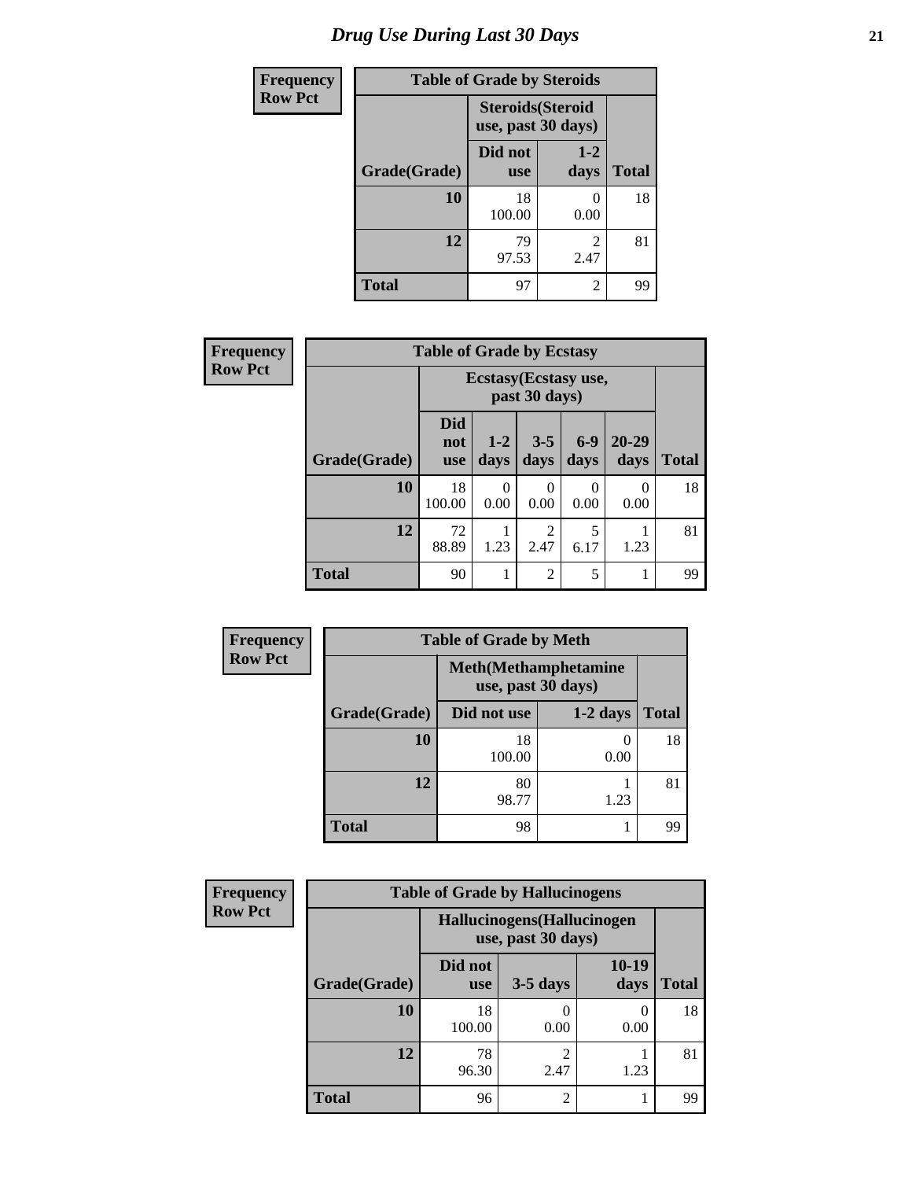# Drug Use During Last 30 Days

**Frequency**
**Row Pct**

**Table of Grade by Steroids**

| Grade(Grade) | Steroids(Steroid use, past 30 days) | | Total |
|---|---|---|---|
| | Did not use | 1-2 days | |
| **10** | 18<br>100.00 | 0<br>0.00 | 18 |
| **12** | 79<br>97.53 | 2<br>2.47 | 81 |
| **Total** | 97 | 2 | 99 |

**Frequency**
**Row Pct**

**Table of Grade by Ecstasy**

| Grade(Grade) | Ecstasy(Ecstasy use, past 30 days) | | | | | Total |
|---|---|---|---|---|---|---|
| | Did not use | 1-2 days | 3-5 days | 6-9 days | 20-29 days | |
| **10** | 18<br>100.00 | 0<br>0.00 | 0<br>0.00 | 0<br>0.00 | 0<br>0.00 | 18 |
| **12** | 72<br>88.89 | 1<br>1.23 | 2<br>2.47 | 5<br>6.17 | 1<br>1.23 | 81 |
| **Total** | 90 | 1 | 2 | 5 | 1 | 99 |

**Frequency**
**Row Pct**

**Table of Grade by Meth**

| Grade(Grade) | Meth(Methamphetamine use, past 30 days) | | Total |
|---|---|---|---|
| | Did not use | 1-2 days | |
| **10** | 18<br>100.00 | 0<br>0.00 | 18 |
| **12** | 80<br>98.77 | 1<br>1.23 | 81 |
| **Total** | 98 | 1 | 99 |

**Frequency**
**Row Pct**

**Table of Grade by Hallucinogens**

| Grade(Grade) | Hallucinogens(Hallucinogen use, past 30 days) | | | Total |
|---|---|---|---|---|
| | Did not use | 3-5 days | 10-19 days | |
| **10** | 18<br>100.00 | 0<br>0.00 | 0<br>0.00 | 18 |
| **12** | 78<br>96.30 | 2<br>2.47 | 1<br>1.23 | 81 |
| **Total** | 96 | 2 | 1 | 99 |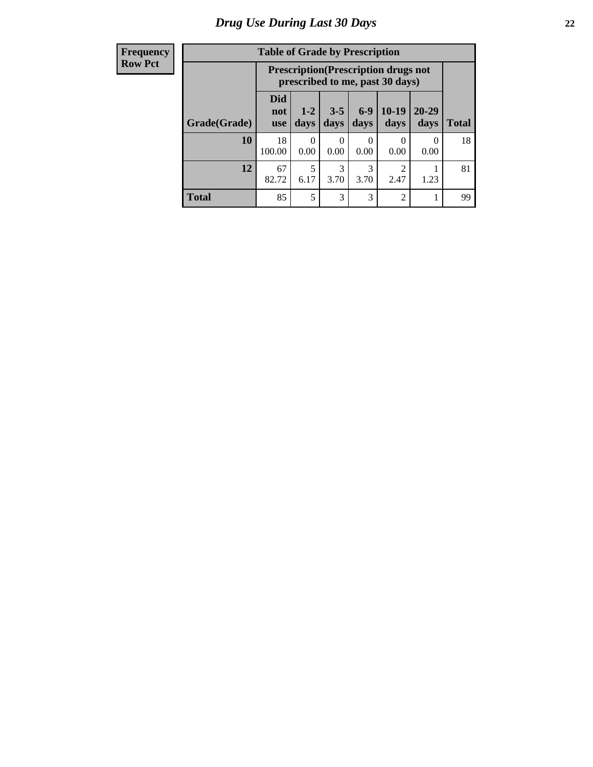# Drug Use During Last 30 Days

| Frequency<br>Row Pct |
|---|

**Table of Grade by Prescription**

| | Prescription(Prescription drugs not prescribed to me, past 30 days) | | | | | | |
|---|---|---|---|---|---|---|---|
| Grade(Grade) | Did not use | 1-2 days | 3-5 days | 6-9 days | 10-19 days | 20-29 days | Total |
| 10 | 18<br>100.00 | 0<br>0.00 | 0<br>0.00 | 0<br>0.00 | 0<br>0.00 | 0<br>0.00 | 18 |
| 12 | 67<br>82.72 | 5<br>6.17 | 3<br>3.70 | 3<br>3.70 | 2<br>2.47 | 1<br>1.23 | 81 |
| Total | 85 | 5 | 3 | 3 | 2 | 1 | 99 |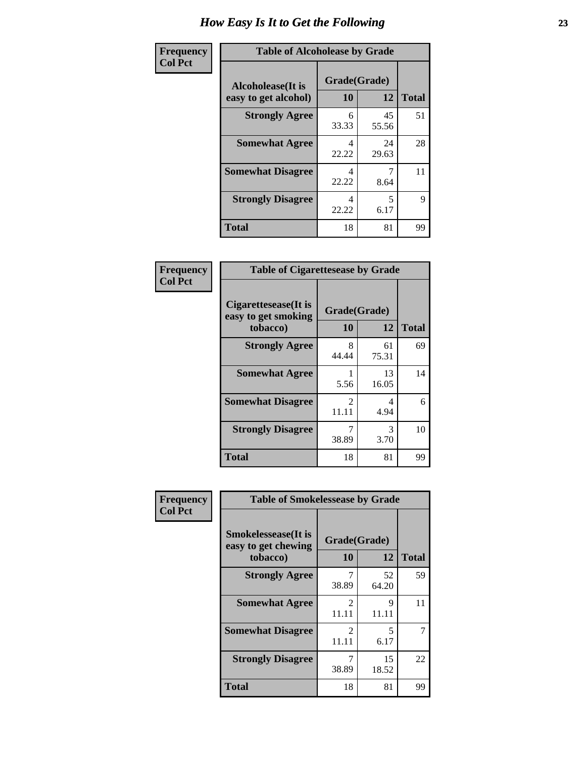# How Easy Is It to Get the Following

**Frequency**
**Col Pct**

| Table of Alcoholease by Grade | | | |
|---|---|---|---|
| Alcoholease(It is easy to get alcohol) | Grade(Grade) | | Total |
| | 10 | 12 | |
| Strongly Agree | 6<br>33.33 | 45<br>55.56 | 51 |
| Somewhat Agree | 4<br>22.22 | 24<br>29.63 | 28 |
| Somewhat Disagree | 4<br>22.22 | 7<br>8.64 | 11 |
| Strongly Disagree | 4<br>22.22 | 5<br>6.17 | 9 |
| Total | 18 | 81 | 99 |

**Frequency**
**Col Pct**

| Table of Cigarettesease by Grade | | | |
|---|---|---|---|
| Cigarettesease(It is easy to get smoking tobacco) | Grade(Grade) | | Total |
| | 10 | 12 | |
| Strongly Agree | 8<br>44.44 | 61<br>75.31 | 69 |
| Somewhat Agree | 1<br>5.56 | 13<br>16.05 | 14 |
| Somewhat Disagree | 2<br>11.11 | 4<br>4.94 | 6 |
| Strongly Disagree | 7<br>38.89 | 3<br>3.70 | 10 |
| Total | 18 | 81 | 99 |

**Frequency**
**Col Pct**

| Table of Smokelessease by Grade | | | |
|---|---|---|---|
| Smokelessease(It is easy to get chewing tobacco) | Grade(Grade) | | Total |
| | 10 | 12 | |
| Strongly Agree | 7<br>38.89 | 52<br>64.20 | 59 |
| Somewhat Agree | 2<br>11.11 | 9<br>11.11 | 11 |
| Somewhat Disagree | 2<br>11.11 | 5<br>6.17 | 7 |
| Strongly Disagree | 7<br>38.89 | 15<br>18.52 | 22 |
| Total | 18 | 81 | 99 |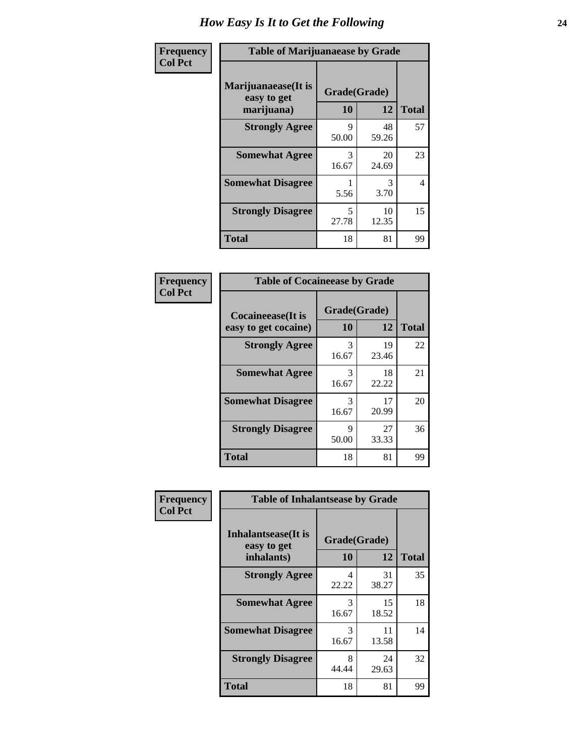# How Easy Is It to Get the Following

**Frequency**
**Col Pct**

**Table of Marijuanaease by Grade**

| Marijuanaease(It is easy to get marijuana) | Grade(Grade) | | Total |
|---|---|---|---|
| | 10 | 12 | |
| Strongly Agree | 9<br>50.00 | 48<br>59.26 | 57 |
| Somewhat Agree | 3<br>16.67 | 20<br>24.69 | 23 |
| Somewhat Disagree | 1<br>5.56 | 3<br>3.70 | 4 |
| Strongly Disagree | 5<br>27.78 | 10<br>12.35 | 15 |
| Total | 18 | 81 | 99 |

**Frequency**
**Col Pct**

**Table of Cocaineease by Grade**

| Cocaineease(It is easy to get cocaine) | Grade(Grade) | | Total |
|---|---|---|---|
| | 10 | 12 | |
| Strongly Agree | 3<br>16.67 | 19<br>23.46 | 22 |
| Somewhat Agree | 3<br>16.67 | 18<br>22.22 | 21 |
| Somewhat Disagree | 3<br>16.67 | 17<br>20.99 | 20 |
| Strongly Disagree | 9<br>50.00 | 27<br>33.33 | 36 |
| Total | 18 | 81 | 99 |

**Frequency**
**Col Pct**

**Table of Inhalantsease by Grade**

| Inhalantsease(It is easy to get inhalants) | Grade(Grade) | | Total |
|---|---|---|---|
| | 10 | 12 | |
| Strongly Agree | 4<br>22.22 | 31<br>38.27 | 35 |
| Somewhat Agree | 3<br>16.67 | 15<br>18.52 | 18 |
| Somewhat Disagree | 3<br>16.67 | 11<br>13.58 | 14 |
| Strongly Disagree | 8<br>44.44 | 24<br>29.63 | 32 |
| Total | 18 | 81 | 99 |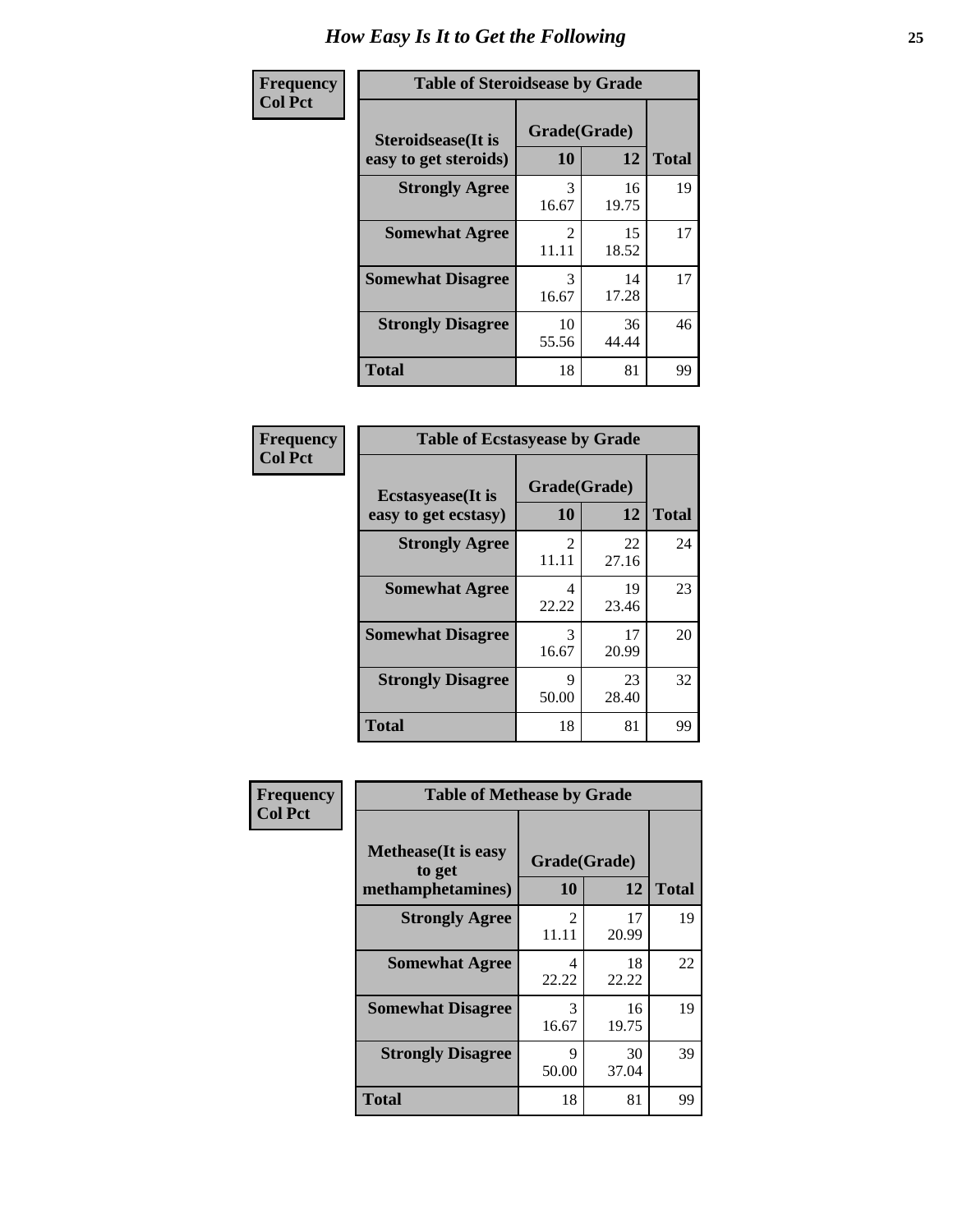# How Easy Is It to Get the Following

**Frequency**
**Col Pct**

| Table of Steroidsease by Grade | | | |
|---|---|---|---|
| **Steroidsease(It is easy to get steroids)** | **Grade(Grade)** | | **Total** |
| | **10** | **12** | |
| **Strongly Agree** | 3<br>16.67 | 16<br>19.75 | 19 |
| **Somewhat Agree** | 2<br>11.11 | 15<br>18.52 | 17 |
| **Somewhat Disagree** | 3<br>16.67 | 14<br>17.28 | 17 |
| **Strongly Disagree** | 10<br>55.56 | 36<br>44.44 | 46 |
| **Total** | 18 | 81 | 99 |

**Frequency**
**Col Pct**

| Table of Ecstasyease by Grade | | | |
|---|---|---|---|
| **Ecstasyease(It is easy to get ecstasy)** | **Grade(Grade)** | | **Total** |
| | **10** | **12** | |
| **Strongly Agree** | 2<br>11.11 | 22<br>27.16 | 24 |
| **Somewhat Agree** | 4<br>22.22 | 19<br>23.46 | 23 |
| **Somewhat Disagree** | 3<br>16.67 | 17<br>20.99 | 20 |
| **Strongly Disagree** | 9<br>50.00 | 23<br>28.40 | 32 |
| **Total** | 18 | 81 | 99 |

**Frequency**
**Col Pct**

| Table of Methease by Grade | | | |
|---|---|---|---|
| **Methease(It is easy to get methamphetamines)** | **Grade(Grade)** | | **Total** |
| | **10** | **12** | |
| **Strongly Agree** | 2<br>11.11 | 17<br>20.99 | 19 |
| **Somewhat Agree** | 4<br>22.22 | 18<br>22.22 | 22 |
| **Somewhat Disagree** | 3<br>16.67 | 16<br>19.75 | 19 |
| **Strongly Disagree** | 9<br>50.00 | 30<br>37.04 | 39 |
| **Total** | 18 | 81 | 99 |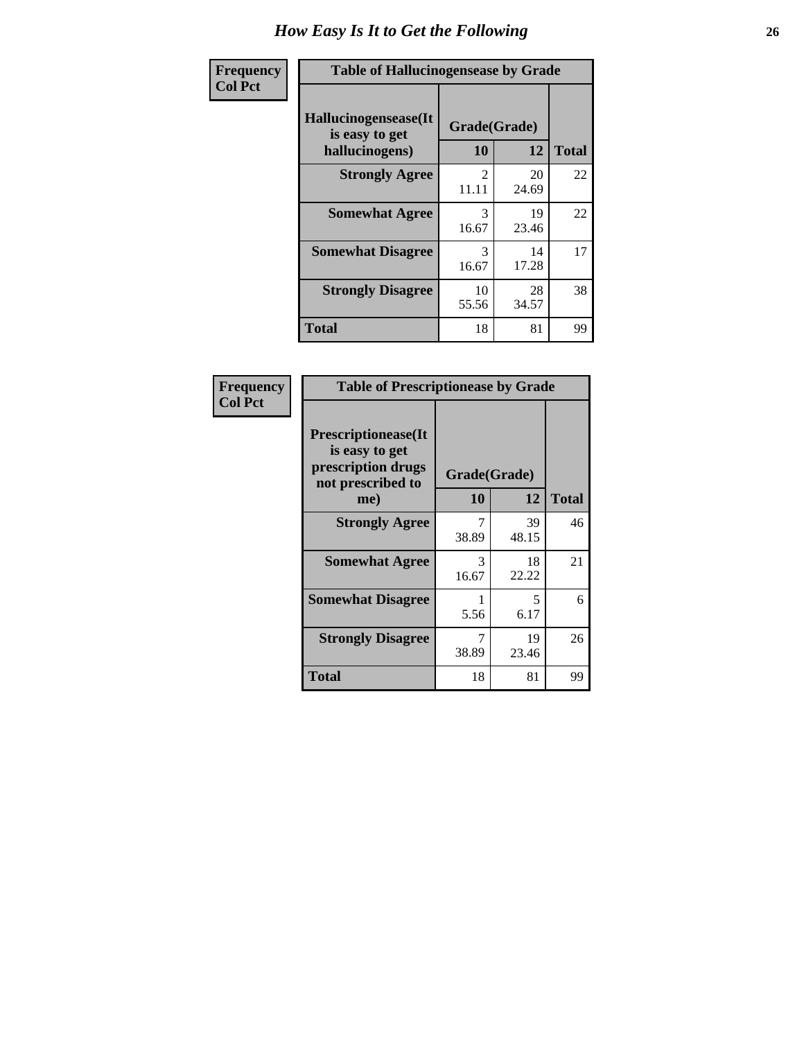# How Easy Is It to Get the Following

**Frequency**
**Col Pct**

**Table of Hallucinogensease by Grade**

| Hallucinogensease(It is easy to get hallucinogens) | Grade(Grade) 10 | 12 | Total |
|---|---|---|---|
| **Strongly Agree** | 2<br>11.11 | 20<br>24.69 | 22 |
| **Somewhat Agree** | 3<br>16.67 | 19<br>23.46 | 22 |
| **Somewhat Disagree** | 3<br>16.67 | 14<br>17.28 | 17 |
| **Strongly Disagree** | 10<br>55.56 | 28<br>34.57 | 38 |
| **Total** | 18 | 81 | 99 |

**Frequency**
**Col Pct**

**Table of Prescriptionease by Grade**

| Prescriptionease(It is easy to get prescription drugs not prescribed to me) | Grade(Grade) 10 | 12 | Total |
|---|---|---|---|
| **Strongly Agree** | 7<br>38.89 | 39<br>48.15 | 46 |
| **Somewhat Agree** | 3<br>16.67 | 18<br>22.22 | 21 |
| **Somewhat Disagree** | 1<br>5.56 | 5<br>6.17 | 6 |
| **Strongly Disagree** | 7<br>38.89 | 19<br>23.46 | 26 |
| **Total** | 18 | 81 | 99 |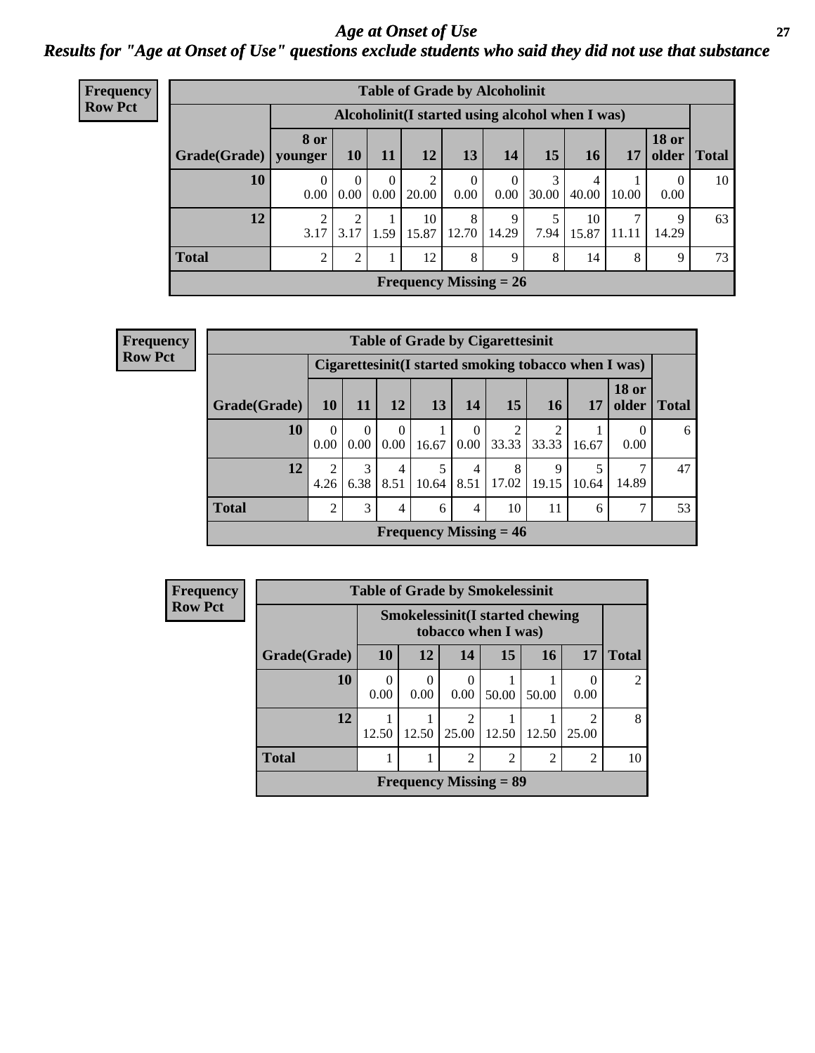# Age at Onset of Use

## Results for "Age at Onset of Use" questions exclude students who said they did not use that substance

**Frequency**
**Row Pct**

**Table of Grade by Alcoholinit**

| Grade(Grade) | Alcoholinit(I started using alcohol when I was) | | | | | | | | | | Total |
|---|---|---|---|---|---|---|---|---|---|---|---|
| | 8 or younger | 10 | 11 | 12 | 13 | 14 | 15 | 16 | 17 | 18 or older | |
| **10** | 0<br>0.00 | 0<br>0.00 | 0<br>0.00 | 2<br>20.00 | 0<br>0.00 | 0<br>0.00 | 3<br>30.00 | 4<br>40.00 | 1<br>10.00 | 0<br>0.00 | 10 |
| **12** | 2<br>3.17 | 2<br>3.17 | 1<br>1.59 | 10<br>15.87 | 8<br>12.70 | 9<br>14.29 | 5<br>7.94 | 10<br>15.87 | 7<br>11.11 | 9<br>14.29 | 63 |
| **Total** | 2 | 2 | 1 | 12 | 8 | 9 | 8 | 14 | 8 | 9 | 73 |

**Frequency Missing = 26**

**Frequency**
**Row Pct**

**Table of Grade by Cigarettesinit**

| Grade(Grade) | Cigarettesinit(I started smoking tobacco when I was) | | | | | | | | | Total |
|---|---|---|---|---|---|---|---|---|---|---|
| | 10 | 11 | 12 | 13 | 14 | 15 | 16 | 17 | 18 or older | |
| **10** | 0<br>0.00 | 0<br>0.00 | 0<br>0.00 | 1<br>16.67 | 0<br>0.00 | 2<br>33.33 | 2<br>33.33 | 1<br>16.67 | 0<br>0.00 | 6 |
| **12** | 2<br>4.26 | 3<br>6.38 | 4<br>8.51 | 5<br>10.64 | 4<br>8.51 | 8<br>17.02 | 9<br>19.15 | 5<br>10.64 | 7<br>14.89 | 47 |
| **Total** | 2 | 3 | 4 | 6 | 4 | 10 | 11 | 6 | 7 | 53 |

**Frequency Missing = 46**

**Frequency**
**Row Pct**

**Table of Grade by Smokelessinit**

| Grade(Grade) | Smokelessinit(I started chewing tobacco when I was) | | | | | | Total |
|---|---|---|---|---|---|---|---|
| | 10 | 12 | 14 | 15 | 16 | 17 | |
| **10** | 0<br>0.00 | 0<br>0.00 | 0<br>0.00 | 1<br>50.00 | 1<br>50.00 | 0<br>0.00 | 2 |
| **12** | 1<br>12.50 | 1<br>12.50 | 2<br>25.00 | 1<br>12.50 | 1<br>12.50 | 2<br>25.00 | 8 |
| **Total** | 1 | 1 | 2 | 2 | 2 | 2 | 10 |

**Frequency Missing = 89**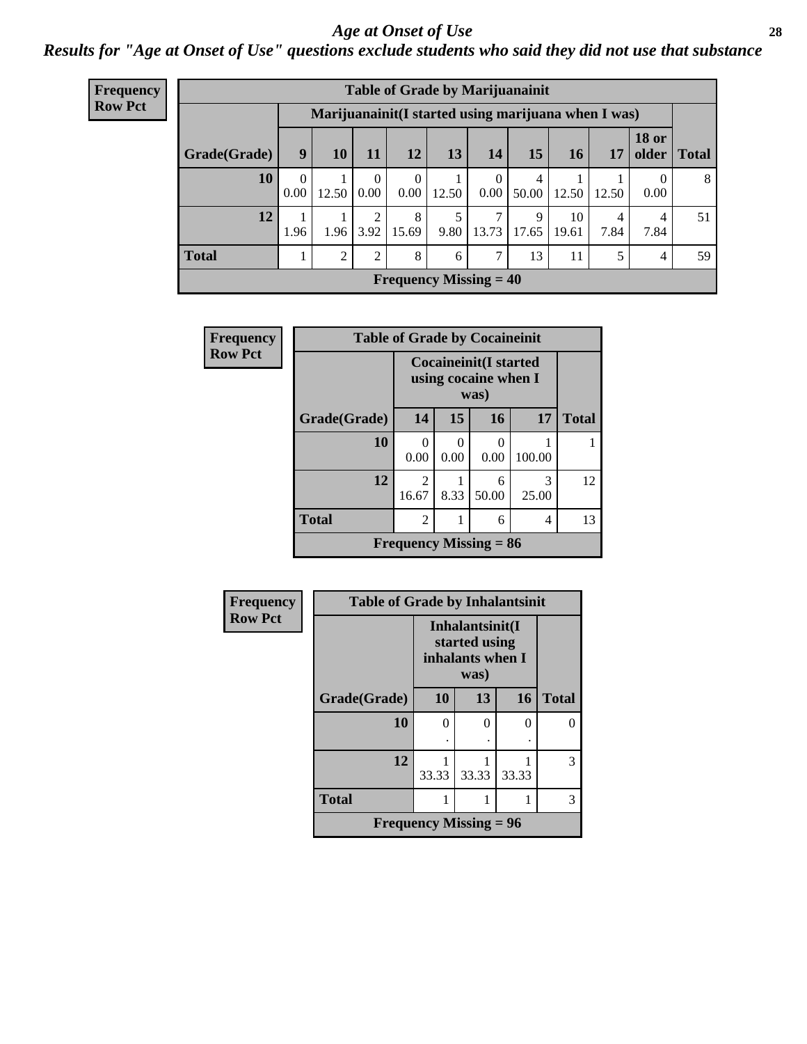# Age at Onset of Use

*Results for "Age at Onset of Use" questions exclude students who said they did not use that substance*

**Frequency**
**Row Pct**

| Table of Grade by Marijuanainit | | | | | | | | | | | |
|---|---|---|---|---|---|---|---|---|---|---|---|
| | Marijuanainit(I started using marijuana when I was) | | | | | | | | | | |
| Grade(Grade) | 9 | 10 | 11 | 12 | 13 | 14 | 15 | 16 | 17 | 18 or older | Total |
| **10** | 0<br>0.00 | 1<br>12.50 | 0<br>0.00 | 0<br>0.00 | 1<br>12.50 | 0<br>0.00 | 4<br>50.00 | 1<br>12.50 | 1<br>12.50 | 0<br>0.00 | 8 |
| **12** | 1<br>1.96 | 1<br>1.96 | 2<br>3.92 | 8<br>15.69 | 5<br>9.80 | 7<br>13.73 | 9<br>17.65 | 10<br>19.61 | 4<br>7.84 | 4<br>7.84 | 51 |
| **Total** | 1 | 2 | 2 | 8 | 6 | 7 | 13 | 11 | 5 | 4 | 59 |
| **Frequency Missing = 40** | | | | | | | | | | | |

**Frequency**
**Row Pct**

| Table of Grade by Cocaineinit | | | | | |
|---|---|---|---|---|---|
| | Cocaineinit(I started using cocaine when I was) | | | | |
| Grade(Grade) | 14 | 15 | 16 | 17 | Total |
| **10** | 0<br>0.00 | 0<br>0.00 | 0<br>0.00 | 1<br>100.00 | 1 |
| **12** | 2<br>16.67 | 1<br>8.33 | 6<br>50.00 | 3<br>25.00 | 12 |
| **Total** | 2 | 1 | 6 | 4 | 13 |
| **Frequency Missing = 86** | | | | | |

**Frequency**
**Row Pct**

| Table of Grade by Inhalantsinit | | | | |
|---|---|---|---|---|
| | Inhalantsinit(I started using inhalants when I was) | | | |
| Grade(Grade) | 10 | 13 | 16 | Total |
| **10** | 0<br>. | 0<br>. | 0<br>. | 0 |
| **12** | 1<br>33.33 | 1<br>33.33 | 1<br>33.33 | 3 |
| **Total** | 1 | 1 | 1 | 3 |
| **Frequency Missing = 96** | | | | |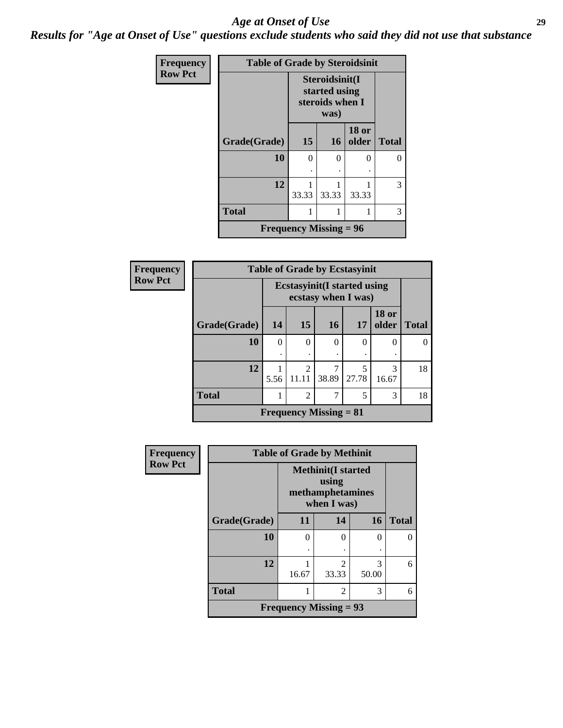## Age at Onset of Use

***Results for "Age at Onset of Use" questions exclude students who said they did not use that substance***

**Frequency**
**Row Pct**

**Table of Grade by Steroidsinit**

| Grade(Grade) | Steroidsinit(I started using steroids when I was) | | | Total |
|---|---|---|---|---|
| | 15 | 16 | 18 or older | |
| 10 | 0<br>. | 0<br>. | 0<br>. | 0 |
| 12 | 1<br>33.33 | 1<br>33.33 | 1<br>33.33 | 3 |
| Total | 1 | 1 | 1 | 3 |
| Frequency Missing = 96 | | | | |

**Frequency**
**Row Pct**

**Table of Grade by Ecstasyinit**

| Grade(Grade) | Ecstasyinit(I started using ecstasy when I was) | | | | | Total |
|---|---|---|---|---|---|---|
| | 14 | 15 | 16 | 17 | 18 or older | |
| 10 | 0<br>. | 0<br>. | 0<br>. | 0<br>. | 0<br>. | 0 |
| 12 | 1<br>5.56 | 2<br>11.11 | 7<br>38.89 | 5<br>27.78 | 3<br>16.67 | 18 |
| Total | 1 | 2 | 7 | 5 | 3 | 18 |
| Frequency Missing = 81 | | | | | | |

**Frequency**
**Row Pct**

**Table of Grade by Methinit**

| Grade(Grade) | Methinit(I started using methamphetamines when I was) | | | Total |
|---|---|---|---|---|
| | 11 | 14 | 16 | |
| 10 | 0<br>. | 0<br>. | 0<br>. | 0 |
| 12 | 1<br>16.67 | 2<br>33.33 | 3<br>50.00 | 6 |
| Total | 1 | 2 | 3 | 6 |
| Frequency Missing = 93 | | | | |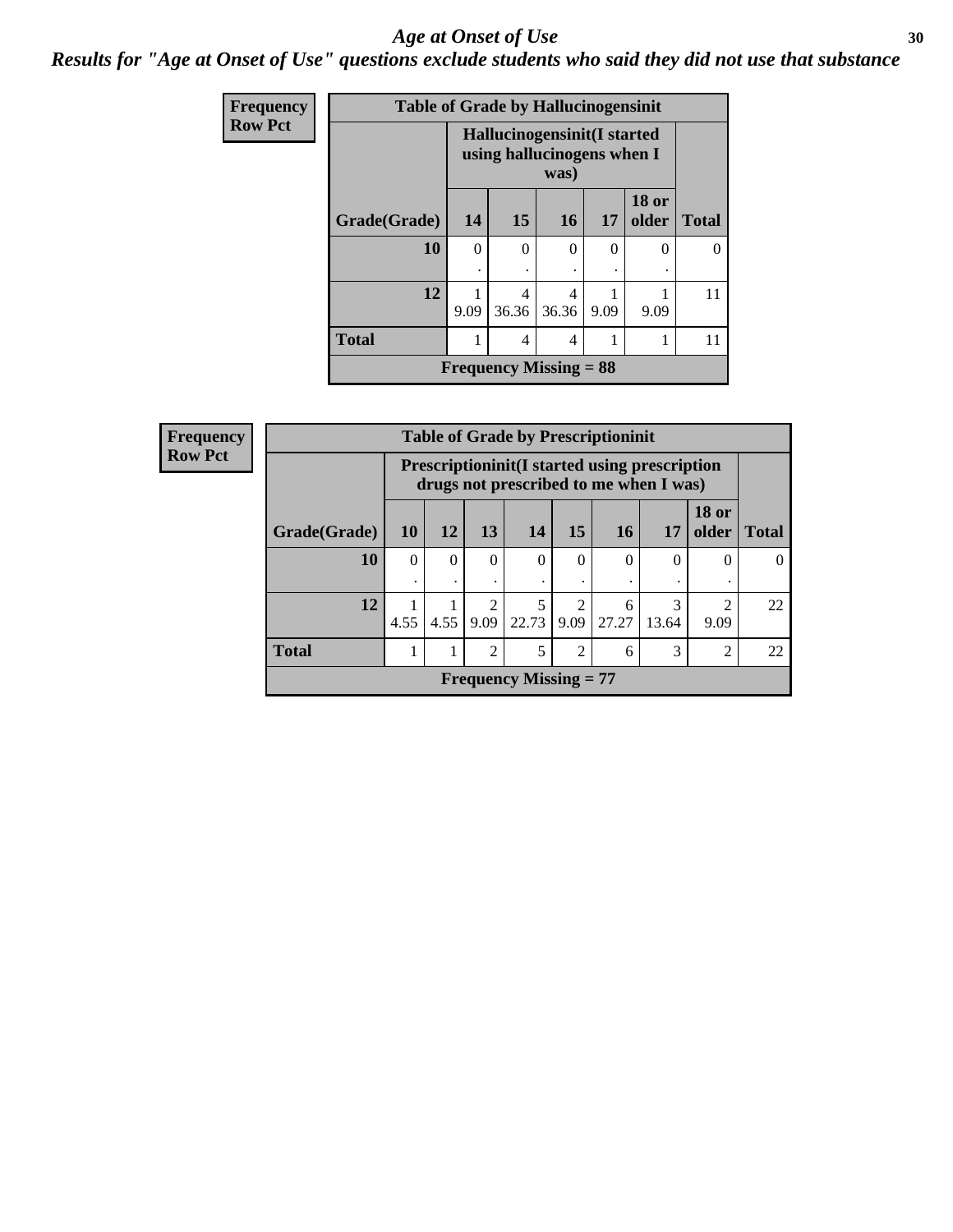# *Age at Onset of Use*

## *Results for "Age at Onset of Use" questions exclude students who said they did not use that substance*

**Frequency**
**Row Pct**

| Table of Grade by Hallucinogensinit | | | | | | |
|---|---|---|---|---|---|---|
| | Hallucinogensinit(I started using hallucinogens when I was) | | | | | |
| Grade(Grade) | 14 | 15 | 16 | 17 | 18 or older | Total |
| 10 | 0<br>. | 0<br>. | 0<br>. | 0<br>. | 0<br>. | 0 |
| 12 | 1<br>9.09 | 4<br>36.36 | 4<br>36.36 | 1<br>9.09 | 1<br>9.09 | 11 |
| Total | 1 | 4 | 4 | 1 | 1 | 11 |
| Frequency Missing = 88 | | | | | | |

**Frequency**
**Row Pct**

| Table of Grade by Prescriptioninit | | | | | | | | | |
|---|---|---|---|---|---|---|---|---|---|
| | Prescriptioninit(I started using prescription drugs not prescribed to me when I was) | | | | | | | | |
| Grade(Grade) | 10 | 12 | 13 | 14 | 15 | 16 | 17 | 18 or older | Total |
| 10 | 0<br>. | 0<br>. | 0<br>. | 0<br>. | 0<br>. | 0<br>. | 0<br>. | 0<br>. | 0 |
| 12 | 1<br>4.55 | 1<br>4.55 | 2<br>9.09 | 5<br>22.73 | 2<br>9.09 | 6<br>27.27 | 3<br>13.64 | 2<br>9.09 | 22 |
| Total | 1 | 1 | 2 | 5 | 2 | 6 | 3 | 2 | 22 |
| Frequency Missing = 77 | | | | | | | | | |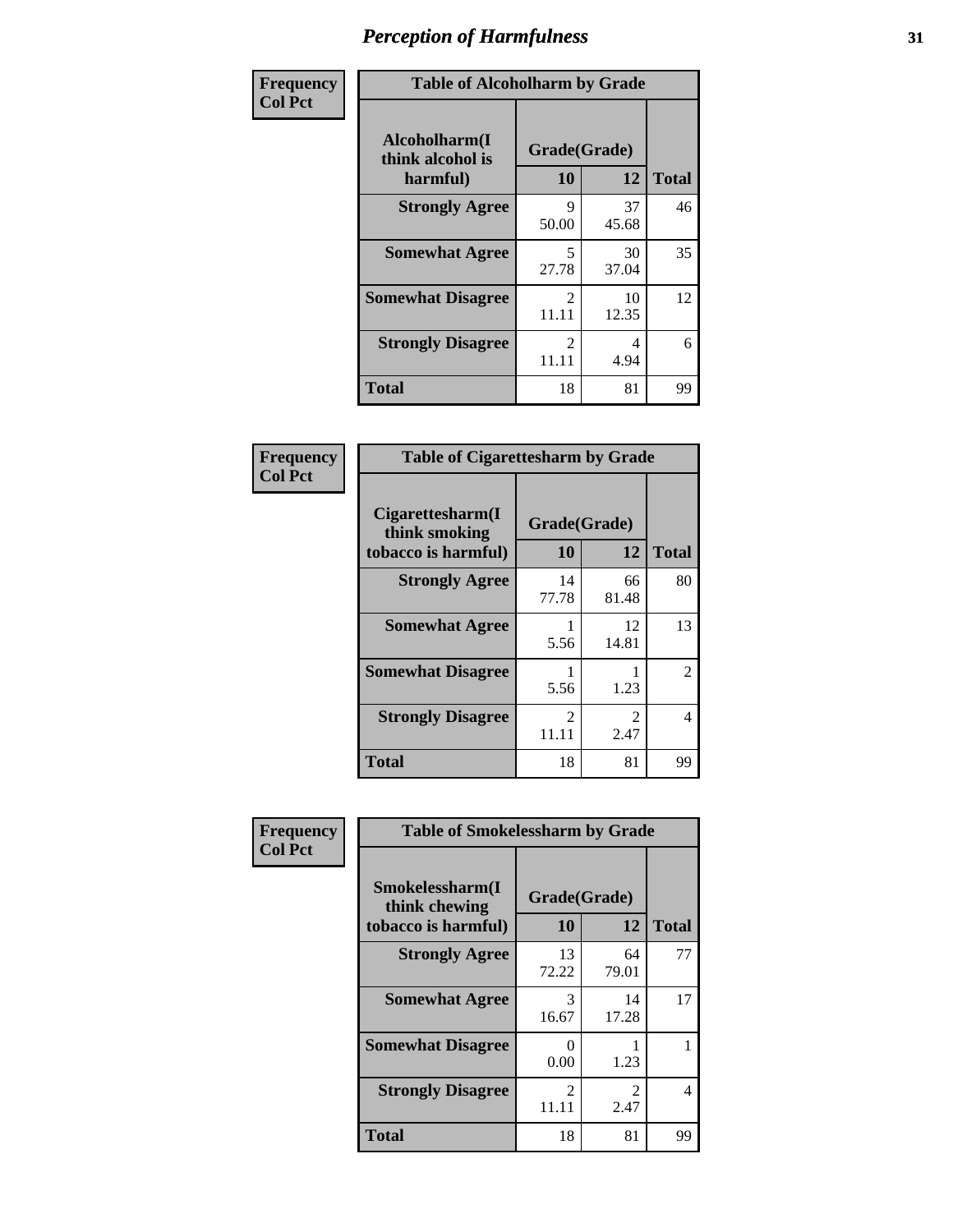# Perception of Harmfulness

**Frequency Col Pct**

| Table of Alcoholharm by Grade | | | |
|---|---|---|---|
| **Alcoholharm(I think alcohol is harmful)** | **Grade(Grade)** | | **Total** |
| | **10** | **12** | |
| **Strongly Agree** | 9<br>50.00 | 37<br>45.68 | 46 |
| **Somewhat Agree** | 5<br>27.78 | 30<br>37.04 | 35 |
| **Somewhat Disagree** | 2<br>11.11 | 10<br>12.35 | 12 |
| **Strongly Disagree** | 2<br>11.11 | 4<br>4.94 | 6 |
| **Total** | 18 | 81 | 99 |

**Frequency Col Pct**

| Table of Cigarettesharm by Grade | | | |
|---|---|---|---|
| **Cigarettesharm(I think smoking tobacco is harmful)** | **Grade(Grade)** | | **Total** |
| | **10** | **12** | |
| **Strongly Agree** | 14<br>77.78 | 66<br>81.48 | 80 |
| **Somewhat Agree** | 1<br>5.56 | 12<br>14.81 | 13 |
| **Somewhat Disagree** | 1<br>5.56 | 1<br>1.23 | 2 |
| **Strongly Disagree** | 2<br>11.11 | 2<br>2.47 | 4 |
| **Total** | 18 | 81 | 99 |

**Frequency Col Pct**

| Table of Smokelessharm by Grade | | | |
|---|---|---|---|
| **Smokelessharm(I think chewing tobacco is harmful)** | **Grade(Grade)** | | **Total** |
| | **10** | **12** | |
| **Strongly Agree** | 13<br>72.22 | 64<br>79.01 | 77 |
| **Somewhat Agree** | 3<br>16.67 | 14<br>17.28 | 17 |
| **Somewhat Disagree** | 0<br>0.00 | 1<br>1.23 | 1 |
| **Strongly Disagree** | 2<br>11.11 | 2<br>2.47 | 4 |
| **Total** | 18 | 81 | 99 |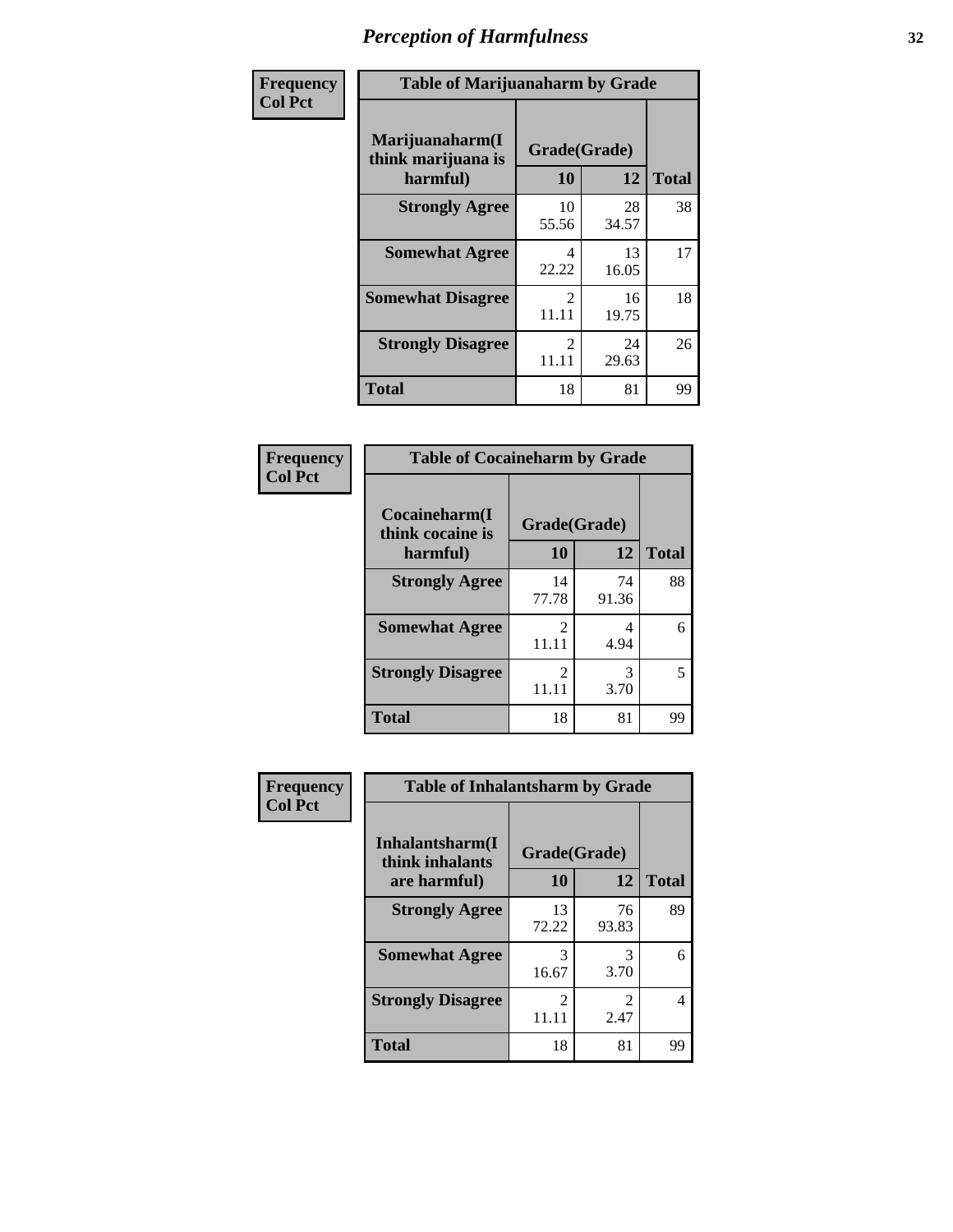# Perception of Harmfulness

**Frequency**
**Col Pct**

**Table of Marijuanaharm by Grade**

| Marijuanaharm(I think marijuana is harmful) | Grade(Grade) | | Total |
|---|---|---|---|
| | 10 | 12 | |
| Strongly Agree | 10<br>55.56 | 28<br>34.57 | 38 |
| Somewhat Agree | 4<br>22.22 | 13<br>16.05 | 17 |
| Somewhat Disagree | 2<br>11.11 | 16<br>19.75 | 18 |
| Strongly Disagree | 2<br>11.11 | 24<br>29.63 | 26 |
| Total | 18 | 81 | 99 |

**Frequency**
**Col Pct**

**Table of Cocaineharm by Grade**

| Cocaineharm(I think cocaine is harmful) | Grade(Grade) | | Total |
|---|---|---|---|
| | 10 | 12 | |
| Strongly Agree | 14<br>77.78 | 74<br>91.36 | 88 |
| Somewhat Agree | 2<br>11.11 | 4<br>4.94 | 6 |
| Strongly Disagree | 2<br>11.11 | 3<br>3.70 | 5 |
| Total | 18 | 81 | 99 |

**Frequency**
**Col Pct**

**Table of Inhalantsharm by Grade**

| Inhalantsharm(I think inhalants are harmful) | Grade(Grade) | | Total |
|---|---|---|---|
| | 10 | 12 | |
| Strongly Agree | 13<br>72.22 | 76<br>93.83 | 89 |
| Somewhat Agree | 3<br>16.67 | 3<br>3.70 | 6 |
| Strongly Disagree | 2<br>11.11 | 2<br>2.47 | 4 |
| Total | 18 | 81 | 99 |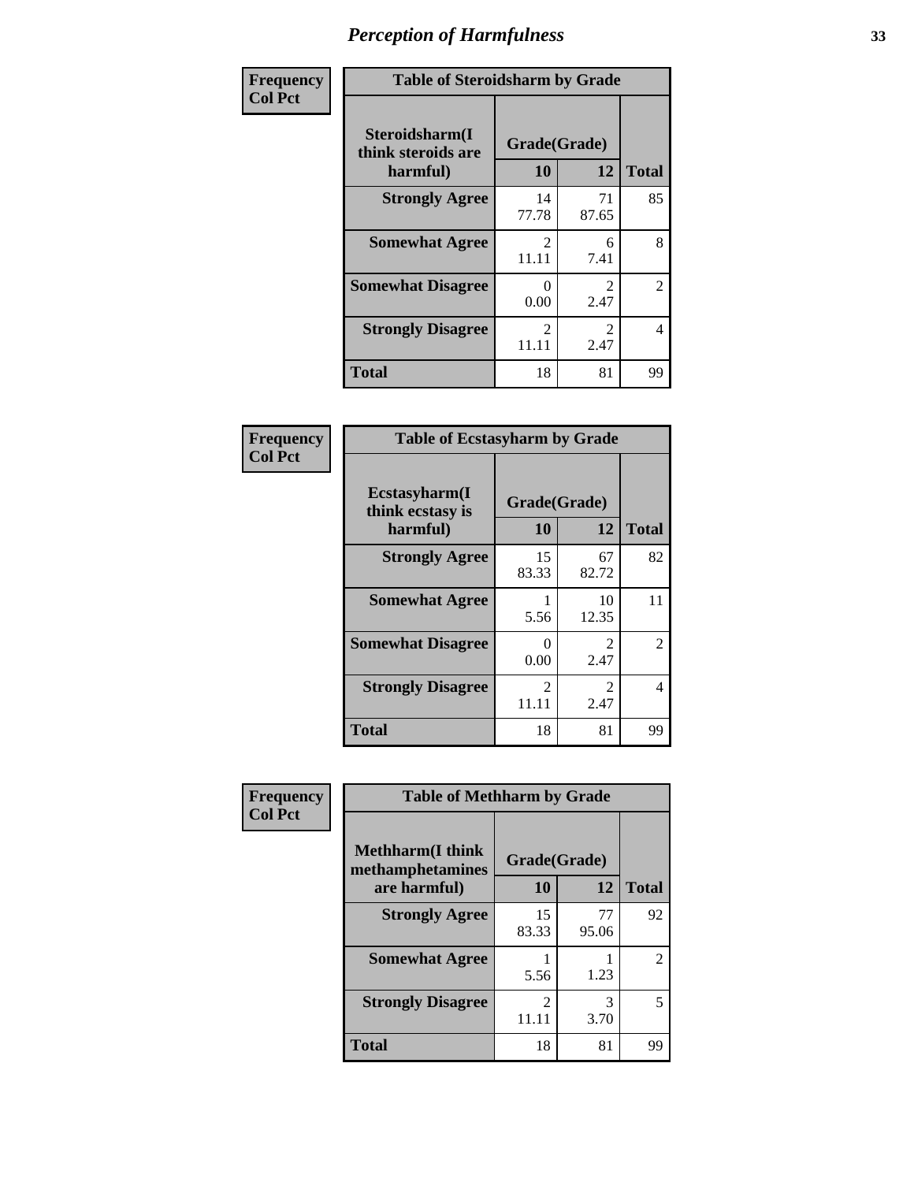# Perception of Harmfulness

**Frequency**
**Col Pct**

**Table of Steroidsharm by Grade**

| Steroidsharm(I think steroids are harmful) | Grade(Grade) 10 | 12 | Total |
|---|---|---|---|
| **Strongly Agree** | 14<br>77.78 | 71<br>87.65 | 85 |
| **Somewhat Agree** | 2<br>11.11 | 6<br>7.41 | 8 |
| **Somewhat Disagree** | 0<br>0.00 | 2<br>2.47 | 2 |
| **Strongly Disagree** | 2<br>11.11 | 2<br>2.47 | 4 |
| **Total** | 18 | 81 | 99 |

**Frequency**
**Col Pct**

**Table of Ecstasyharm by Grade**

| Ecstasyharm(I think ecstasy is harmful) | Grade(Grade) 10 | 12 | Total |
|---|---|---|---|
| **Strongly Agree** | 15<br>83.33 | 67<br>82.72 | 82 |
| **Somewhat Agree** | 1<br>5.56 | 10<br>12.35 | 11 |
| **Somewhat Disagree** | 0<br>0.00 | 2<br>2.47 | 2 |
| **Strongly Disagree** | 2<br>11.11 | 2<br>2.47 | 4 |
| **Total** | 18 | 81 | 99 |

**Frequency**
**Col Pct**

**Table of Methharm by Grade**

| Methharm(I think methamphetamines are harmful) | Grade(Grade) 10 | 12 | Total |
|---|---|---|---|
| **Strongly Agree** | 15<br>83.33 | 77<br>95.06 | 92 |
| **Somewhat Agree** | 1<br>5.56 | 1<br>1.23 | 2 |
| **Strongly Disagree** | 2<br>11.11 | 3<br>3.70 | 5 |
| **Total** | 18 | 81 | 99 |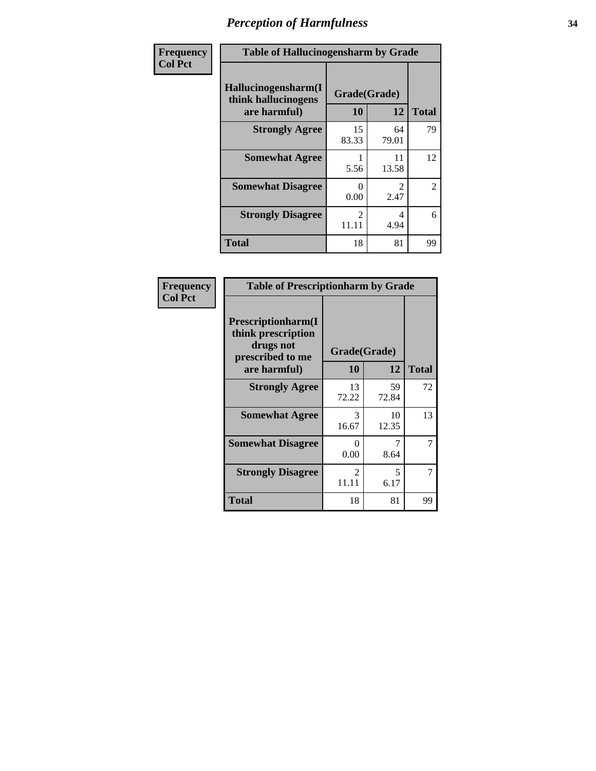# Perception of Harmfulness

**Frequency**
**Col Pct**

| Table of Hallucinogensharm by Grade | | | |
|---|---|---|---|
| **Hallucinogensharm(I think hallucinogens are harmful)** | **Grade(Grade)** | | |
| | **10** | **12** | **Total** |
| **Strongly Agree** | 15<br>83.33 | 64<br>79.01 | 79 |
| **Somewhat Agree** | 1<br>5.56 | 11<br>13.58 | 12 |
| **Somewhat Disagree** | 0<br>0.00 | 2<br>2.47 | 2 |
| **Strongly Disagree** | 2<br>11.11 | 4<br>4.94 | 6 |
| **Total** | 18 | 81 | 99 |

**Frequency**
**Col Pct**

| Table of Prescriptionharm by Grade | | | |
|---|---|---|---|
| **Prescriptionharm(I think prescription drugs not prescribed to me are harmful)** | **Grade(Grade)** | | |
| | **10** | **12** | **Total** |
| **Strongly Agree** | 13<br>72.22 | 59<br>72.84 | 72 |
| **Somewhat Agree** | 3<br>16.67 | 10<br>12.35 | 13 |
| **Somewhat Disagree** | 0<br>0.00 | 7<br>8.64 | 7 |
| **Strongly Disagree** | 2<br>11.11 | 5<br>6.17 | 7 |
| **Total** | 18 | 81 | 99 |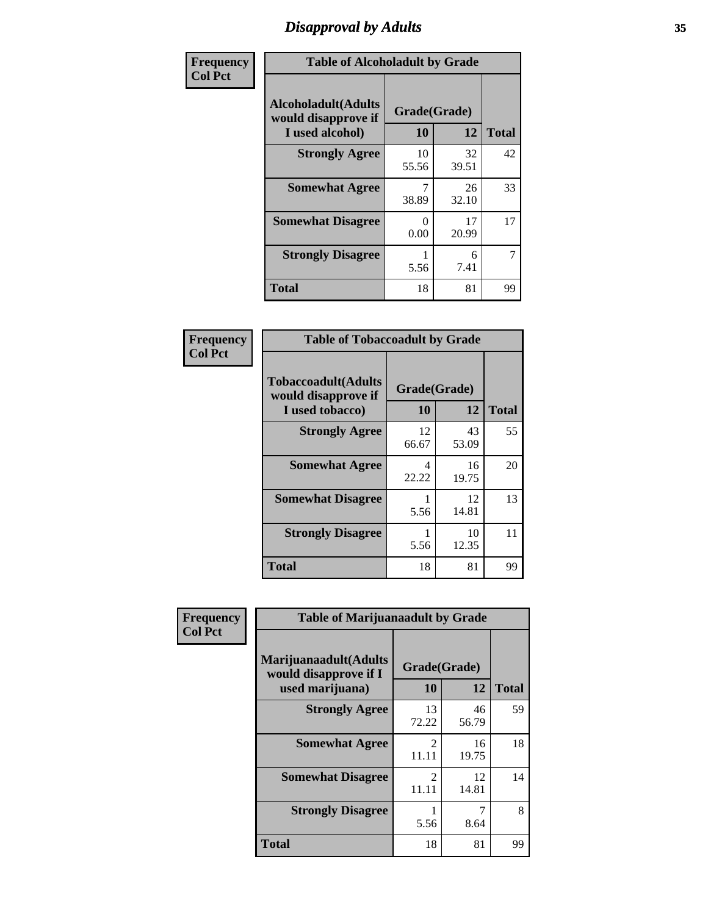# *Disapproval by Adults*

**Frequency**
**Col Pct**

| Table of Alcoholadult by Grade | | | |
|---|---|---|---|
| **Alcoholadult(Adults would disapprove if I used alcohol)** | **Grade(Grade)** | | **Total** |
| | **10** | **12** | |
| **Strongly Agree** | 10<br>55.56 | 32<br>39.51 | 42 |
| **Somewhat Agree** | 7<br>38.89 | 26<br>32.10 | 33 |
| **Somewhat Disagree** | 0<br>0.00 | 17<br>20.99 | 17 |
| **Strongly Disagree** | 1<br>5.56 | 6<br>7.41 | 7 |
| **Total** | 18 | 81 | 99 |

**Frequency**
**Col Pct**

| Table of Tobaccoadult by Grade | | | |
|---|---|---|---|
| **Tobaccoadult(Adults would disapprove if I used tobacco)** | **Grade(Grade)** | | **Total** |
| | **10** | **12** | |
| **Strongly Agree** | 12<br>66.67 | 43<br>53.09 | 55 |
| **Somewhat Agree** | 4<br>22.22 | 16<br>19.75 | 20 |
| **Somewhat Disagree** | 1<br>5.56 | 12<br>14.81 | 13 |
| **Strongly Disagree** | 1<br>5.56 | 10<br>12.35 | 11 |
| **Total** | 18 | 81 | 99 |

**Frequency**
**Col Pct**

| Table of Marijuanaadult by Grade | | | |
|---|---|---|---|
| **Marijuanaadult(Adults would disapprove if I used marijuana)** | **Grade(Grade)** | | **Total** |
| | **10** | **12** | |
| **Strongly Agree** | 13<br>72.22 | 46<br>56.79 | 59 |
| **Somewhat Agree** | 2<br>11.11 | 16<br>19.75 | 18 |
| **Somewhat Disagree** | 2<br>11.11 | 12<br>14.81 | 14 |
| **Strongly Disagree** | 1<br>5.56 | 7<br>8.64 | 8 |
| **Total** | 18 | 81 | 99 |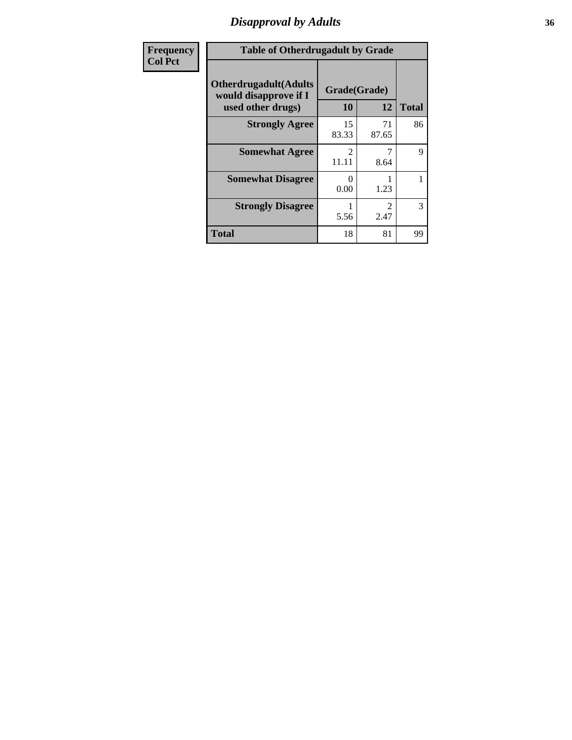# Disapproval by Adults

| Frequency<br>Col Pct | | | |
|---|---|---|---|

**Table of Otherdrugadult by Grade**

| Otherdrugadult(Adults would disapprove if I used other drugs) | Grade(Grade) | | |
|---|---|---|---|
| | 10 | 12 | Total |
| Strongly Agree | 15<br>83.33 | 71<br>87.65 | 86 |
| Somewhat Agree | 2<br>11.11 | 7<br>8.64 | 9 |
| Somewhat Disagree | 0<br>0.00 | 1<br>1.23 | 1 |
| Strongly Disagree | 1<br>5.56 | 2<br>2.47 | 3 |
| Total | 18 | 81 | 99 |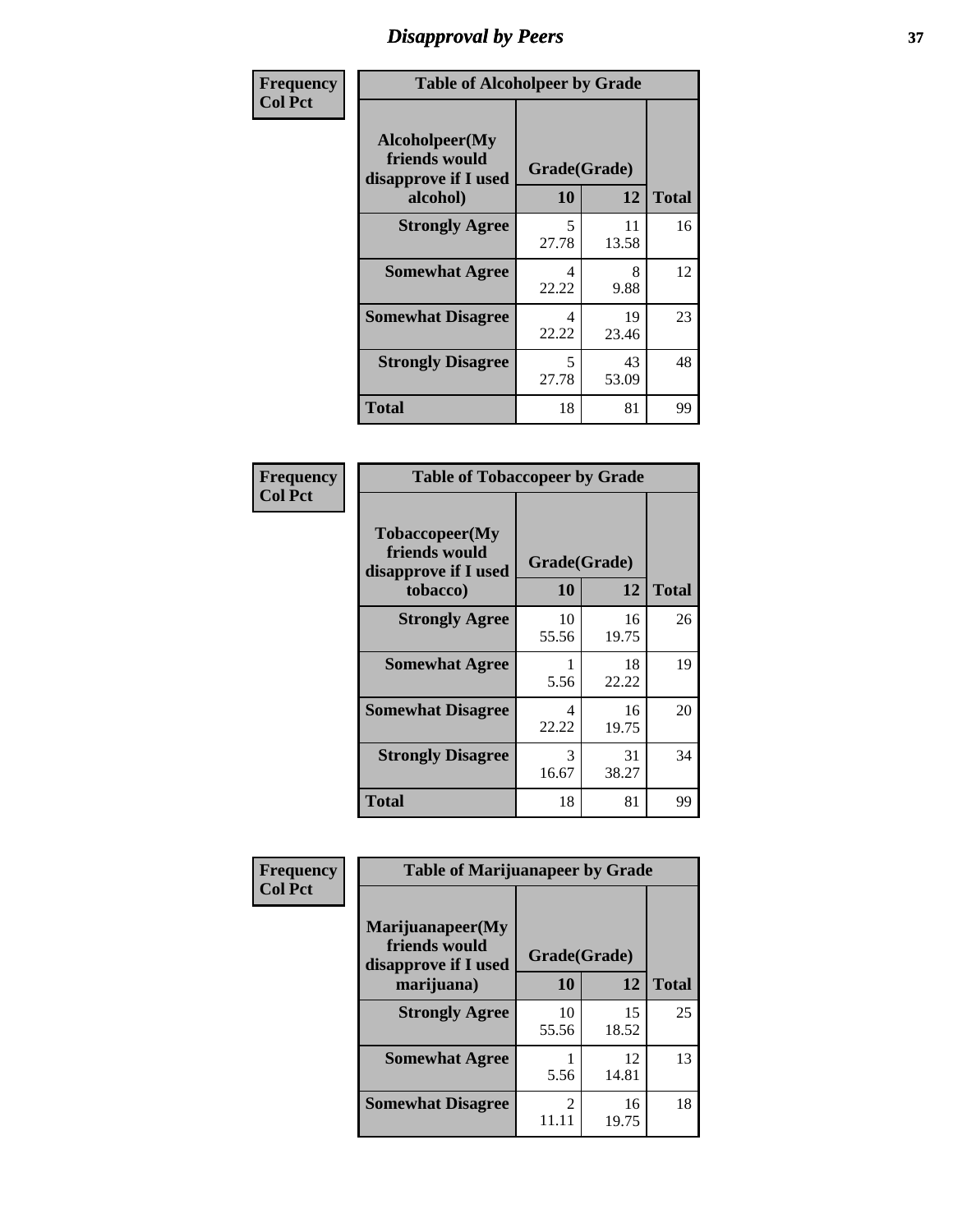# Disapproval by Peers

**Frequency / Col Pct**

**Table of Alcoholpeer by Grade**

| Alcoholpeer(My friends would disapprove if I used alcohol) | Grade(Grade) 10 | 12 | Total |
|---|---|---|---|
| **Strongly Agree** | 5<br>27.78 | 11<br>13.58 | 16 |
| **Somewhat Agree** | 4<br>22.22 | 8<br>9.88 | 12 |
| **Somewhat Disagree** | 4<br>22.22 | 19<br>23.46 | 23 |
| **Strongly Disagree** | 5<br>27.78 | 43<br>53.09 | 48 |
| **Total** | 18 | 81 | 99 |

**Frequency / Col Pct**

**Table of Tobaccopeer by Grade**

| Tobaccopeer(My friends would disapprove if I used tobacco) | Grade(Grade) 10 | 12 | Total |
|---|---|---|---|
| **Strongly Agree** | 10<br>55.56 | 16<br>19.75 | 26 |
| **Somewhat Agree** | 1<br>5.56 | 18<br>22.22 | 19 |
| **Somewhat Disagree** | 4<br>22.22 | 16<br>19.75 | 20 |
| **Strongly Disagree** | 3<br>16.67 | 31<br>38.27 | 34 |
| **Total** | 18 | 81 | 99 |

**Frequency / Col Pct**

**Table of Marijuanapeer by Grade**

| Marijuanapeer(My friends would disapprove if I used marijuana) | Grade(Grade) 10 | 12 | Total |
|---|---|---|---|
| **Strongly Agree** | 10<br>55.56 | 15<br>18.52 | 25 |
| **Somewhat Agree** | 1<br>5.56 | 12<br>14.81 | 13 |
| **Somewhat Disagree** | 2<br>11.11 | 16<br>19.75 | 18 |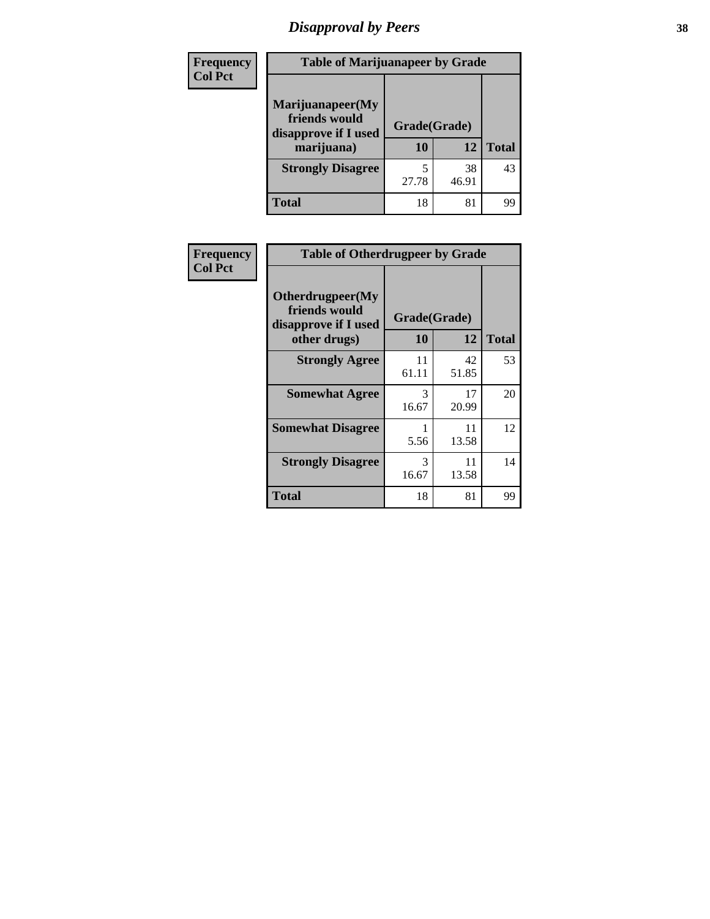# Disapproval by Peers

| Frequency<br>Col Pct |
|---|

**Table of Marijuanapeer by Grade**

| Marijuanapeer(My friends would disapprove if I used marijuana) | Grade(Grade) 10 | 12 | Total |
|---|---|---|---|
| **Strongly Disagree** | 5<br>27.78 | 38<br>46.91 | 43 |
| **Total** | 18 | 81 | 99 |

| Frequency<br>Col Pct |
|---|

**Table of Otherdrugpeer by Grade**

| Otherdrugpeer(My friends would disapprove if I used other drugs) | Grade(Grade) 10 | 12 | Total |
|---|---|---|---|
| **Strongly Agree** | 11<br>61.11 | 42<br>51.85 | 53 |
| **Somewhat Agree** | 3<br>16.67 | 17<br>20.99 | 20 |
| **Somewhat Disagree** | 1<br>5.56 | 11<br>13.58 | 12 |
| **Strongly Disagree** | 3<br>16.67 | 11<br>13.58 | 14 |
| **Total** | 18 | 81 | 99 |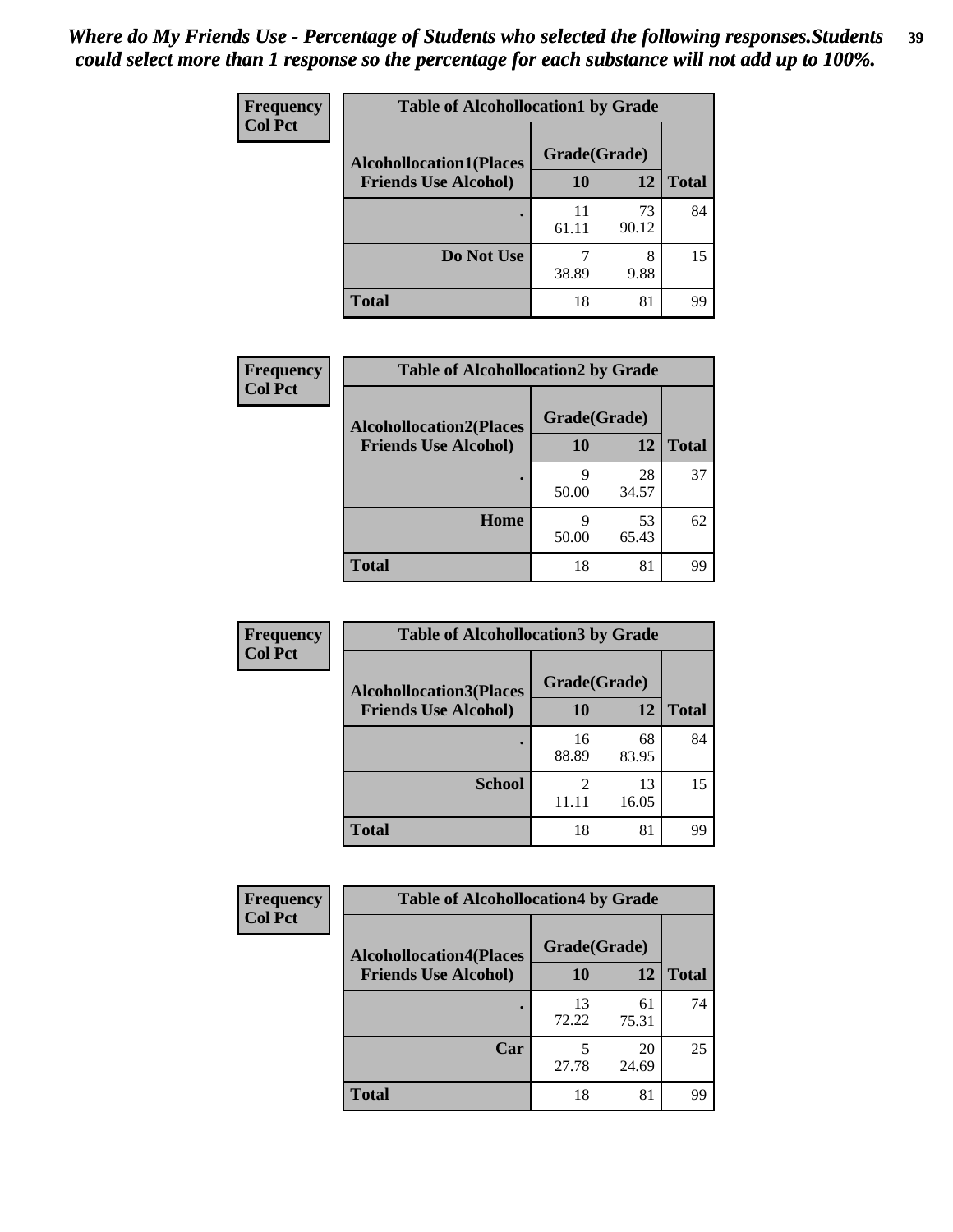*Where do My Friends Use - Percentage of Students who selected the following responses.Students could select more than 1 response so the percentage for each substance will not add up to 100%.*

**Frequency / Col Pct**

| Table of Alcohollocation1 by Grade | | | |
|---|---|---|---|
| **Alcohollocation1(Places Friends Use Alcohol)** | **Grade(Grade)** | | **Total** |
| | **10** | **12** | |
| **.** | 11<br>61.11 | 73<br>90.12 | 84 |
| **Do Not Use** | 7<br>38.89 | 8<br>9.88 | 15 |
| **Total** | 18 | 81 | 99 |

**Frequency / Col Pct**

| Table of Alcohollocation2 by Grade | | | |
|---|---|---|---|
| **Alcohollocation2(Places Friends Use Alcohol)** | **Grade(Grade)** | | **Total** |
| | **10** | **12** | |
| **.** | 9<br>50.00 | 28<br>34.57 | 37 |
| **Home** | 9<br>50.00 | 53<br>65.43 | 62 |
| **Total** | 18 | 81 | 99 |

**Frequency / Col Pct**

| Table of Alcohollocation3 by Grade | | | |
|---|---|---|---|
| **Alcohollocation3(Places Friends Use Alcohol)** | **Grade(Grade)** | | **Total** |
| | **10** | **12** | |
| **.** | 16<br>88.89 | 68<br>83.95 | 84 |
| **School** | 2<br>11.11 | 13<br>16.05 | 15 |
| **Total** | 18 | 81 | 99 |

**Frequency / Col Pct**

| Table of Alcohollocation4 by Grade | | | |
|---|---|---|---|
| **Alcohollocation4(Places Friends Use Alcohol)** | **Grade(Grade)** | | **Total** |
| | **10** | **12** | |
| **.** | 13<br>72.22 | 61<br>75.31 | 74 |
| **Car** | 5<br>27.78 | 20<br>24.69 | 25 |
| **Total** | 18 | 81 | 99 |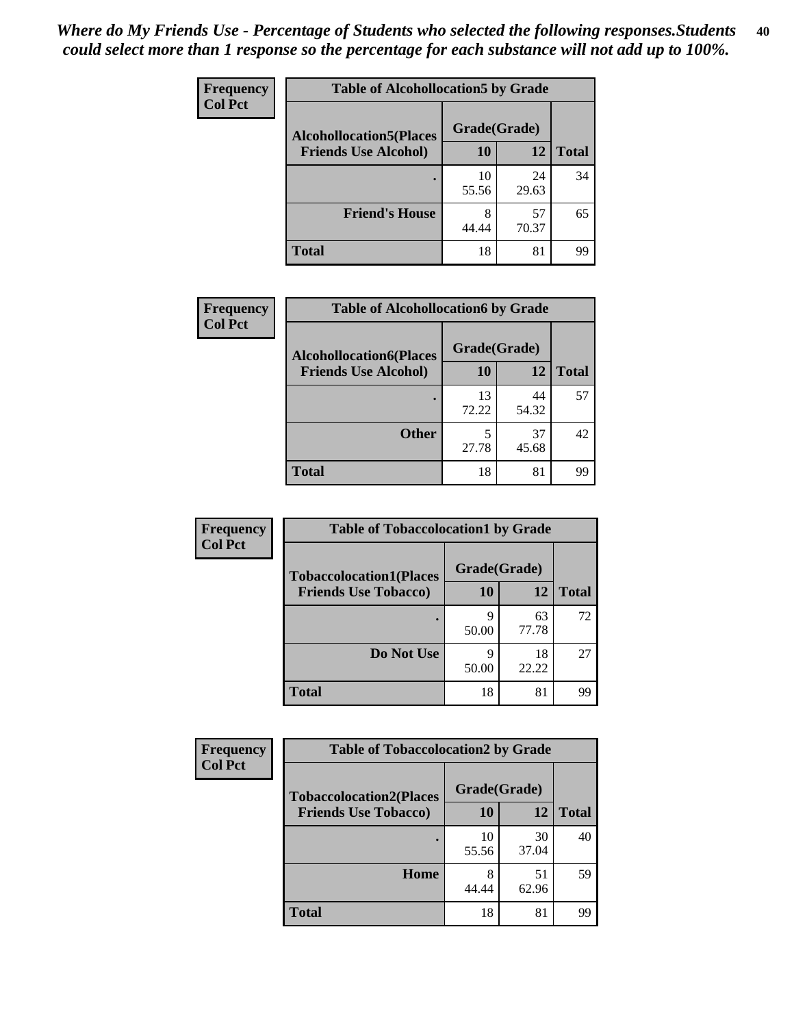*Where do My Friends Use - Percentage of Students who selected the following responses.Students could select more than 1 response so the percentage for each substance will not add up to 100%.*

**Frequency**
**Col Pct**

**Table of Alcohollocation5 by Grade**

| Alcohollocation5(Places Friends Use Alcohol) | Grade(Grade) 10 | 12 | Total |
|---|---|---|---|
| . | 10<br>55.56 | 24<br>29.63 | 34 |
| Friend's House | 8<br>44.44 | 57<br>70.37 | 65 |
| Total | 18 | 81 | 99 |

**Frequency**
**Col Pct**

**Table of Alcohollocation6 by Grade**

| Alcohollocation6(Places Friends Use Alcohol) | Grade(Grade) 10 | 12 | Total |
|---|---|---|---|
| . | 13<br>72.22 | 44<br>54.32 | 57 |
| Other | 5<br>27.78 | 37<br>45.68 | 42 |
| Total | 18 | 81 | 99 |

**Frequency**
**Col Pct**

**Table of Tobaccolocation1 by Grade**

| Tobaccolocation1(Places Friends Use Tobacco) | Grade(Grade) 10 | 12 | Total |
|---|---|---|---|
| . | 9<br>50.00 | 63<br>77.78 | 72 |
| Do Not Use | 9<br>50.00 | 18<br>22.22 | 27 |
| Total | 18 | 81 | 99 |

**Frequency**
**Col Pct**

**Table of Tobaccolocation2 by Grade**

| Tobaccolocation2(Places Friends Use Tobacco) | Grade(Grade) 10 | 12 | Total |
|---|---|---|---|
| . | 10<br>55.56 | 30<br>37.04 | 40 |
| Home | 8<br>44.44 | 51<br>62.96 | 59 |
| Total | 18 | 81 | 99 |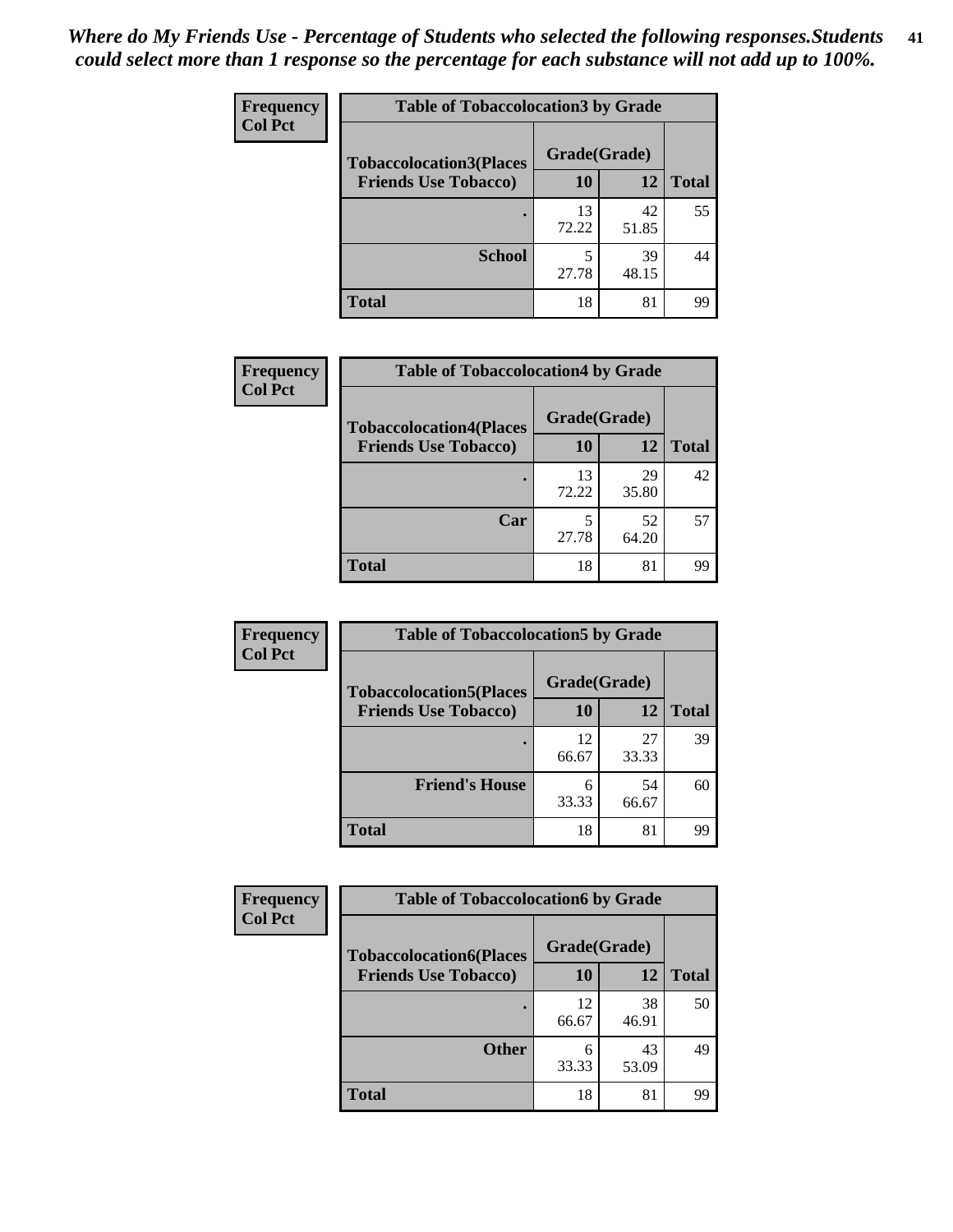*Where do My Friends Use - Percentage of Students who selected the following responses.Students could select more than 1 response so the percentage for each substance will not add up to 100%.*

**Frequency**
**Col Pct**

| Table of Tobaccolocation3 by Grade | | | |
|---|---|---|---|
| **Tobaccolocation3(Places Friends Use Tobacco)** | **Grade(Grade)** | | **Total** |
| | **10** | **12** | |
| **.** | 13<br>72.22 | 42<br>51.85 | 55 |
| **School** | 5<br>27.78 | 39<br>48.15 | 44 |
| **Total** | 18 | 81 | 99 |

**Frequency**
**Col Pct**

| Table of Tobaccolocation4 by Grade | | | |
|---|---|---|---|
| **Tobaccolocation4(Places Friends Use Tobacco)** | **Grade(Grade)** | | **Total** |
| | **10** | **12** | |
| **.** | 13<br>72.22 | 29<br>35.80 | 42 |
| **Car** | 5<br>27.78 | 52<br>64.20 | 57 |
| **Total** | 18 | 81 | 99 |

**Frequency**
**Col Pct**

| Table of Tobaccolocation5 by Grade | | | |
|---|---|---|---|
| **Tobaccolocation5(Places Friends Use Tobacco)** | **Grade(Grade)** | | **Total** |
| | **10** | **12** | |
| **.** | 12<br>66.67 | 27<br>33.33 | 39 |
| **Friend's House** | 6<br>33.33 | 54<br>66.67 | 60 |
| **Total** | 18 | 81 | 99 |

**Frequency**
**Col Pct**

| Table of Tobaccolocation6 by Grade | | | |
|---|---|---|---|
| **Tobaccolocation6(Places Friends Use Tobacco)** | **Grade(Grade)** | | **Total** |
| | **10** | **12** | |
| **.** | 12<br>66.67 | 38<br>46.91 | 50 |
| **Other** | 6<br>33.33 | 43<br>53.09 | 49 |
| **Total** | 18 | 81 | 99 |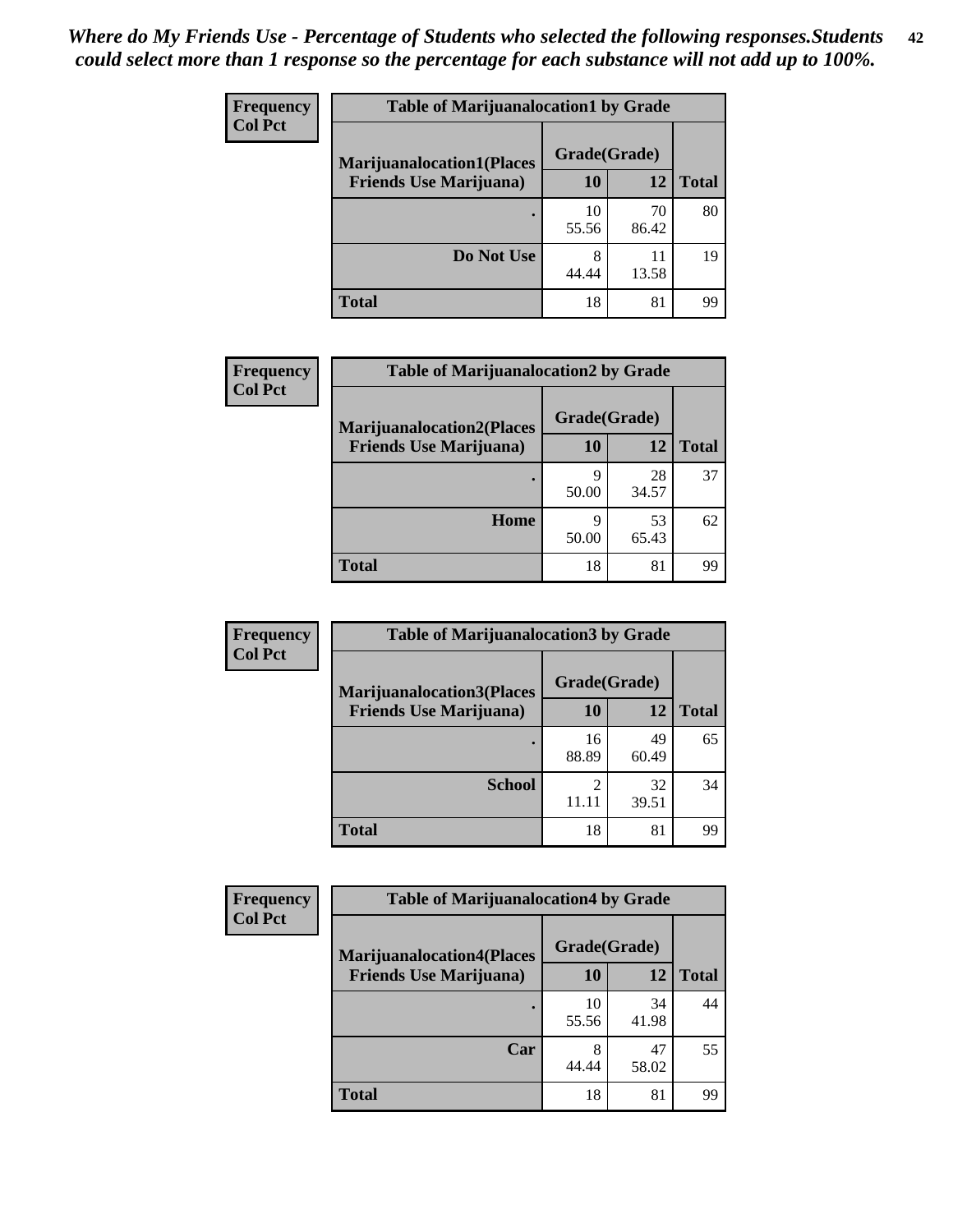*Where do My Friends Use - Percentage of Students who selected the following responses.Students could select more than 1 response so the percentage for each substance will not add up to 100%.*

**Table of Marijuanalocation1 by Grade**

| Frequency / Col Pct — Marijuanalocation1(Places Friends Use Marijuana) | Grade(Grade) 10 | 12 | Total |
|---|---|---|---|
| . | 10<br>55.56 | 70<br>86.42 | 80 |
| Do Not Use | 8<br>44.44 | 11<br>13.58 | 19 |
| Total | 18 | 81 | 99 |

**Table of Marijuanalocation2 by Grade**

| Frequency / Col Pct — Marijuanalocation2(Places Friends Use Marijuana) | Grade(Grade) 10 | 12 | Total |
|---|---|---|---|
| . | 9<br>50.00 | 28<br>34.57 | 37 |
| Home | 9<br>50.00 | 53<br>65.43 | 62 |
| Total | 18 | 81 | 99 |

**Table of Marijuanalocation3 by Grade**

| Frequency / Col Pct — Marijuanalocation3(Places Friends Use Marijuana) | Grade(Grade) 10 | 12 | Total |
|---|---|---|---|
| . | 16<br>88.89 | 49<br>60.49 | 65 |
| School | 2<br>11.11 | 32<br>39.51 | 34 |
| Total | 18 | 81 | 99 |

**Table of Marijuanalocation4 by Grade**

| Frequency / Col Pct — Marijuanalocation4(Places Friends Use Marijuana) | Grade(Grade) 10 | 12 | Total |
|---|---|---|---|
| . | 10<br>55.56 | 34<br>41.98 | 44 |
| Car | 8<br>44.44 | 47<br>58.02 | 55 |
| Total | 18 | 81 | 99 |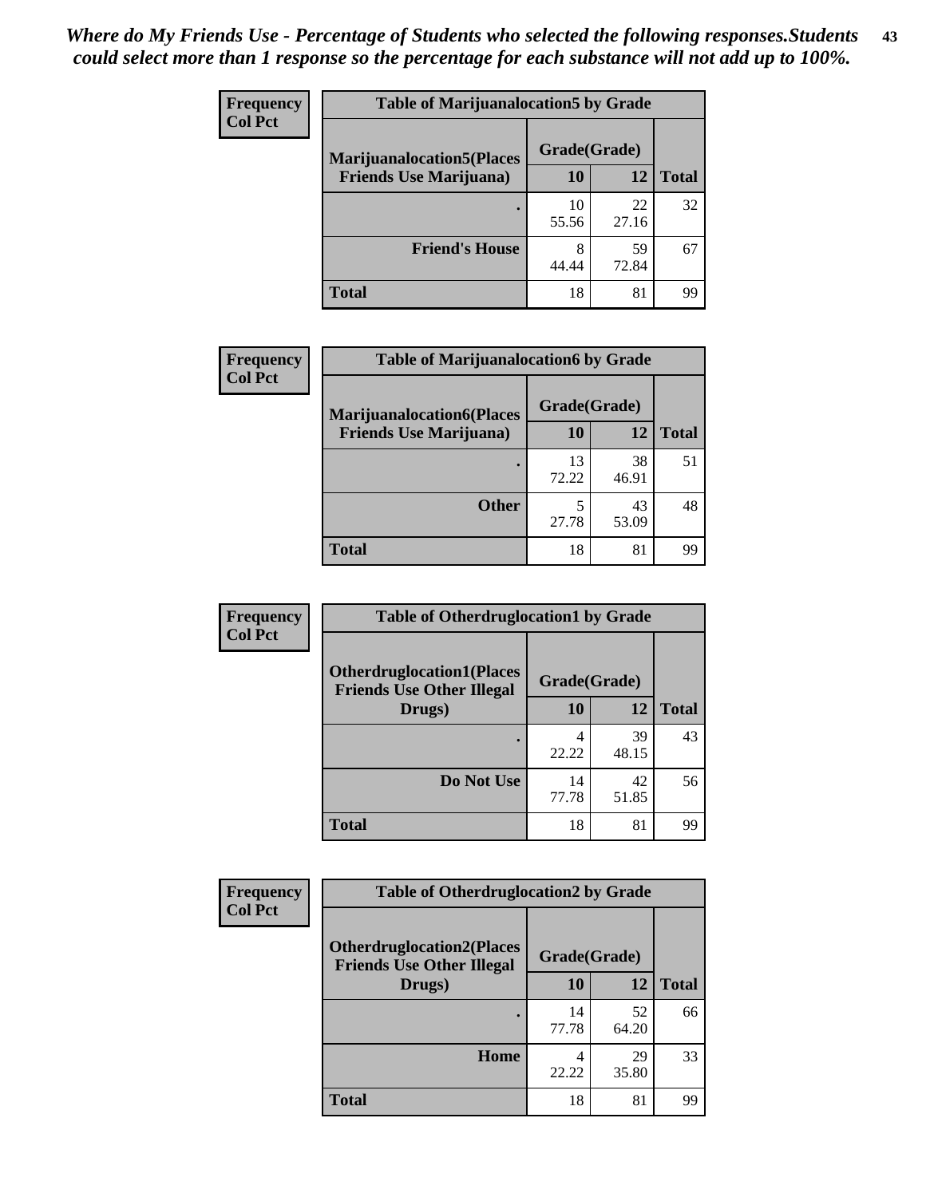*Where do My Friends Use - Percentage of Students who selected the following responses.Students could select more than 1 response so the percentage for each substance will not add up to 100%.*

**Frequency**
**Col Pct**

| Table of Marijuanalocation5 by Grade | | | |
|---|---|---|---|
| **Marijuanalocation5(Places Friends Use Marijuana)** | **Grade(Grade)** | | **Total** |
| | **10** | **12** | |
| **.** | 10<br>55.56 | 22<br>27.16 | 32 |
| **Friend's House** | 8<br>44.44 | 59<br>72.84 | 67 |
| **Total** | 18 | 81 | 99 |

**Frequency**
**Col Pct**

| Table of Marijuanalocation6 by Grade | | | |
|---|---|---|---|
| **Marijuanalocation6(Places Friends Use Marijuana)** | **Grade(Grade)** | | **Total** |
| | **10** | **12** | |
| **.** | 13<br>72.22 | 38<br>46.91 | 51 |
| **Other** | 5<br>27.78 | 43<br>53.09 | 48 |
| **Total** | 18 | 81 | 99 |

**Frequency**
**Col Pct**

| Table of Otherdruglocation1 by Grade | | | |
|---|---|---|---|
| **Otherdruglocation1(Places Friends Use Other Illegal Drugs)** | **Grade(Grade)** | | **Total** |
| | **10** | **12** | |
| **.** | 4<br>22.22 | 39<br>48.15 | 43 |
| **Do Not Use** | 14<br>77.78 | 42<br>51.85 | 56 |
| **Total** | 18 | 81 | 99 |

**Frequency**
**Col Pct**

| Table of Otherdruglocation2 by Grade | | | |
|---|---|---|---|
| **Otherdruglocation2(Places Friends Use Other Illegal Drugs)** | **Grade(Grade)** | | **Total** |
| | **10** | **12** | |
| **.** | 14<br>77.78 | 52<br>64.20 | 66 |
| **Home** | 4<br>22.22 | 29<br>35.80 | 33 |
| **Total** | 18 | 81 | 99 |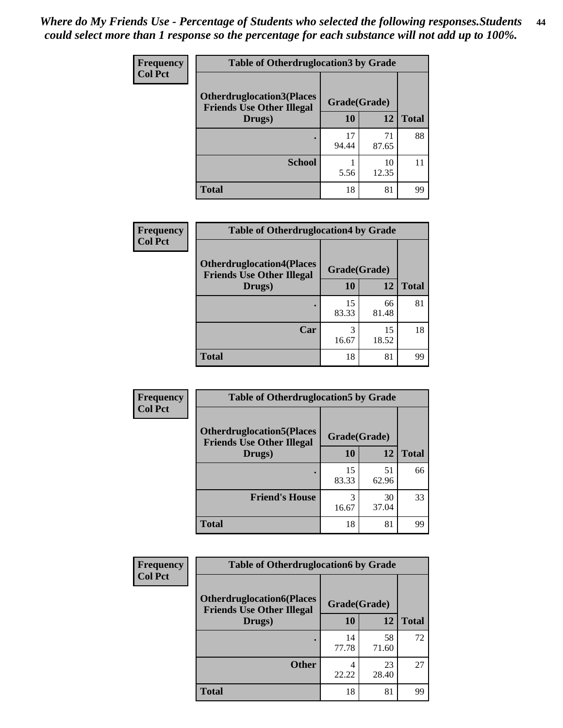*Where do My Friends Use - Percentage of Students who selected the following responses.Students could select more than 1 response so the percentage for each substance will not add up to 100%.*

**Frequency**
**Col Pct**

| Table of Otherdruglocation3 by Grade | | | |
|---|---|---|---|
| **Otherdruglocation3(Places Friends Use Other Illegal Drugs)** | **Grade(Grade)** | | |
| | **10** | **12** | **Total** |
| **.** | 17<br>94.44 | 71<br>87.65 | 88 |
| **School** | 1<br>5.56 | 10<br>12.35 | 11 |
| **Total** | 18 | 81 | 99 |

**Frequency**
**Col Pct**

| Table of Otherdruglocation4 by Grade | | | |
|---|---|---|---|
| **Otherdruglocation4(Places Friends Use Other Illegal Drugs)** | **Grade(Grade)** | | |
| | **10** | **12** | **Total** |
| **.** | 15<br>83.33 | 66<br>81.48 | 81 |
| **Car** | 3<br>16.67 | 15<br>18.52 | 18 |
| **Total** | 18 | 81 | 99 |

**Frequency**
**Col Pct**

| Table of Otherdruglocation5 by Grade | | | |
|---|---|---|---|
| **Otherdruglocation5(Places Friends Use Other Illegal Drugs)** | **Grade(Grade)** | | |
| | **10** | **12** | **Total** |
| **.** | 15<br>83.33 | 51<br>62.96 | 66 |
| **Friend's House** | 3<br>16.67 | 30<br>37.04 | 33 |
| **Total** | 18 | 81 | 99 |

**Frequency**
**Col Pct**

| Table of Otherdruglocation6 by Grade | | | |
|---|---|---|---|
| **Otherdruglocation6(Places Friends Use Other Illegal Drugs)** | **Grade(Grade)** | | |
| | **10** | **12** | **Total** |
| **.** | 14<br>77.78 | 58<br>71.60 | 72 |
| **Other** | 4<br>22.22 | 23<br>28.40 | 27 |
| **Total** | 18 | 81 | 99 |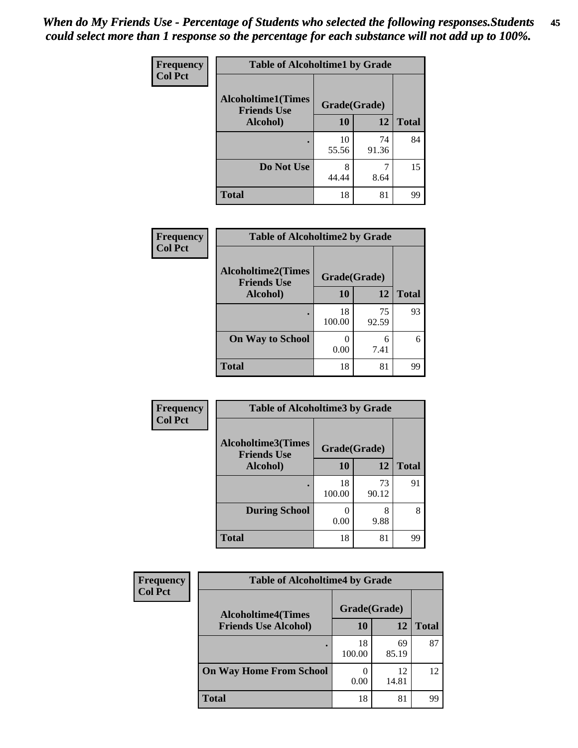*When do My Friends Use - Percentage of Students who selected the following responses.Students could select more than 1 response so the percentage for each substance will not add up to 100%.*

**Frequency**
**Col Pct**

| Table of Alcoholtime1 by Grade | | | |
|---|---|---|---|
| **Alcoholtime1(Times Friends Use Alcohol)** | **Grade(Grade)** | | |
| | **10** | **12** | **Total** |
| **.** | 10<br>55.56 | 74<br>91.36 | 84 |
| **Do Not Use** | 8<br>44.44 | 7<br>8.64 | 15 |
| **Total** | 18 | 81 | 99 |

**Frequency**
**Col Pct**

| Table of Alcoholtime2 by Grade | | | |
|---|---|---|---|
| **Alcoholtime2(Times Friends Use Alcohol)** | **Grade(Grade)** | | |
| | **10** | **12** | **Total** |
| **.** | 18<br>100.00 | 75<br>92.59 | 93 |
| **On Way to School** | 0<br>0.00 | 6<br>7.41 | 6 |
| **Total** | 18 | 81 | 99 |

**Frequency**
**Col Pct**

| Table of Alcoholtime3 by Grade | | | |
|---|---|---|---|
| **Alcoholtime3(Times Friends Use Alcohol)** | **Grade(Grade)** | | |
| | **10** | **12** | **Total** |
| **.** | 18<br>100.00 | 73<br>90.12 | 91 |
| **During School** | 0<br>0.00 | 8<br>9.88 | 8 |
| **Total** | 18 | 81 | 99 |

**Frequency**
**Col Pct**

| Table of Alcoholtime4 by Grade | | | |
|---|---|---|---|
| **Alcoholtime4(Times Friends Use Alcohol)** | **Grade(Grade)** | | |
| | **10** | **12** | **Total** |
| **.** | 18<br>100.00 | 69<br>85.19 | 87 |
| **On Way Home From School** | 0<br>0.00 | 12<br>14.81 | 12 |
| **Total** | 18 | 81 | 99 |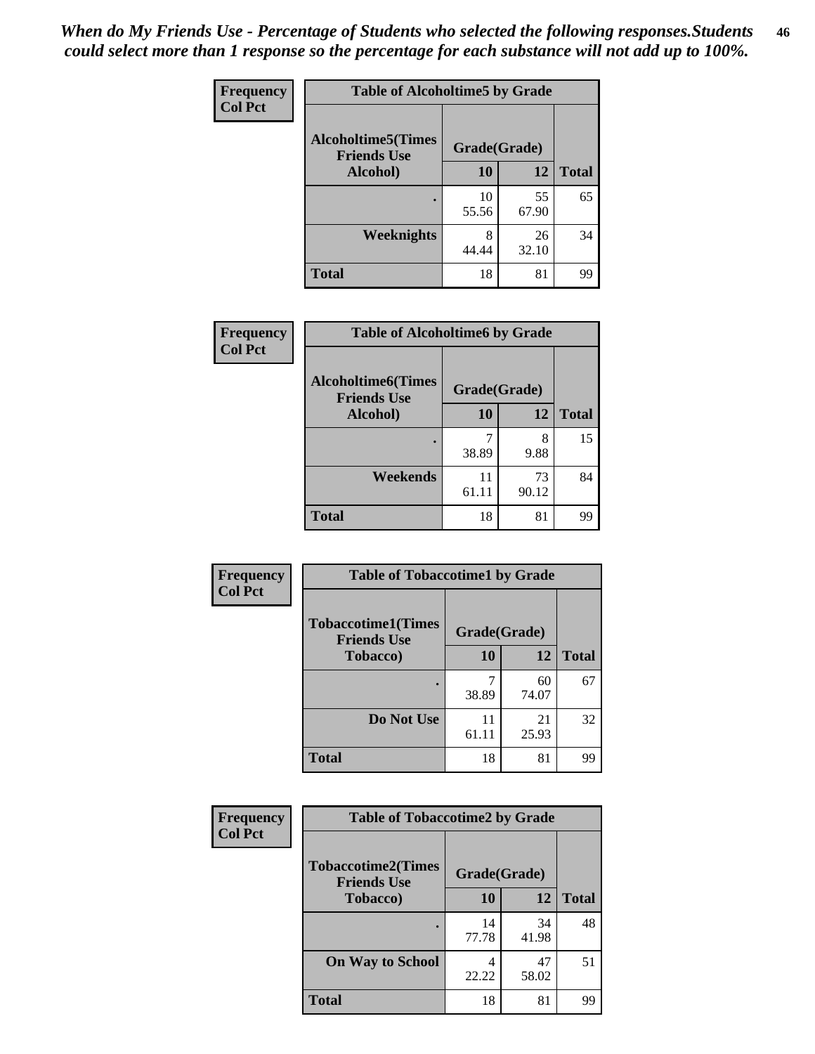*When do My Friends Use - Percentage of Students who selected the following responses.Students could select more than 1 response so the percentage for each substance will not add up to 100%.*

**Frequency**
**Col Pct**

| Table of Alcoholtime5 by Grade | | | |
|---|---|---|---|
| **Alcoholtime5(Times Friends Use Alcohol)** | **Grade(Grade)** | | **Total** |
| | **10** | **12** | |
| **.** | 10<br>55.56 | 55<br>67.90 | 65 |
| **Weeknights** | 8<br>44.44 | 26<br>32.10 | 34 |
| **Total** | 18 | 81 | 99 |

**Frequency**
**Col Pct**

| Table of Alcoholtime6 by Grade | | | |
|---|---|---|---|
| **Alcoholtime6(Times Friends Use Alcohol)** | **Grade(Grade)** | | **Total** |
| | **10** | **12** | |
| **.** | 7<br>38.89 | 8<br>9.88 | 15 |
| **Weekends** | 11<br>61.11 | 73<br>90.12 | 84 |
| **Total** | 18 | 81 | 99 |

**Frequency**
**Col Pct**

| Table of Tobaccotime1 by Grade | | | |
|---|---|---|---|
| **Tobaccotime1(Times Friends Use Tobacco)** | **Grade(Grade)** | | **Total** |
| | **10** | **12** | |
| **.** | 7<br>38.89 | 60<br>74.07 | 67 |
| **Do Not Use** | 11<br>61.11 | 21<br>25.93 | 32 |
| **Total** | 18 | 81 | 99 |

**Frequency**
**Col Pct**

| Table of Tobaccotime2 by Grade | | | |
|---|---|---|---|
| **Tobaccotime2(Times Friends Use Tobacco)** | **Grade(Grade)** | | **Total** |
| | **10** | **12** | |
| **.** | 14<br>77.78 | 34<br>41.98 | 48 |
| **On Way to School** | 4<br>22.22 | 47<br>58.02 | 51 |
| **Total** | 18 | 81 | 99 |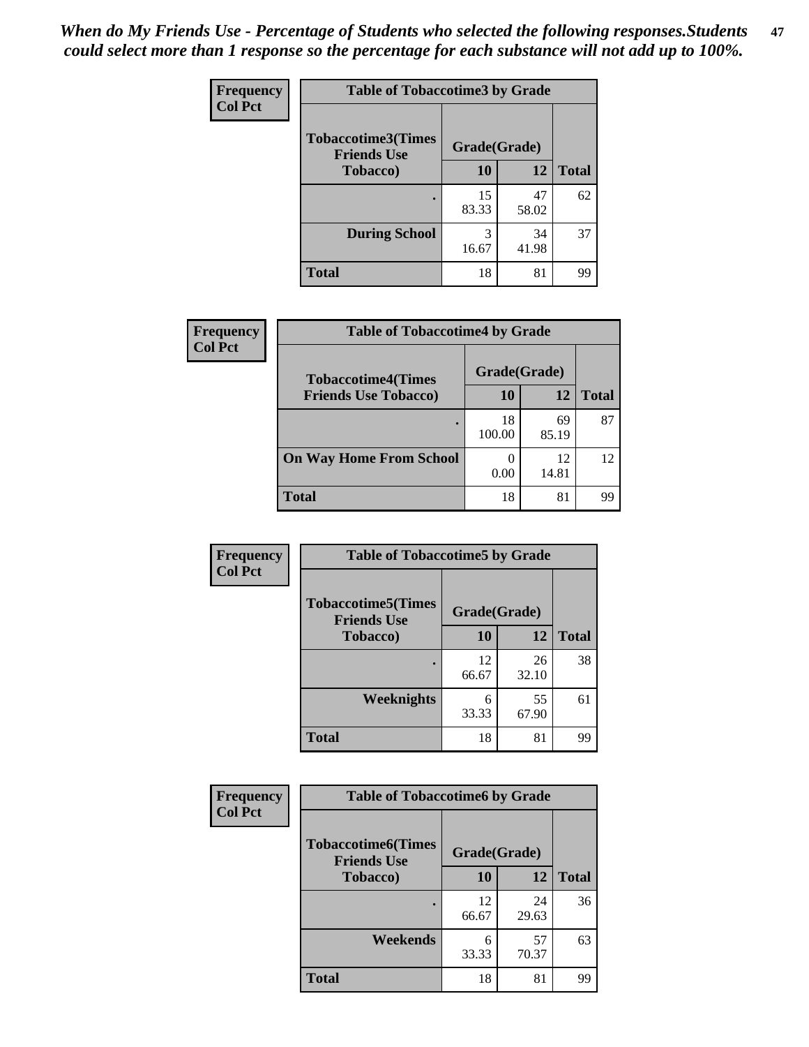*When do My Friends Use - Percentage of Students who selected the following responses.Students could select more than 1 response so the percentage for each substance will not add up to 100%.*

**Frequency**
**Col Pct**

**Table of Tobaccotime3 by Grade**

| Tobaccotime3(Times Friends Use Tobacco) | Grade(Grade) | | Total |
|---|---|---|---|
| | 10 | 12 | |
| . | 15<br>83.33 | 47<br>58.02 | 62 |
| During School | 3<br>16.67 | 34<br>41.98 | 37 |
| Total | 18 | 81 | 99 |

**Frequency**
**Col Pct**

**Table of Tobaccotime4 by Grade**

| Tobaccotime4(Times Friends Use Tobacco) | Grade(Grade) | | Total |
|---|---|---|---|
| | 10 | 12 | |
| . | 18<br>100.00 | 69<br>85.19 | 87 |
| On Way Home From School | 0<br>0.00 | 12<br>14.81 | 12 |
| Total | 18 | 81 | 99 |

**Frequency**
**Col Pct**

**Table of Tobaccotime5 by Grade**

| Tobaccotime5(Times Friends Use Tobacco) | Grade(Grade) | | Total |
|---|---|---|---|
| | 10 | 12 | |
| . | 12<br>66.67 | 26<br>32.10 | 38 |
| Weeknights | 6<br>33.33 | 55<br>67.90 | 61 |
| Total | 18 | 81 | 99 |

**Frequency**
**Col Pct**

**Table of Tobaccotime6 by Grade**

| Tobaccotime6(Times Friends Use Tobacco) | Grade(Grade) | | Total |
|---|---|---|---|
| | 10 | 12 | |
| . | 12<br>66.67 | 24<br>29.63 | 36 |
| Weekends | 6<br>33.33 | 57<br>70.37 | 63 |
| Total | 18 | 81 | 99 |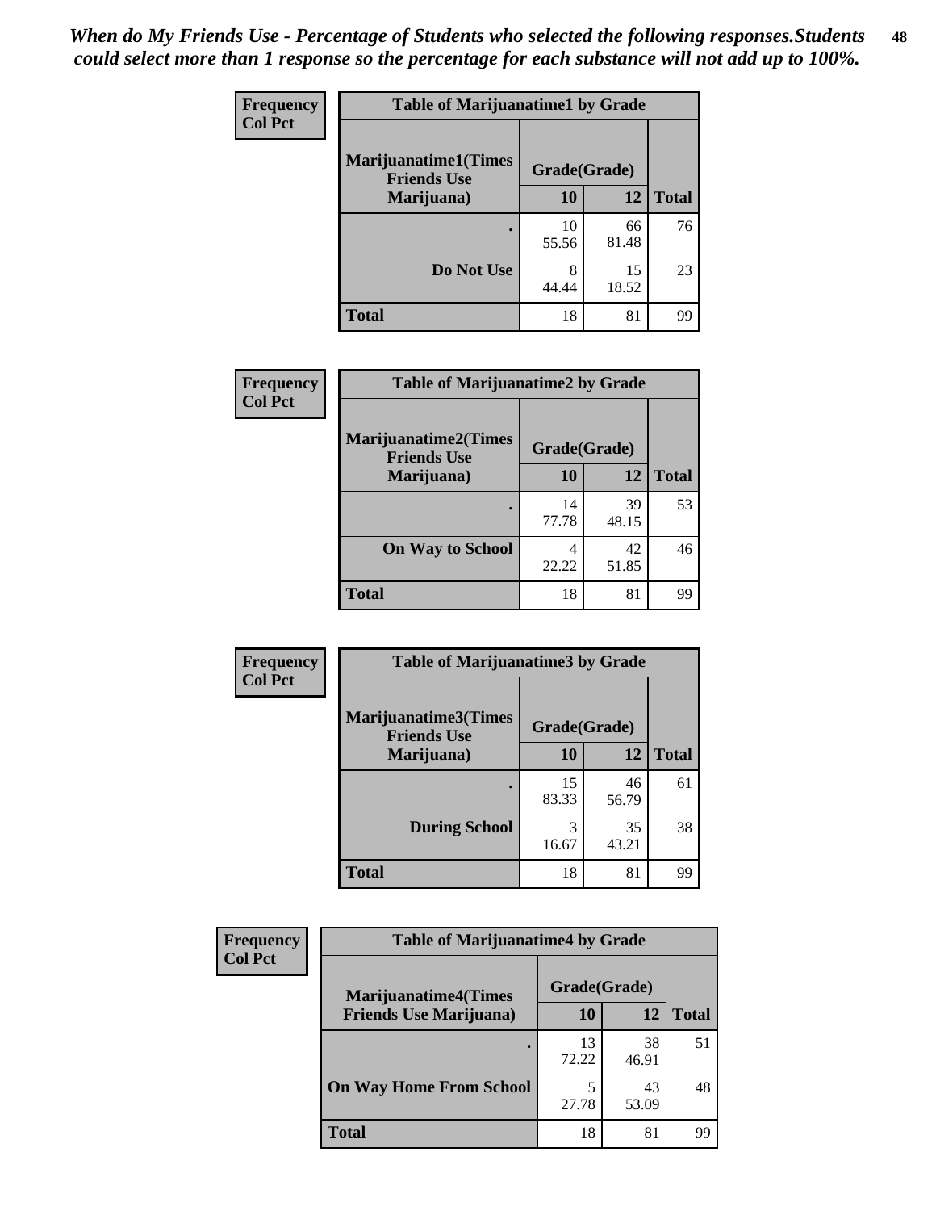*When do My Friends Use - Percentage of Students who selected the following responses.Students could select more than 1 response so the percentage for each substance will not add up to 100%.*

**Frequency**
**Col Pct**

| Table of Marijuanatime1 by Grade | | | |
|---|---|---|---|
| **Marijuanatime1(Times Friends Use Marijuana)** | **Grade(Grade)** | | |
| | **10** | **12** | **Total** |
| **.** | 10<br>55.56 | 66<br>81.48 | 76 |
| **Do Not Use** | 8<br>44.44 | 15<br>18.52 | 23 |
| **Total** | 18 | 81 | 99 |

**Frequency**
**Col Pct**

| Table of Marijuanatime2 by Grade | | | |
|---|---|---|---|
| **Marijuanatime2(Times Friends Use Marijuana)** | **Grade(Grade)** | | |
| | **10** | **12** | **Total** |
| **.** | 14<br>77.78 | 39<br>48.15 | 53 |
| **On Way to School** | 4<br>22.22 | 42<br>51.85 | 46 |
| **Total** | 18 | 81 | 99 |

**Frequency**
**Col Pct**

| Table of Marijuanatime3 by Grade | | | |
|---|---|---|---|
| **Marijuanatime3(Times Friends Use Marijuana)** | **Grade(Grade)** | | |
| | **10** | **12** | **Total** |
| **.** | 15<br>83.33 | 46<br>56.79 | 61 |
| **During School** | 3<br>16.67 | 35<br>43.21 | 38 |
| **Total** | 18 | 81 | 99 |

**Frequency**
**Col Pct**

| Table of Marijuanatime4 by Grade | | | |
|---|---|---|---|
| **Marijuanatime4(Times Friends Use Marijuana)** | **Grade(Grade)** | | |
| | **10** | **12** | **Total** |
| **.** | 13<br>72.22 | 38<br>46.91 | 51 |
| **On Way Home From School** | 5<br>27.78 | 43<br>53.09 | 48 |
| **Total** | 18 | 81 | 99 |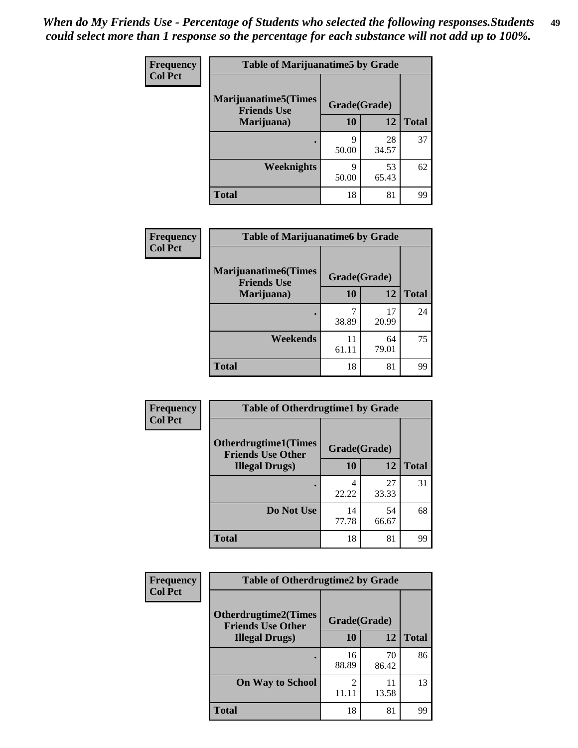*When do My Friends Use - Percentage of Students who selected the following responses.Students could select more than 1 response so the percentage for each substance will not add up to 100%.*

**Frequency**
**Col Pct**

| Table of Marijuanatime5 by Grade | | | |
|---|---|---|---|
| **Marijuanatime5(Times Friends Use Marijuana)** | **Grade(Grade)** | | **Total** |
| | **10** | **12** | |
| **.** | 9<br>50.00 | 28<br>34.57 | 37 |
| **Weeknights** | 9<br>50.00 | 53<br>65.43 | 62 |
| **Total** | 18 | 81 | 99 |

**Frequency**
**Col Pct**

| Table of Marijuanatime6 by Grade | | | |
|---|---|---|---|
| **Marijuanatime6(Times Friends Use Marijuana)** | **Grade(Grade)** | | **Total** |
| | **10** | **12** | |
| **.** | 7<br>38.89 | 17<br>20.99 | 24 |
| **Weekends** | 11<br>61.11 | 64<br>79.01 | 75 |
| **Total** | 18 | 81 | 99 |

**Frequency**
**Col Pct**

| Table of Otherdrugtime1 by Grade | | | |
|---|---|---|---|
| **Otherdrugtime1(Times Friends Use Other Illegal Drugs)** | **Grade(Grade)** | | **Total** |
| | **10** | **12** | |
| **.** | 4<br>22.22 | 27<br>33.33 | 31 |
| **Do Not Use** | 14<br>77.78 | 54<br>66.67 | 68 |
| **Total** | 18 | 81 | 99 |

**Frequency**
**Col Pct**

| Table of Otherdrugtime2 by Grade | | | |
|---|---|---|---|
| **Otherdrugtime2(Times Friends Use Other Illegal Drugs)** | **Grade(Grade)** | | **Total** |
| | **10** | **12** | |
| **.** | 16<br>88.89 | 70<br>86.42 | 86 |
| **On Way to School** | 2<br>11.11 | 11<br>13.58 | 13 |
| **Total** | 18 | 81 | 99 |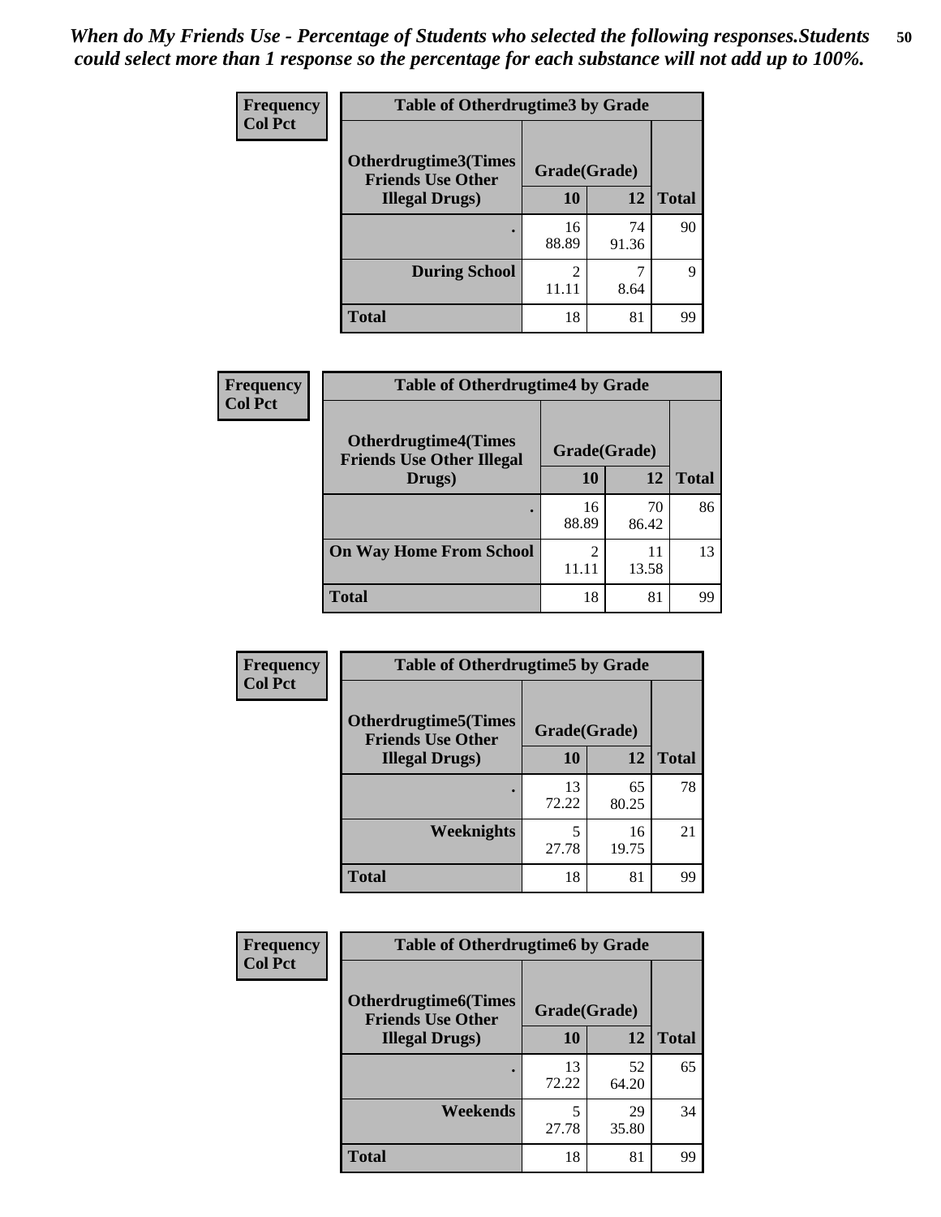*When do My Friends Use - Percentage of Students who selected the following responses.Students could select more than 1 response so the percentage for each substance will not add up to 100%.*

**Frequency**
**Col Pct**

| Table of Otherdrugtime3 by Grade | | | |
|---|---|---|---|
| **Otherdrugtime3(Times Friends Use Other Illegal Drugs)** | **Grade(Grade)** | | |
| | **10** | **12** | **Total** |
| **.** | 16<br>88.89 | 74<br>91.36 | 90 |
| **During School** | 2<br>11.11 | 7<br>8.64 | 9 |
| **Total** | 18 | 81 | 99 |

**Frequency**
**Col Pct**

| Table of Otherdrugtime4 by Grade | | | |
|---|---|---|---|
| **Otherdrugtime4(Times Friends Use Other Illegal Drugs)** | **Grade(Grade)** | | |
| | **10** | **12** | **Total** |
| **.** | 16<br>88.89 | 70<br>86.42 | 86 |
| **On Way Home From School** | 2<br>11.11 | 11<br>13.58 | 13 |
| **Total** | 18 | 81 | 99 |

**Frequency**
**Col Pct**

| Table of Otherdrugtime5 by Grade | | | |
|---|---|---|---|
| **Otherdrugtime5(Times Friends Use Other Illegal Drugs)** | **Grade(Grade)** | | |
| | **10** | **12** | **Total** |
| **.** | 13<br>72.22 | 65<br>80.25 | 78 |
| **Weeknights** | 5<br>27.78 | 16<br>19.75 | 21 |
| **Total** | 18 | 81 | 99 |

**Frequency**
**Col Pct**

| Table of Otherdrugtime6 by Grade | | | |
|---|---|---|---|
| **Otherdrugtime6(Times Friends Use Other Illegal Drugs)** | **Grade(Grade)** | | |
| | **10** | **12** | **Total** |
| **.** | 13<br>72.22 | 52<br>64.20 | 65 |
| **Weekends** | 5<br>27.78 | 29<br>35.80 | 34 |
| **Total** | 18 | 81 | 99 |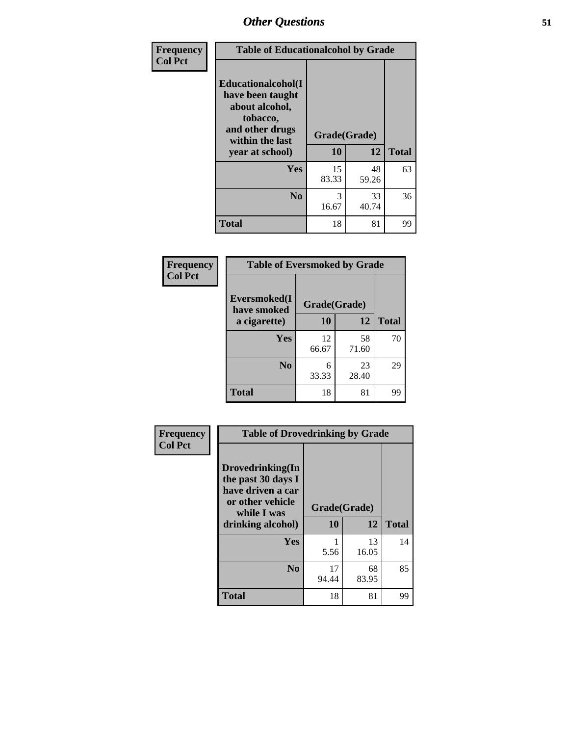## Other Questions

**Frequency**
**Col Pct**

| Table of Educationalcohol by Grade | | | |
|---|---|---|---|
| **Educationalcohol(I have been taught about alcohol, tobacco, and other drugs within the last year at school)** | **Grade(Grade)** | | |
| | **10** | **12** | **Total** |
| **Yes** | 15<br>83.33 | 48<br>59.26 | 63 |
| **No** | 3<br>16.67 | 33<br>40.74 | 36 |
| **Total** | 18 | 81 | 99 |

**Frequency**
**Col Pct**

| Table of Eversmoked by Grade | | | |
|---|---|---|---|
| **Eversmoked(I have smoked a cigarette)** | **Grade(Grade)** | | |
| | **10** | **12** | **Total** |
| **Yes** | 12<br>66.67 | 58<br>71.60 | 70 |
| **No** | 6<br>33.33 | 23<br>28.40 | 29 |
| **Total** | 18 | 81 | 99 |

**Frequency**
**Col Pct**

| Table of Drovedrinking by Grade | | | |
|---|---|---|---|
| **Drovedrinking(In the past 30 days I have driven a car or other vehicle while I was drinking alcohol)** | **Grade(Grade)** | | |
| | **10** | **12** | **Total** |
| **Yes** | 1<br>5.56 | 13<br>16.05 | 14 |
| **No** | 17<br>94.44 | 68<br>83.95 | 85 |
| **Total** | 18 | 81 | 99 |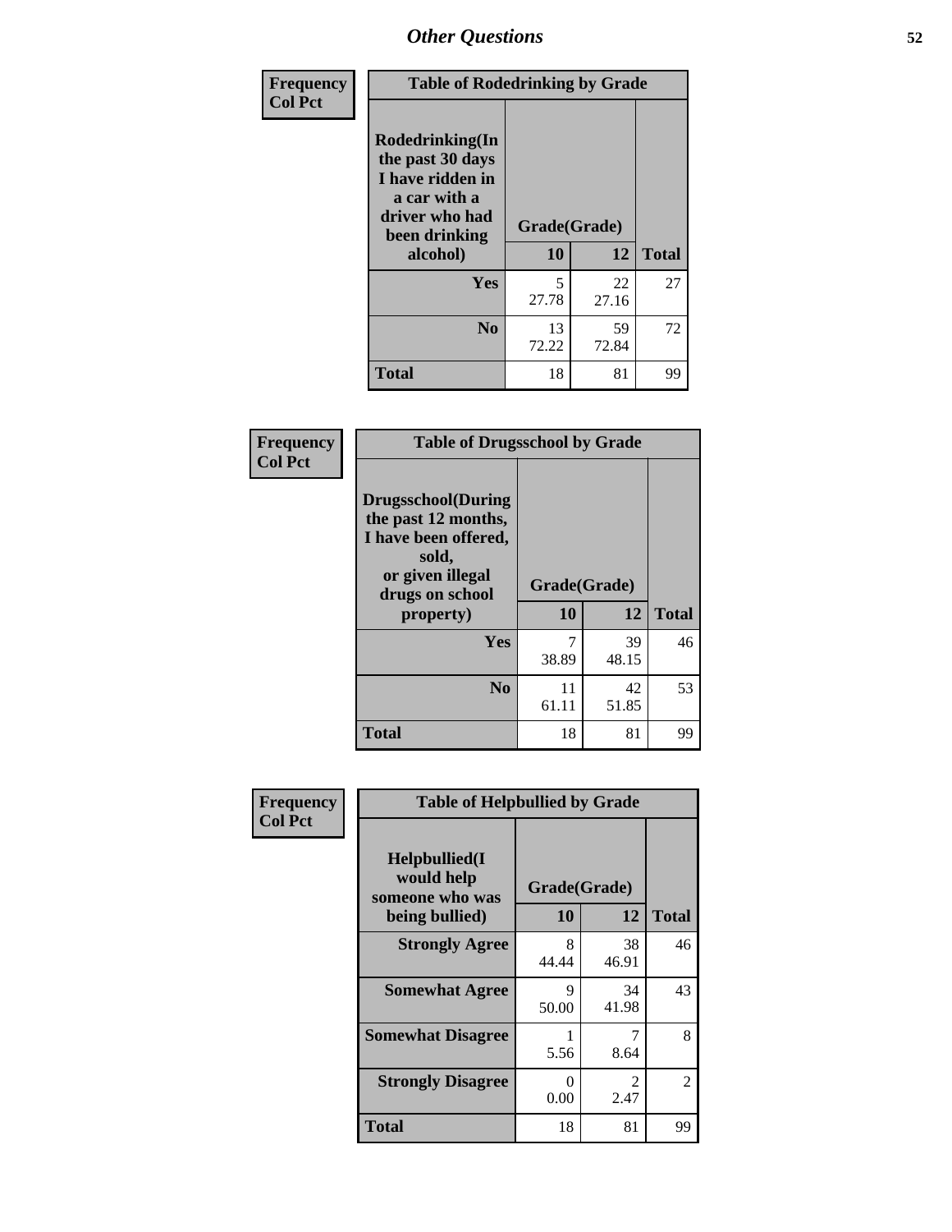# Other Questions

**Frequency / Col Pct**

| Table of Rodedrinking by Grade | | | |
|---|---|---|---|
| Rodedrinking(In the past 30 days I have ridden in a car with a driver who had been drinking alcohol) | Grade(Grade) | | |
| | 10 | 12 | Total |
| **Yes** | 5<br>27.78 | 22<br>27.16 | 27 |
| **No** | 13<br>72.22 | 59<br>72.84 | 72 |
| **Total** | 18 | 81 | 99 |

**Frequency / Col Pct**

| Table of Drugsschool by Grade | | | |
|---|---|---|---|
| Drugsschool(During the past 12 months, I have been offered, sold, or given illegal drugs on school property) | Grade(Grade) | | |
| | 10 | 12 | Total |
| **Yes** | 7<br>38.89 | 39<br>48.15 | 46 |
| **No** | 11<br>61.11 | 42<br>51.85 | 53 |
| **Total** | 18 | 81 | 99 |

**Frequency / Col Pct**

| Table of Helpbullied by Grade | | | |
|---|---|---|---|
| Helpbullied(I would help someone who was being bullied) | Grade(Grade) | | |
| | 10 | 12 | Total |
| **Strongly Agree** | 8<br>44.44 | 38<br>46.91 | 46 |
| **Somewhat Agree** | 9<br>50.00 | 34<br>41.98 | 43 |
| **Somewhat Disagree** | 1<br>5.56 | 7<br>8.64 | 8 |
| **Strongly Disagree** | 0<br>0.00 | 2<br>2.47 | 2 |
| **Total** | 18 | 81 | 99 |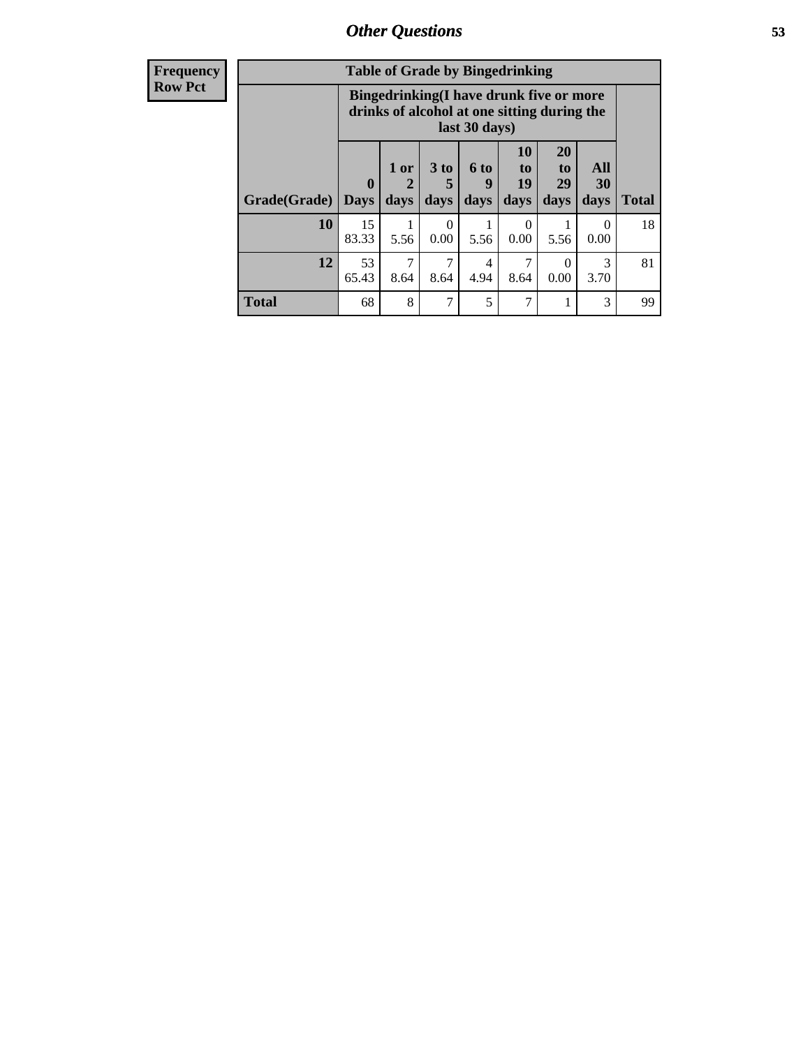## Other Questions

| Frequency Row Pct |
|---|

| Table of Grade by Bingedrinking | | | | | | | | |
|---|---|---|---|---|---|---|---|---|
| | Bingedrinking(I have drunk five or more drinks of alcohol at one sitting during the last 30 days) | | | | | | | |
| Grade(Grade) | 0 Days | 1 or 2 days | 3 to 5 days | 6 to 9 days | 10 to 19 days | 20 to 29 days | All 30 days | Total |
| 10 | 15<br>83.33 | 1<br>5.56 | 0<br>0.00 | 1<br>5.56 | 0<br>0.00 | 1<br>5.56 | 0<br>0.00 | 18 |
| 12 | 53<br>65.43 | 7<br>8.64 | 7<br>8.64 | 4<br>4.94 | 7<br>8.64 | 0<br>0.00 | 3<br>3.70 | 81 |
| Total | 68 | 8 | 7 | 5 | 7 | 1 | 3 | 99 |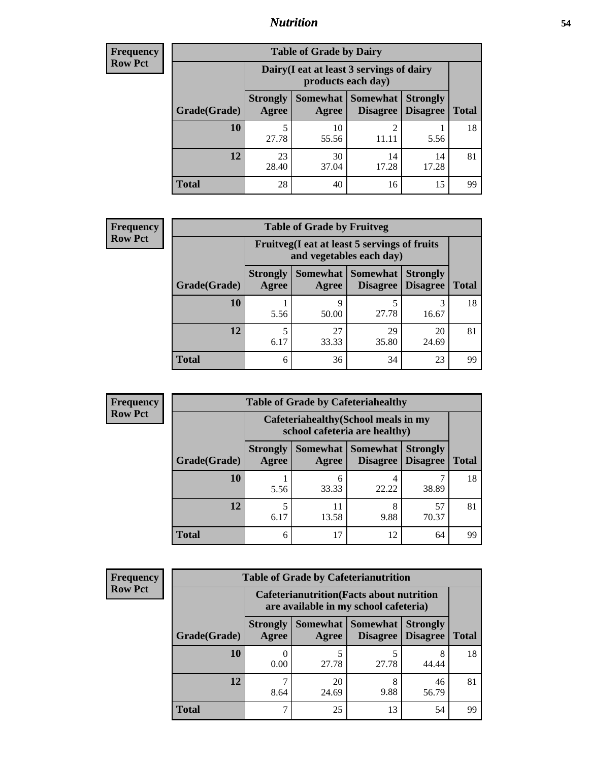**Frequency**
**Row Pct**

| Table of Grade by Dairy | | | | | |
|---|---|---|---|---|---|
| | Dairy(I eat at least 3 servings of dairy products each day) | | | | |
| Grade(Grade) | Strongly Agree | Somewhat Agree | Somewhat Disagree | Strongly Disagree | Total |
| **10** | 5<br>27.78 | 10<br>55.56 | 2<br>11.11 | 1<br>5.56 | 18 |
| **12** | 23<br>28.40 | 30<br>37.04 | 14<br>17.28 | 14<br>17.28 | 81 |
| **Total** | 28 | 40 | 16 | 15 | 99 |

**Frequency**
**Row Pct**

| Table of Grade by Fruitveg | | | | | |
|---|---|---|---|---|---|
| | Fruitveg(I eat at least 5 servings of fruits and vegetables each day) | | | | |
| Grade(Grade) | Strongly Agree | Somewhat Agree | Somewhat Disagree | Strongly Disagree | Total |
| **10** | 1<br>5.56 | 9<br>50.00 | 5<br>27.78 | 3<br>16.67 | 18 |
| **12** | 5<br>6.17 | 27<br>33.33 | 29<br>35.80 | 20<br>24.69 | 81 |
| **Total** | 6 | 36 | 34 | 23 | 99 |

**Frequency**
**Row Pct**

| Table of Grade by Cafeteriahealthy | | | | | |
|---|---|---|---|---|---|
| | Cafeteriahealthy(School meals in my school cafeteria are healthy) | | | | |
| Grade(Grade) | Strongly Agree | Somewhat Agree | Somewhat Disagree | Strongly Disagree | Total |
| **10** | 1<br>5.56 | 6<br>33.33 | 4<br>22.22 | 7<br>38.89 | 18 |
| **12** | 5<br>6.17 | 11<br>13.58 | 8<br>9.88 | 57<br>70.37 | 81 |
| **Total** | 6 | 17 | 12 | 64 | 99 |

**Frequency**
**Row Pct**

| Table of Grade by Cafeterianutrition | | | | | |
|---|---|---|---|---|---|
| | Cafeterianutrition(Facts about nutrition are available in my school cafeteria) | | | | |
| Grade(Grade) | Strongly Agree | Somewhat Agree | Somewhat Disagree | Strongly Disagree | Total |
| **10** | 0<br>0.00 | 5<br>27.78 | 5<br>27.78 | 8<br>44.44 | 18 |
| **12** | 7<br>8.64 | 20<br>24.69 | 8<br>9.88 | 46<br>56.79 | 81 |
| **Total** | 7 | 25 | 13 | 54 | 99 |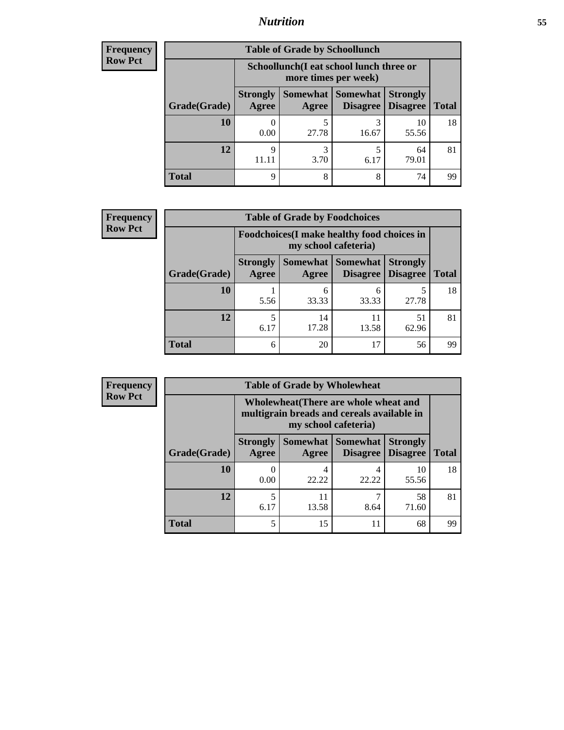**Frequency**
**Row Pct**

| Table of Grade by Schoollunch | | | | | |
|---|---|---|---|---|---|
| | Schoollunch(I eat school lunch three or more times per week) | | | | |
| Grade(Grade) | Strongly Agree | Somewhat Agree | Somewhat Disagree | Strongly Disagree | Total |
| 10 | 0<br>0.00 | 5<br>27.78 | 3<br>16.67 | 10<br>55.56 | 18 |
| 12 | 9<br>11.11 | 3<br>3.70 | 5<br>6.17 | 64<br>79.01 | 81 |
| Total | 9 | 8 | 8 | 74 | 99 |

**Frequency**
**Row Pct**

| Table of Grade by Foodchoices | | | | | |
|---|---|---|---|---|---|
| | Foodchoices(I make healthy food choices in my school cafeteria) | | | | |
| Grade(Grade) | Strongly Agree | Somewhat Agree | Somewhat Disagree | Strongly Disagree | Total |
| 10 | 1<br>5.56 | 6<br>33.33 | 6<br>33.33 | 5<br>27.78 | 18 |
| 12 | 5<br>6.17 | 14<br>17.28 | 11<br>13.58 | 51<br>62.96 | 81 |
| Total | 6 | 20 | 17 | 56 | 99 |

**Frequency**
**Row Pct**

| Table of Grade by Wholewheat | | | | | |
|---|---|---|---|---|---|
| | Wholewheat(There are whole wheat and multigrain breads and cereals available in my school cafeteria) | | | | |
| Grade(Grade) | Strongly Agree | Somewhat Agree | Somewhat Disagree | Strongly Disagree | Total |
| 10 | 0<br>0.00 | 4<br>22.22 | 4<br>22.22 | 10<br>55.56 | 18 |
| 12 | 5<br>6.17 | 11<br>13.58 | 7<br>8.64 | 58<br>71.60 | 81 |
| Total | 5 | 15 | 11 | 68 | 99 |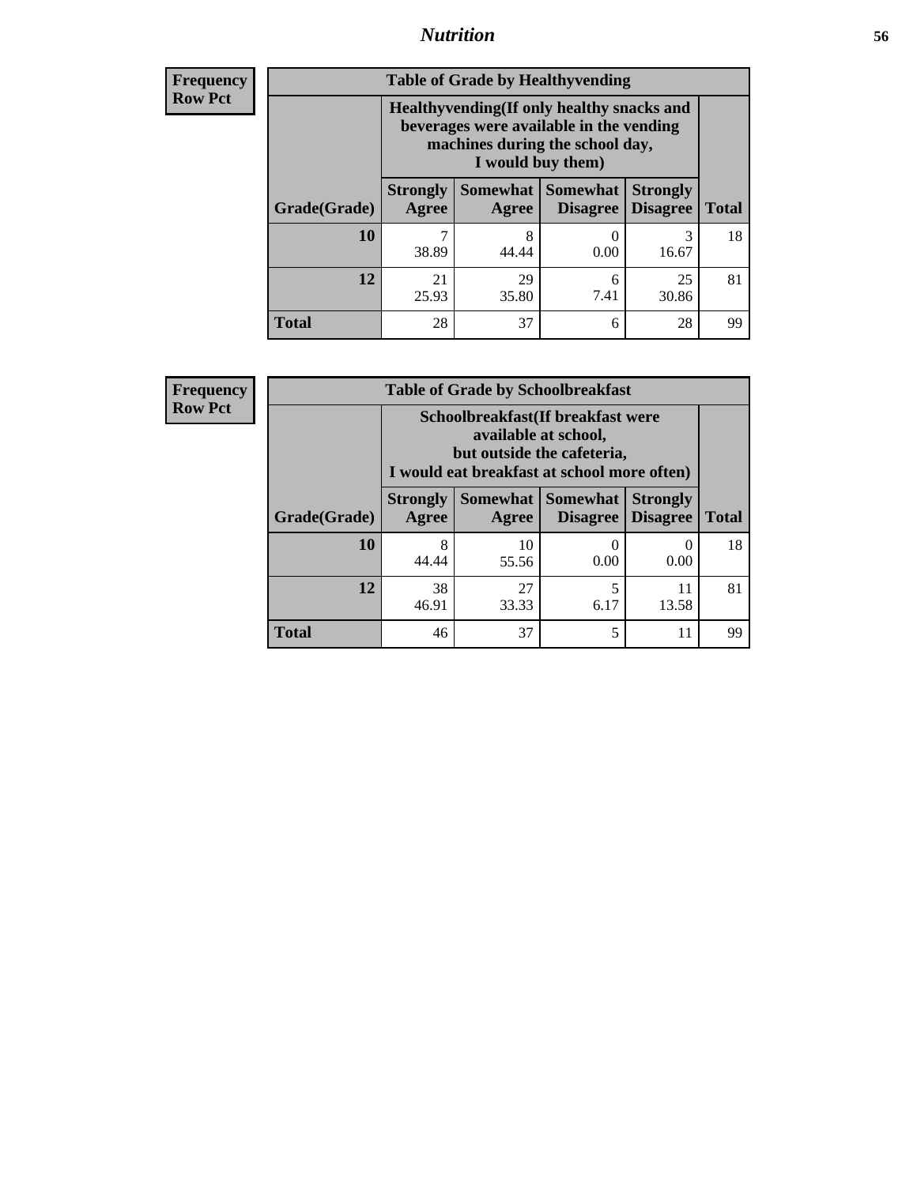| Frequency<br>Row Pct |
|---|

**Table of Grade by Healthyvending**

| Grade(Grade) | Healthyvending(If only healthy snacks and beverages were available in the vending machines during the school day, I would buy them) | | | | Total |
|---|---|---|---|---|---|
| | Strongly Agree | Somewhat Agree | Somewhat Disagree | Strongly Disagree | |
| 10 | 7<br>38.89 | 8<br>44.44 | 0<br>0.00 | 3<br>16.67 | 18 |
| 12 | 21<br>25.93 | 29<br>35.80 | 6<br>7.41 | 25<br>30.86 | 81 |
| Total | 28 | 37 | 6 | 28 | 99 |

| Frequency<br>Row Pct |
|---|

**Table of Grade by Schoolbreakfast**

| Grade(Grade) | Schoolbreakfast(If breakfast were available at school, but outside the cafeteria, I would eat breakfast at school more often) | | | | Total |
|---|---|---|---|---|---|
| | Strongly Agree | Somewhat Agree | Somewhat Disagree | Strongly Disagree | |
| 10 | 8<br>44.44 | 10<br>55.56 | 0<br>0.00 | 0<br>0.00 | 18 |
| 12 | 38<br>46.91 | 27<br>33.33 | 5<br>6.17 | 11<br>13.58 | 81 |
| Total | 46 | 37 | 5 | 11 | 99 |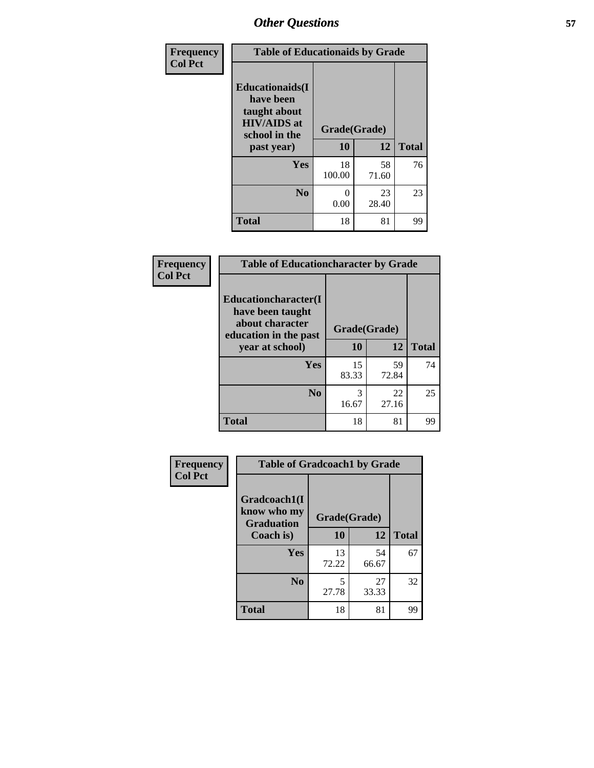## Other Questions

Frequency
Col Pct

**Table of Educationaids by Grade**

| Educationaids(I have been taught about HIV/AIDS at school in the past year) | Grade(Grade) | | Total |
|---|---|---|---|
| | 10 | 12 | |
| **Yes** | 18<br>100.00 | 58<br>71.60 | 76 |
| **No** | 0<br>0.00 | 23<br>28.40 | 23 |
| **Total** | 18 | 81 | 99 |

Frequency
Col Pct

**Table of Educationcharacter by Grade**

| Educationcharacter(I have been taught about character education in the past year at school) | Grade(Grade) | | Total |
|---|---|---|---|
| | 10 | 12 | |
| **Yes** | 15<br>83.33 | 59<br>72.84 | 74 |
| **No** | 3<br>16.67 | 22<br>27.16 | 25 |
| **Total** | 18 | 81 | 99 |

Frequency
Col Pct

**Table of Gradcoach1 by Grade**

| Gradcoach1(I know who my Graduation Coach is) | Grade(Grade) | | Total |
|---|---|---|---|
| | 10 | 12 | |
| **Yes** | 13<br>72.22 | 54<br>66.67 | 67 |
| **No** | 5<br>27.78 | 27<br>33.33 | 32 |
| **Total** | 18 | 81 | 99 |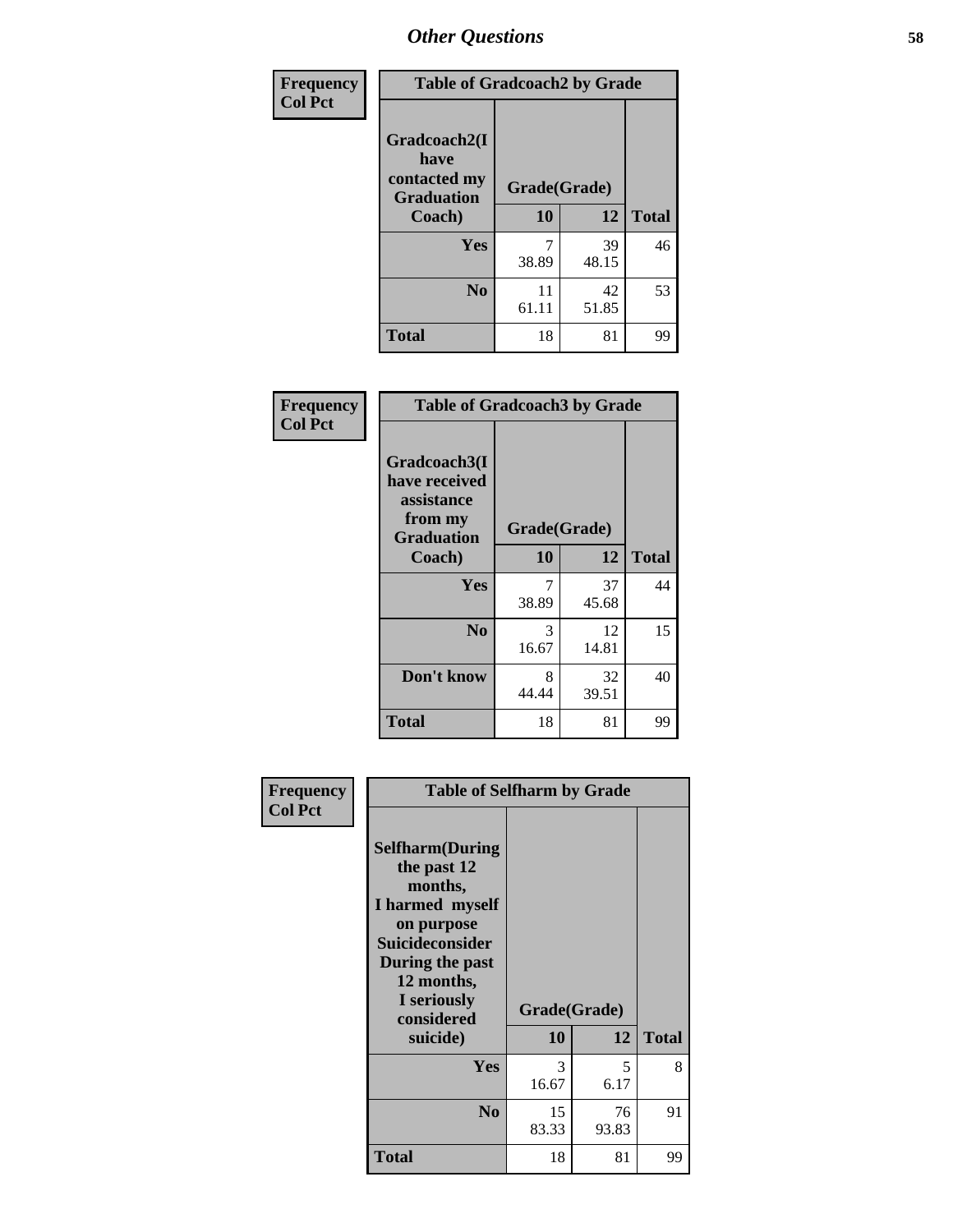# Other Questions

**Frequency**
**Col Pct**

| Table of Gradcoach2 by Grade | | | |
|---|---|---|---|
| **Gradcoach2(I have contacted my Graduation Coach)** | **Grade(Grade)** | | |
| | **10** | **12** | **Total** |
| **Yes** | 7<br>38.89 | 39<br>48.15 | 46 |
| **No** | 11<br>61.11 | 42<br>51.85 | 53 |
| **Total** | 18 | 81 | 99 |

**Frequency**
**Col Pct**

| Table of Gradcoach3 by Grade | | | |
|---|---|---|---|
| **Gradcoach3(I have received assistance from my Graduation Coach)** | **Grade(Grade)** | | |
| | **10** | **12** | **Total** |
| **Yes** | 7<br>38.89 | 37<br>45.68 | 44 |
| **No** | 3<br>16.67 | 12<br>14.81 | 15 |
| **Don't know** | 8<br>44.44 | 32<br>39.51 | 40 |
| **Total** | 18 | 81 | 99 |

**Frequency**
**Col Pct**

| Table of Selfharm by Grade | | | |
|---|---|---|---|
| **Selfharm(During the past 12 months, I harmed myself on purpose Suicideconsider During the past 12 months, I seriously considered suicide)** | **Grade(Grade)** | | |
| | **10** | **12** | **Total** |
| **Yes** | 3<br>16.67 | 5<br>6.17 | 8 |
| **No** | 15<br>83.33 | 76<br>93.83 | 91 |
| **Total** | 18 | 81 | 99 |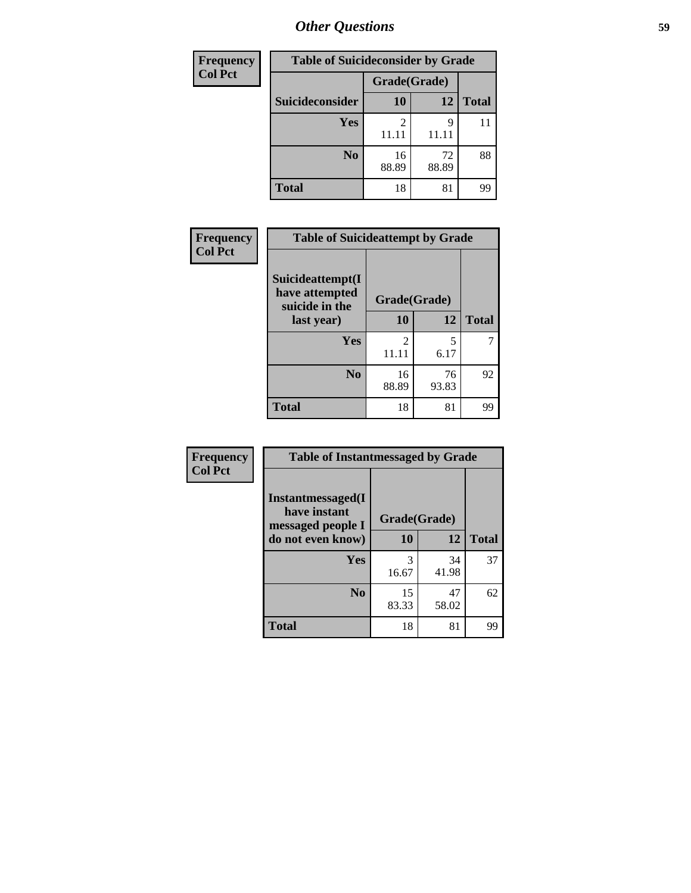| Frequency<br>Col Pct |
|---|

| Table of Suicideconsider by Grade | | | |
|---|---|---|---|
| | Grade(Grade) | | |
| Suicideconsider | 10 | 12 | Total |
| Yes | 2<br>11.11 | 9<br>11.11 | 11 |
| No | 16<br>88.89 | 72<br>88.89 | 88 |
| Total | 18 | 81 | 99 |

| Frequency<br>Col Pct |
|---|

| Table of Suicideattempt by Grade | | | |
|---|---|---|---|
| Suicideattempt(I have attempted suicide in the last year) | Grade(Grade) | | |
| | 10 | 12 | Total |
| Yes | 2<br>11.11 | 5<br>6.17 | 7 |
| No | 16<br>88.89 | 76<br>93.83 | 92 |
| Total | 18 | 81 | 99 |

| Frequency<br>Col Pct |
|---|

| Table of Instantmessaged by Grade | | | |
|---|---|---|---|
| Instantmessaged(I have instant messaged people I do not even know) | Grade(Grade) | | |
| | 10 | 12 | Total |
| Yes | 3<br>16.67 | 34<br>41.98 | 37 |
| No | 15<br>83.33 | 47<br>58.02 | 62 |
| Total | 18 | 81 | 99 |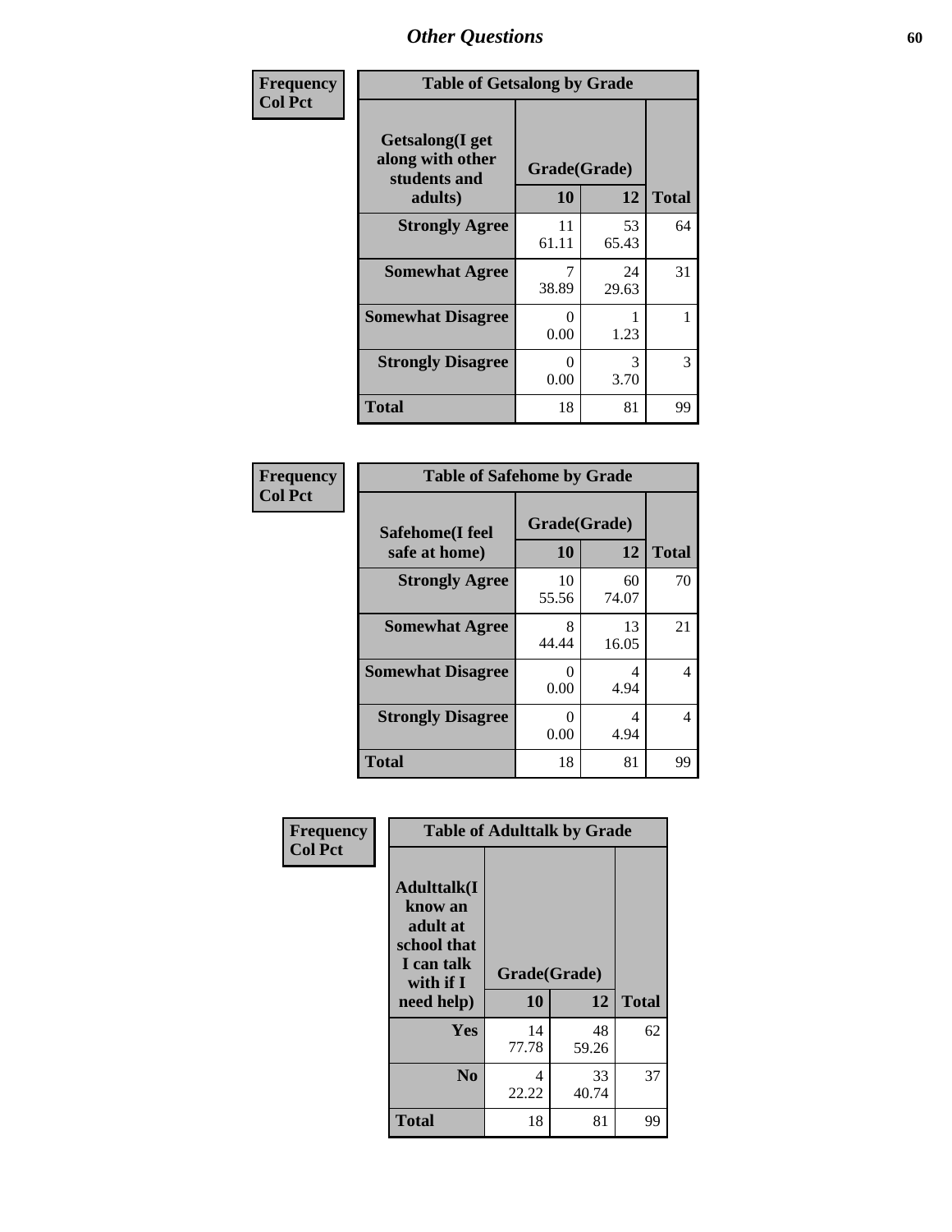# Other Questions

| Frequency<br>Col Pct | | | |
|---|---|---|---|

**Table of Getsalong by Grade**

| Getsalong(I get along with other students and adults) | Grade(Grade) | | Total |
|---|---|---|---|
| | 10 | 12 | |
| **Strongly Agree** | 11<br>61.11 | 53<br>65.43 | 64 |
| **Somewhat Agree** | 7<br>38.89 | 24<br>29.63 | 31 |
| **Somewhat Disagree** | 0<br>0.00 | 1<br>1.23 | 1 |
| **Strongly Disagree** | 0<br>0.00 | 3<br>3.70 | 3 |
| **Total** | 18 | 81 | 99 |

Frequency
Col Pct

**Table of Safehome by Grade**

| Safehome(I feel safe at home) | Grade(Grade) | | Total |
|---|---|---|---|
| | 10 | 12 | |
| **Strongly Agree** | 10<br>55.56 | 60<br>74.07 | 70 |
| **Somewhat Agree** | 8<br>44.44 | 13<br>16.05 | 21 |
| **Somewhat Disagree** | 0<br>0.00 | 4<br>4.94 | 4 |
| **Strongly Disagree** | 0<br>0.00 | 4<br>4.94 | 4 |
| **Total** | 18 | 81 | 99 |

Frequency
Col Pct

**Table of Adulttalk by Grade**

| Adulttalk(I know an adult at school that I can talk with if I need help) | Grade(Grade) | | Total |
|---|---|---|---|
| | 10 | 12 | |
| **Yes** | 14<br>77.78 | 48<br>59.26 | 62 |
| **No** | 4<br>22.22 | 33<br>40.74 | 37 |
| **Total** | 18 | 81 | 99 |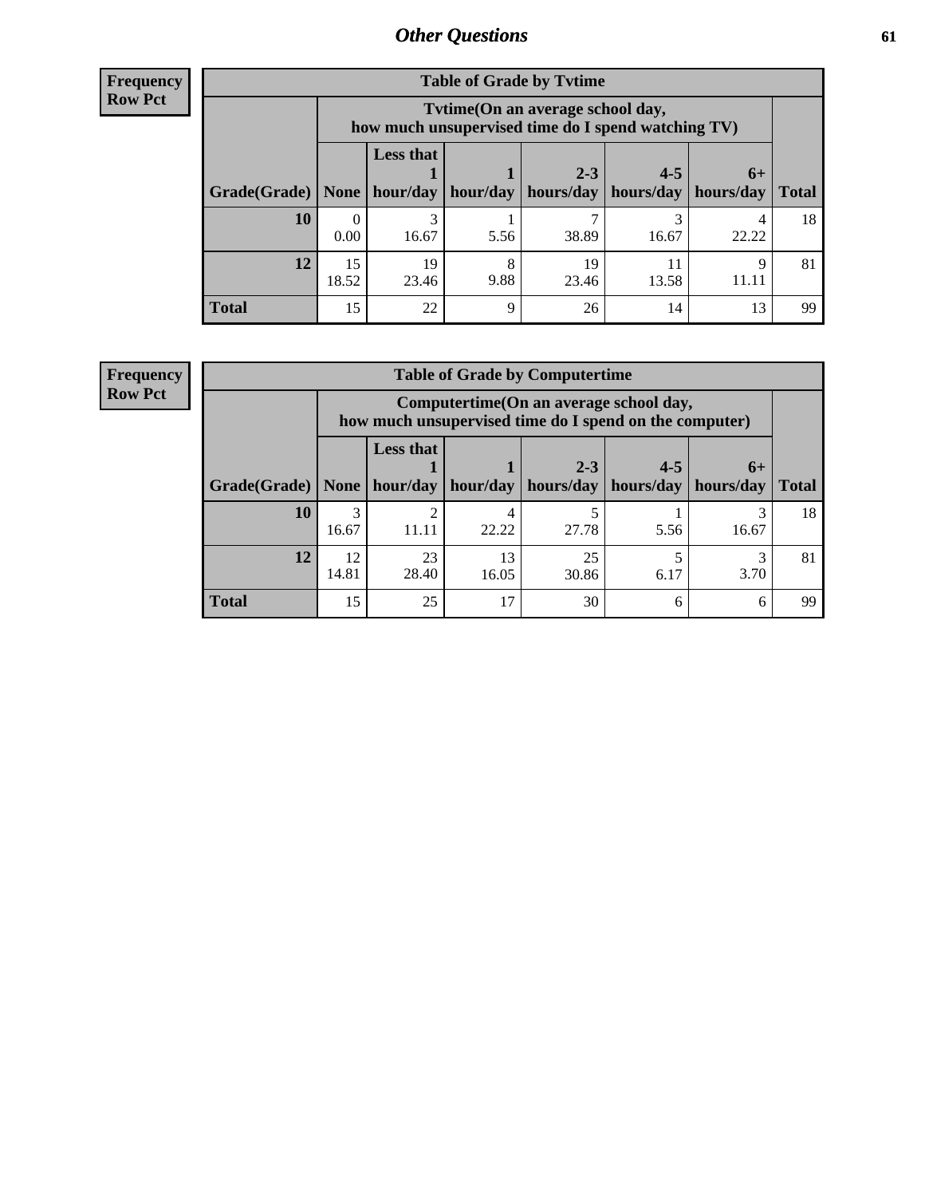**Frequency**
**Row Pct**

| Table of Grade by Tvtime | | | | | | | |
|---|---|---|---|---|---|---|---|
| | **Tvtime(On an average school day, how much unsupervised time do I spend watching TV)** | | | | | | |
| **Grade(Grade)** | **None** | **Less that 1 hour/day** | **1 hour/day** | **2-3 hours/day** | **4-5 hours/day** | **6+ hours/day** | **Total** |
| **10** | 0<br>0.00 | 3<br>16.67 | 1<br>5.56 | 7<br>38.89 | 3<br>16.67 | 4<br>22.22 | 18 |
| **12** | 15<br>18.52 | 19<br>23.46 | 8<br>9.88 | 19<br>23.46 | 11<br>13.58 | 9<br>11.11 | 81 |
| **Total** | 15 | 22 | 9 | 26 | 14 | 13 | 99 |

**Frequency**
**Row Pct**

| Table of Grade by Computertime | | | | | | | |
|---|---|---|---|---|---|---|---|
| | **Computertime(On an average school day, how much unsupervised time do I spend on the computer)** | | | | | | |
| **Grade(Grade)** | **None** | **Less that 1 hour/day** | **1 hour/day** | **2-3 hours/day** | **4-5 hours/day** | **6+ hours/day** | **Total** |
| **10** | 3<br>16.67 | 2<br>11.11 | 4<br>22.22 | 5<br>27.78 | 1<br>5.56 | 3<br>16.67 | 18 |
| **12** | 12<br>14.81 | 23<br>28.40 | 13<br>16.05 | 25<br>30.86 | 5<br>6.17 | 3<br>3.70 | 81 |
| **Total** | 15 | 25 | 17 | 30 | 6 | 6 | 99 |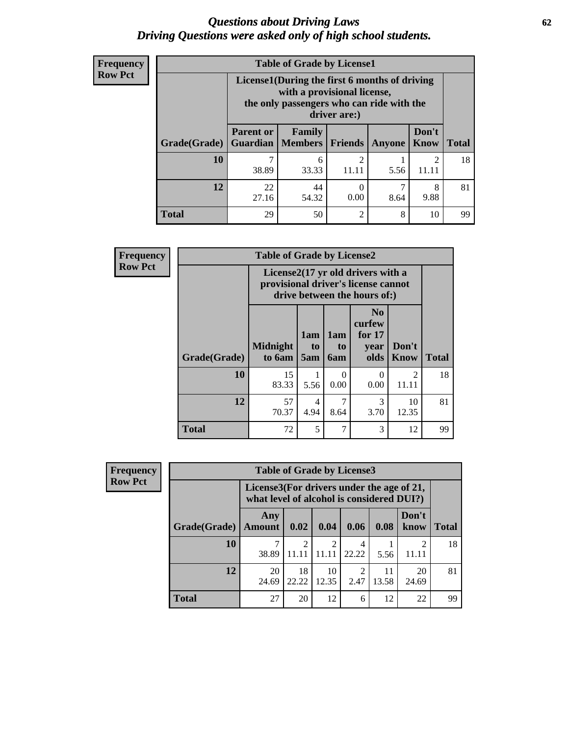# *Questions about Driving Laws*
# *Driving Questions were asked only of high school students.*

**Frequency**
**Row Pct**

**Table of Grade by License1**

| Grade(Grade) | License1(During the first 6 months of driving with a provisional license, the only passengers who can ride with the driver are:) | | | | | Total |
|---|---|---|---|---|---|---|
| | Parent or Guardian | Family Members | Friends | Anyone | Don't Know | |
| **10** | 7<br>38.89 | 6<br>33.33 | 2<br>11.11 | 1<br>5.56 | 2<br>11.11 | 18 |
| **12** | 22<br>27.16 | 44<br>54.32 | 0<br>0.00 | 7<br>8.64 | 8<br>9.88 | 81 |
| **Total** | 29 | 50 | 2 | 8 | 10 | 99 |

**Frequency**
**Row Pct**

**Table of Grade by License2**

| Grade(Grade) | License2(17 yr old drivers with a provisional driver's license cannot drive between the hours of:) | | | | | Total |
|---|---|---|---|---|---|---|
| | Midnight to 6am | 1am to 5am | 1am to 6am | No curfew for 17 year olds | Don't Know | |
| **10** | 15<br>83.33 | 1<br>5.56 | 0<br>0.00 | 0<br>0.00 | 2<br>11.11 | 18 |
| **12** | 57<br>70.37 | 4<br>4.94 | 7<br>8.64 | 3<br>3.70 | 10<br>12.35 | 81 |
| **Total** | 72 | 5 | 7 | 3 | 12 | 99 |

**Frequency**
**Row Pct**

**Table of Grade by License3**

| Grade(Grade) | License3(For drivers under the age of 21, what level of alcohol is considered DUI?) | | | | | | Total |
|---|---|---|---|---|---|---|---|
| | Any Amount | 0.02 | 0.04 | 0.06 | 0.08 | Don't know | |
| **10** | 7<br>38.89 | 2<br>11.11 | 2<br>11.11 | 4<br>22.22 | 1<br>5.56 | 2<br>11.11 | 18 |
| **12** | 20<br>24.69 | 18<br>22.22 | 10<br>12.35 | 2<br>2.47 | 11<br>13.58 | 20<br>24.69 | 81 |
| **Total** | 27 | 20 | 12 | 6 | 12 | 22 | 99 |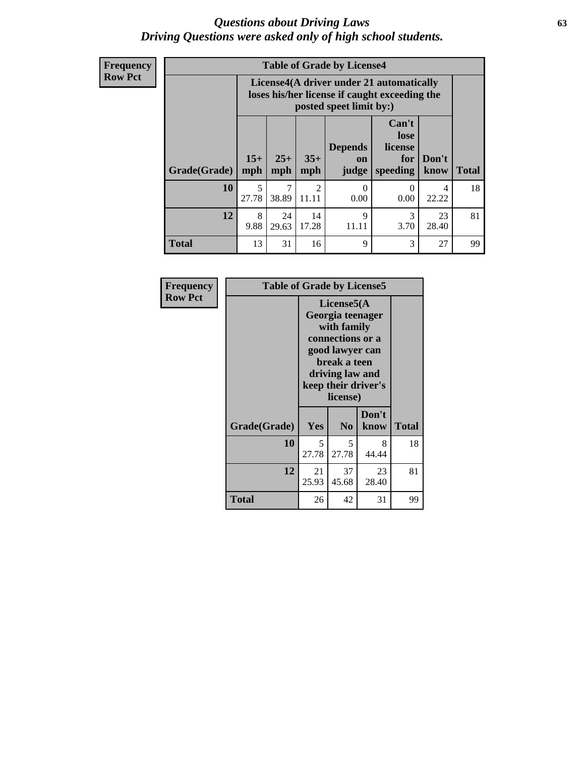# Questions about Driving Laws
## Driving Questions were asked only of high school students.

**Frequency**
**Row Pct**

**Table of Grade by License4**

| Grade(Grade) | License4(A driver under 21 automatically loses his/her license if caught exceeding the posted speet limit by:) 15+ mph | 25+ mph | 35+ mph | Depends on judge | Can't lose license for speeding | Don't know | Total |
|---|---|---|---|---|---|---|---|
| **10** | 5<br>27.78 | 7<br>38.89 | 2<br>11.11 | 0<br>0.00 | 0<br>0.00 | 4<br>22.22 | 18 |
| **12** | 8<br>9.88 | 24<br>29.63 | 14<br>17.28 | 9<br>11.11 | 3<br>3.70 | 23<br>28.40 | 81 |
| **Total** | 13 | 31 | 16 | 9 | 3 | 27 | 99 |

**Frequency**
**Row Pct**

**Table of Grade by License5**

| Grade(Grade) | License5(A Georgia teenager with family connections or a good lawyer can break a teen driving law and keep their driver's license) Yes | No | Don't know | Total |
|---|---|---|---|---|
| **10** | 5<br>27.78 | 5<br>27.78 | 8<br>44.44 | 18 |
| **12** | 21<br>25.93 | 37<br>45.68 | 23<br>28.40 | 81 |
| **Total** | 26 | 42 | 31 | 99 |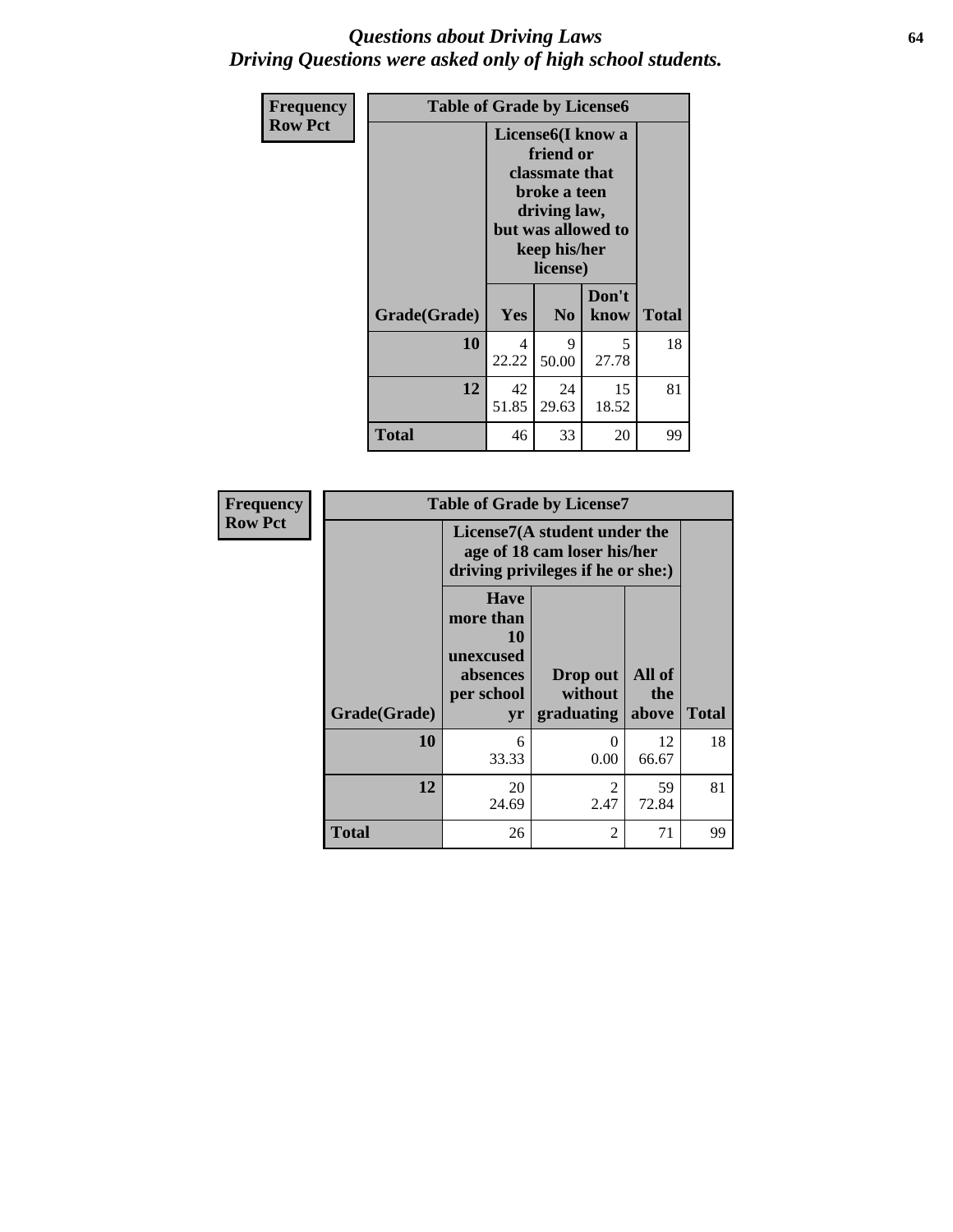# *Questions about Driving Laws*
# *Driving Questions were asked only of high school students.*

**Frequency**
**Row Pct**

| Table of Grade by License6 | | | | |
|---|---|---|---|---|
| | License6(I know a friend or classmate that broke a teen driving law, but was allowed to keep his/her license) | | | |
| Grade(Grade) | Yes | No | Don't know | Total |
| **10** | 4<br>22.22 | 9<br>50.00 | 5<br>27.78 | 18 |
| **12** | 42<br>51.85 | 24<br>29.63 | 15<br>18.52 | 81 |
| **Total** | 46 | 33 | 20 | 99 |

**Frequency**
**Row Pct**

| Table of Grade by License7 | | | | |
|---|---|---|---|---|
| | License7(A student under the age of 18 cam loser his/her driving privileges if he or she:) | | | |
| Grade(Grade) | Have more than 10 unexcused absences per school yr | Drop out without graduating | All of the above | Total |
| **10** | 6<br>33.33 | 0<br>0.00 | 12<br>66.67 | 18 |
| **12** | 20<br>24.69 | 2<br>2.47 | 59<br>72.84 | 81 |
| **Total** | 26 | 2 | 71 | 99 |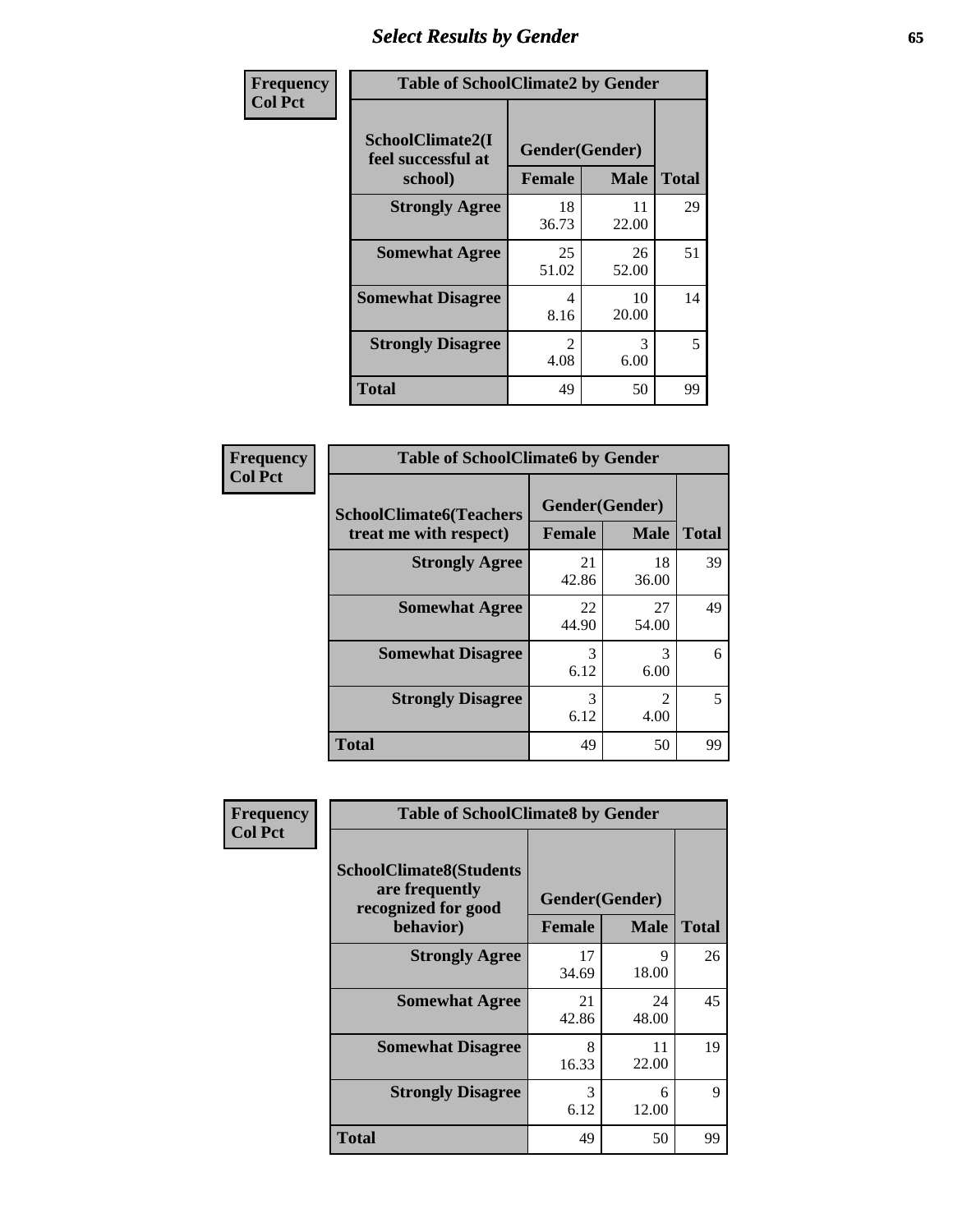# Select Results by Gender

**Frequency**
**Col Pct**

**Table of SchoolClimate2 by Gender**

| SchoolClimate2(I feel successful at school) | Gender(Gender) | | Total |
|---|---|---|---|
| | Female | Male | |
| Strongly Agree | 18<br>36.73 | 11<br>22.00 | 29 |
| Somewhat Agree | 25<br>51.02 | 26<br>52.00 | 51 |
| Somewhat Disagree | 4<br>8.16 | 10<br>20.00 | 14 |
| Strongly Disagree | 2<br>4.08 | 3<br>6.00 | 5 |
| Total | 49 | 50 | 99 |

**Frequency**
**Col Pct**

**Table of SchoolClimate6 by Gender**

| SchoolClimate6(Teachers treat me with respect) | Gender(Gender) | | Total |
|---|---|---|---|
| | Female | Male | |
| Strongly Agree | 21<br>42.86 | 18<br>36.00 | 39 |
| Somewhat Agree | 22<br>44.90 | 27<br>54.00 | 49 |
| Somewhat Disagree | 3<br>6.12 | 3<br>6.00 | 6 |
| Strongly Disagree | 3<br>6.12 | 2<br>4.00 | 5 |
| Total | 49 | 50 | 99 |

**Frequency**
**Col Pct**

**Table of SchoolClimate8 by Gender**

| SchoolClimate8(Students are frequently recognized for good behavior) | Gender(Gender) | | Total |
|---|---|---|---|
| | Female | Male | |
| Strongly Agree | 17<br>34.69 | 9<br>18.00 | 26 |
| Somewhat Agree | 21<br>42.86 | 24<br>48.00 | 45 |
| Somewhat Disagree | 8<br>16.33 | 11<br>22.00 | 19 |
| Strongly Disagree | 3<br>6.12 | 6<br>12.00 | 9 |
| Total | 49 | 50 | 99 |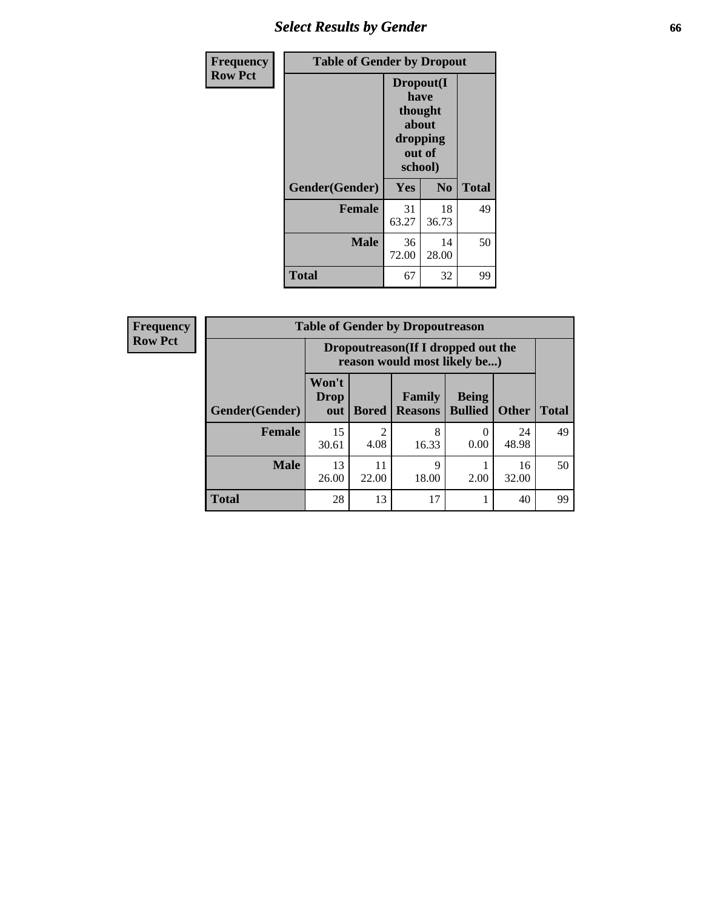| Frequency Row Pct |
|---|

| Table of Gender by Dropout | | | |
|---|---|---|---|
| | Dropout(I have thought about dropping out of school) | | |
| Gender(Gender) | Yes | No | Total |
| **Female** | 31<br>63.27 | 18<br>36.73 | 49 |
| **Male** | 36<br>72.00 | 14<br>28.00 | 50 |
| **Total** | 67 | 32 | 99 |

| Frequency Row Pct |
|---|

| Table of Gender by Dropoutreason | | | | | | |
|---|---|---|---|---|---|---|
| | Dropoutreason(If I dropped out the reason would most likely be...) | | | | | |
| Gender(Gender) | Won't Drop out | Bored | Family Reasons | Being Bullied | Other | Total |
| **Female** | 15<br>30.61 | 2<br>4.08 | 8<br>16.33 | 0<br>0.00 | 24<br>48.98 | 49 |
| **Male** | 13<br>26.00 | 11<br>22.00 | 9<br>18.00 | 1<br>2.00 | 16<br>32.00 | 50 |
| **Total** | 28 | 13 | 17 | 1 | 40 | 99 |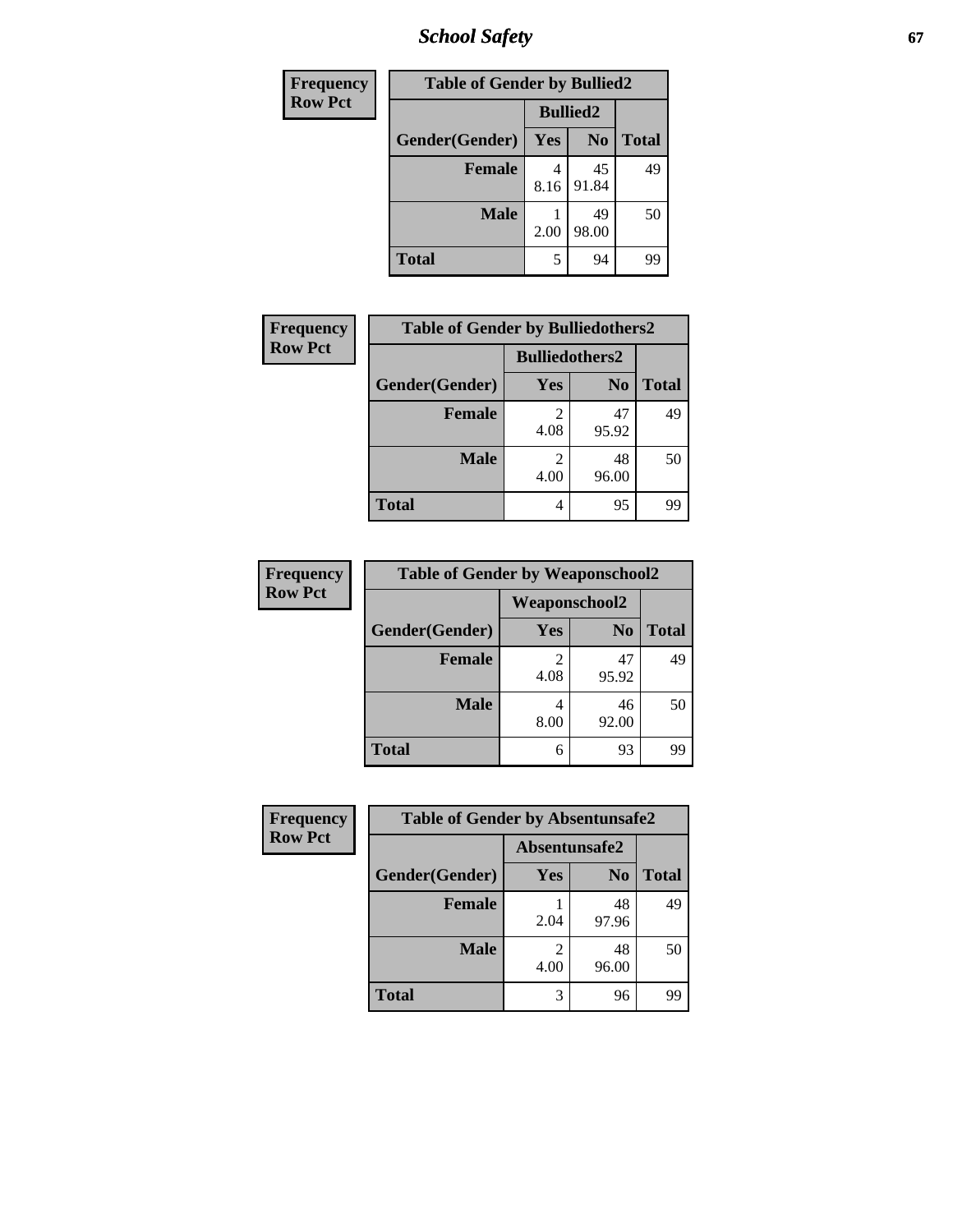| Frequency<br>Row Pct | Table of Gender by Bullied2 | | |
|---|---|---|---|
| | Bullied2 | | |
| Gender(Gender) | Yes | No | Total |
| Female | 4<br>8.16 | 45<br>91.84 | 49 |
| Male | 1<br>2.00 | 49<br>98.00 | 50 |
| Total | 5 | 94 | 99 |

| Frequency<br>Row Pct | Table of Gender by Bulliedothers2 | | |
|---|---|---|---|
| | Bulliedothers2 | | |
| Gender(Gender) | Yes | No | Total |
| Female | 2<br>4.08 | 47<br>95.92 | 49 |
| Male | 2<br>4.00 | 48<br>96.00 | 50 |
| Total | 4 | 95 | 99 |

| Frequency<br>Row Pct | Table of Gender by Weaponschool2 | | |
|---|---|---|---|
| | Weaponschool2 | | |
| Gender(Gender) | Yes | No | Total |
| Female | 2<br>4.08 | 47<br>95.92 | 49 |
| Male | 4<br>8.00 | 46<br>92.00 | 50 |
| Total | 6 | 93 | 99 |

| Frequency<br>Row Pct | Table of Gender by Absentunsafe2 | | |
|---|---|---|---|
| | Absentunsafe2 | | |
| Gender(Gender) | Yes | No | Total |
| Female | 1<br>2.04 | 48<br>97.96 | 49 |
| Male | 2<br>4.00 | 48<br>96.00 | 50 |
| Total | 3 | 96 | 99 |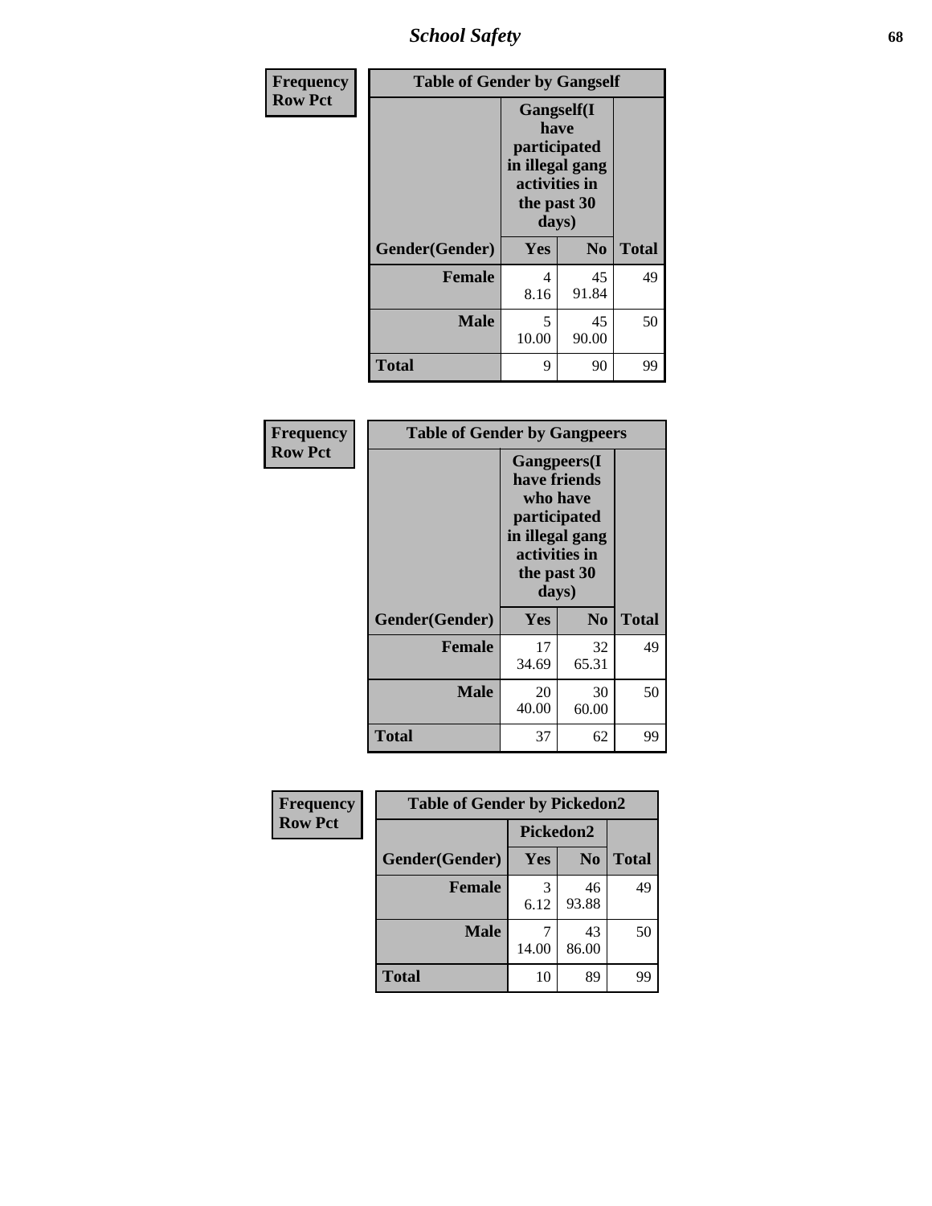| Frequency Row Pct | Table of Gender by Gangself | | |
|---|---|---|---|
| | Gangself(I have participated in illegal gang activities in the past 30 days) | | |
| Gender(Gender) | Yes | No | Total |
| Female | 4<br>8.16 | 45<br>91.84 | 49 |
| Male | 5<br>10.00 | 45<br>90.00 | 50 |
| Total | 9 | 90 | 99 |

| Frequency Row Pct | Table of Gender by Gangpeers | | |
|---|---|---|---|
| | Gangpeers(I have friends who have participated in illegal gang activities in the past 30 days) | | |
| Gender(Gender) | Yes | No | Total |
| Female | 17<br>34.69 | 32<br>65.31 | 49 |
| Male | 20<br>40.00 | 30<br>60.00 | 50 |
| Total | 37 | 62 | 99 |

| Frequency Row Pct | Table of Gender by Pickedon2 | | |
|---|---|---|---|
| | Pickedon2 | | |
| Gender(Gender) | Yes | No | Total |
| Female | 3<br>6.12 | 46<br>93.88 | 49 |
| Male | 7<br>14.00 | 43<br>86.00 | 50 |
| Total | 10 | 89 | 99 |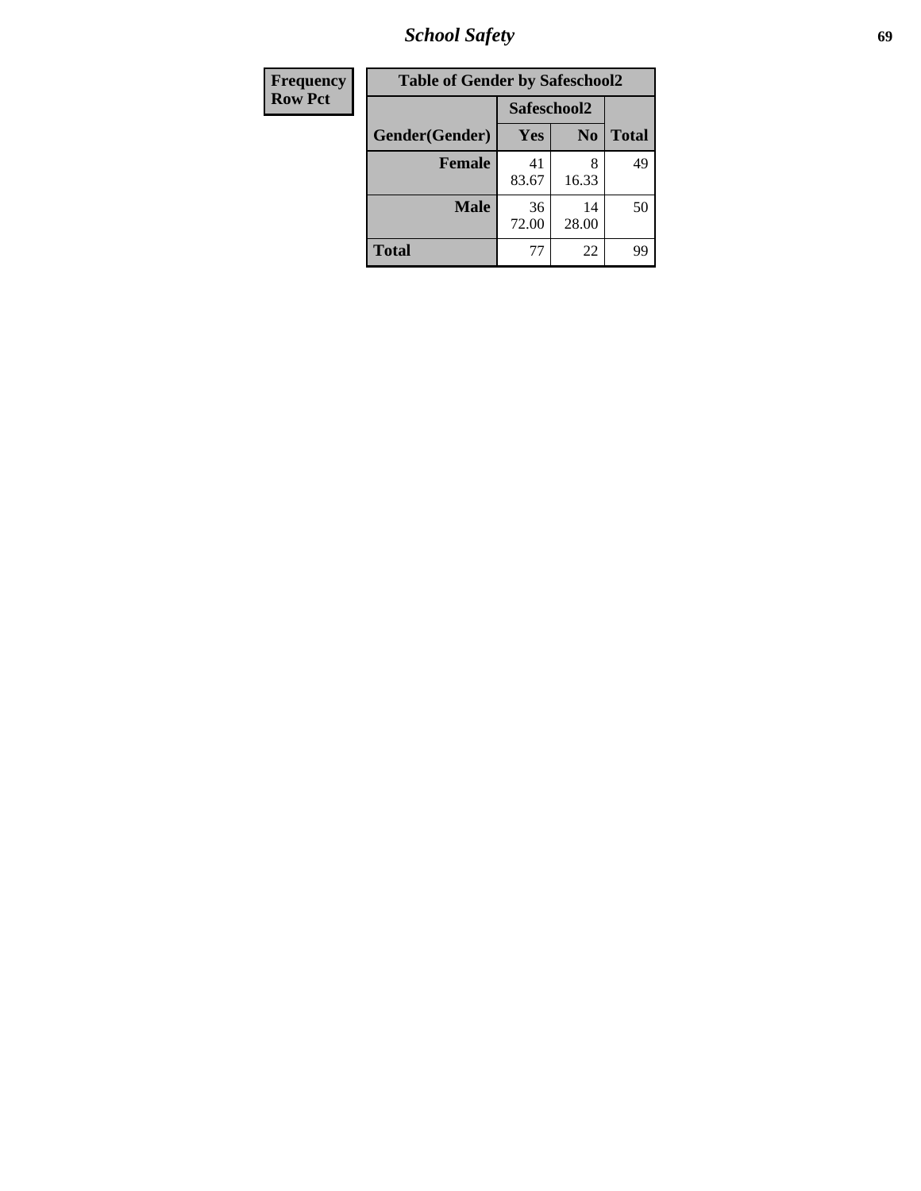| Frequency Row Pct |
| --- |

**Table of Gender by Safeschool2**

| Gender(Gender) | Safeschool2 | | Total |
| --- | --- | --- | --- |
| | Yes | No | |
| Female | 41<br>83.67 | 8<br>16.33 | 49 |
| Male | 36<br>72.00 | 14<br>28.00 | 50 |
| Total | 77 | 22 | 99 |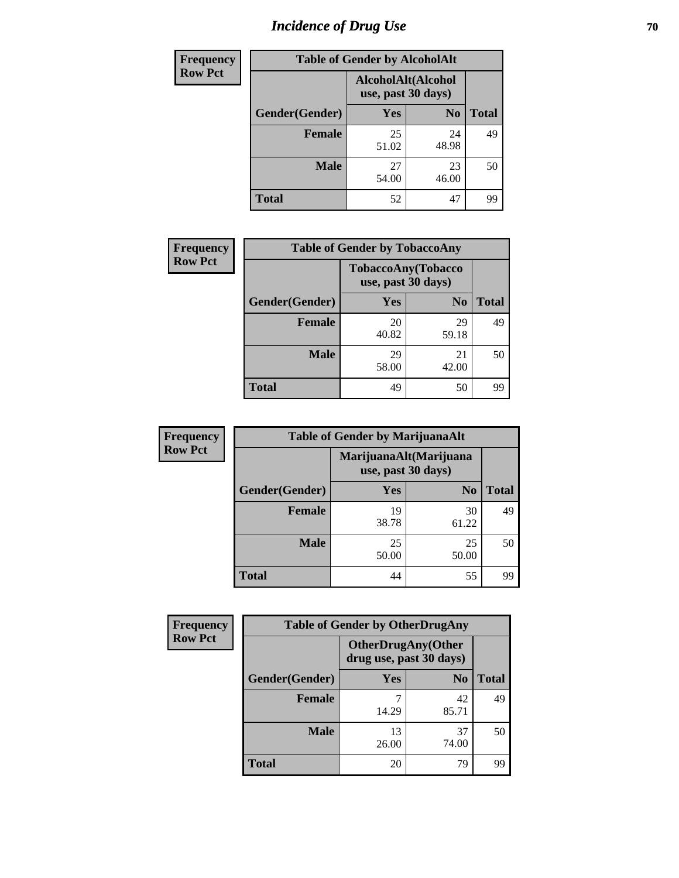# Incidence of Drug Use

| Frequency Row Pct | | | |
|---|---|---|---|

**Table of Gender by AlcoholAlt**

| | AlcoholAlt(Alcohol use, past 30 days) | | |
|---|---|---|---|
| Gender(Gender) | Yes | No | Total |
| Female | 25<br>51.02 | 24<br>48.98 | 49 |
| Male | 27<br>54.00 | 23<br>46.00 | 50 |
| Total | 52 | 47 | 99 |

| Frequency Row Pct |
|---|

**Table of Gender by TobaccoAny**

| | TobaccoAny(Tobacco use, past 30 days) | | |
|---|---|---|---|
| Gender(Gender) | Yes | No | Total |
| Female | 20<br>40.82 | 29<br>59.18 | 49 |
| Male | 29<br>58.00 | 21<br>42.00 | 50 |
| Total | 49 | 50 | 99 |

| Frequency Row Pct |
|---|

**Table of Gender by MarijuanaAlt**

| | MarijuanaAlt(Marijuana use, past 30 days) | | |
|---|---|---|---|
| Gender(Gender) | Yes | No | Total |
| Female | 19<br>38.78 | 30<br>61.22 | 49 |
| Male | 25<br>50.00 | 25<br>50.00 | 50 |
| Total | 44 | 55 | 99 |

| Frequency Row Pct |
|---|

**Table of Gender by OtherDrugAny**

| | OtherDrugAny(Other drug use, past 30 days) | | |
|---|---|---|---|
| Gender(Gender) | Yes | No | Total |
| Female | 7<br>14.29 | 42<br>85.71 | 49 |
| Male | 13<br>26.00 | 37<br>74.00 | 50 |
| Total | 20 | 79 | 99 |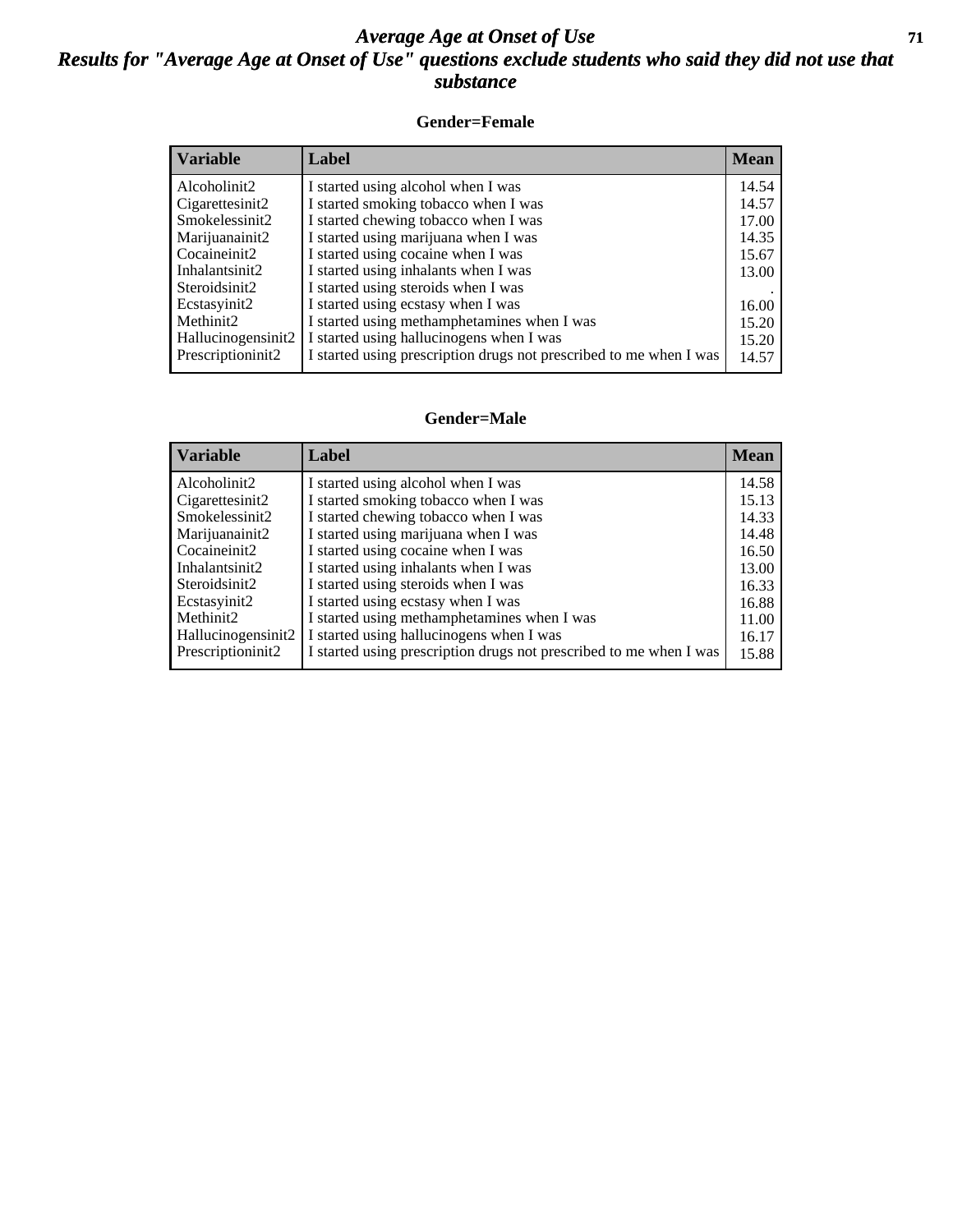# Average Age at Onset of Use

## Results for "Average Age at Onset of Use" questions exclude students who said they did not use that substance

### Gender=Female

| Variable | Label | Mean |
|---|---|---|
| Alcoholinit2 | I started using alcohol when I was | 14.54 |
| Cigarettesinit2 | I started smoking tobacco when I was | 14.57 |
| Smokelessinit2 | I started chewing tobacco when I was | 17.00 |
| Marijuanainit2 | I started using marijuana when I was | 14.35 |
| Cocaineinit2 | I started using cocaine when I was | 15.67 |
| Inhalantsinit2 | I started using inhalants when I was | 13.00 |
| Steroidsinit2 | I started using steroids when I was | . |
| Ecstasyinit2 | I started using ecstasy when I was | 16.00 |
| Methinit2 | I started using methamphetamines when I was | 15.20 |
| Hallucinogensinit2 | I started using hallucinogens when I was | 15.20 |
| Prescriptioninit2 | I started using prescription drugs not prescribed to me when I was | 14.57 |

### Gender=Male

| Variable | Label | Mean |
|---|---|---|
| Alcoholinit2 | I started using alcohol when I was | 14.58 |
| Cigarettesinit2 | I started smoking tobacco when I was | 15.13 |
| Smokelessinit2 | I started chewing tobacco when I was | 14.33 |
| Marijuanainit2 | I started using marijuana when I was | 14.48 |
| Cocaineinit2 | I started using cocaine when I was | 16.50 |
| Inhalantsinit2 | I started using inhalants when I was | 13.00 |
| Steroidsinit2 | I started using steroids when I was | 16.33 |
| Ecstasyinit2 | I started using ecstasy when I was | 16.88 |
| Methinit2 | I started using methamphetamines when I was | 11.00 |
| Hallucinogensinit2 | I started using hallucinogens when I was | 16.17 |
| Prescriptioninit2 | I started using prescription drugs not prescribed to me when I was | 15.88 |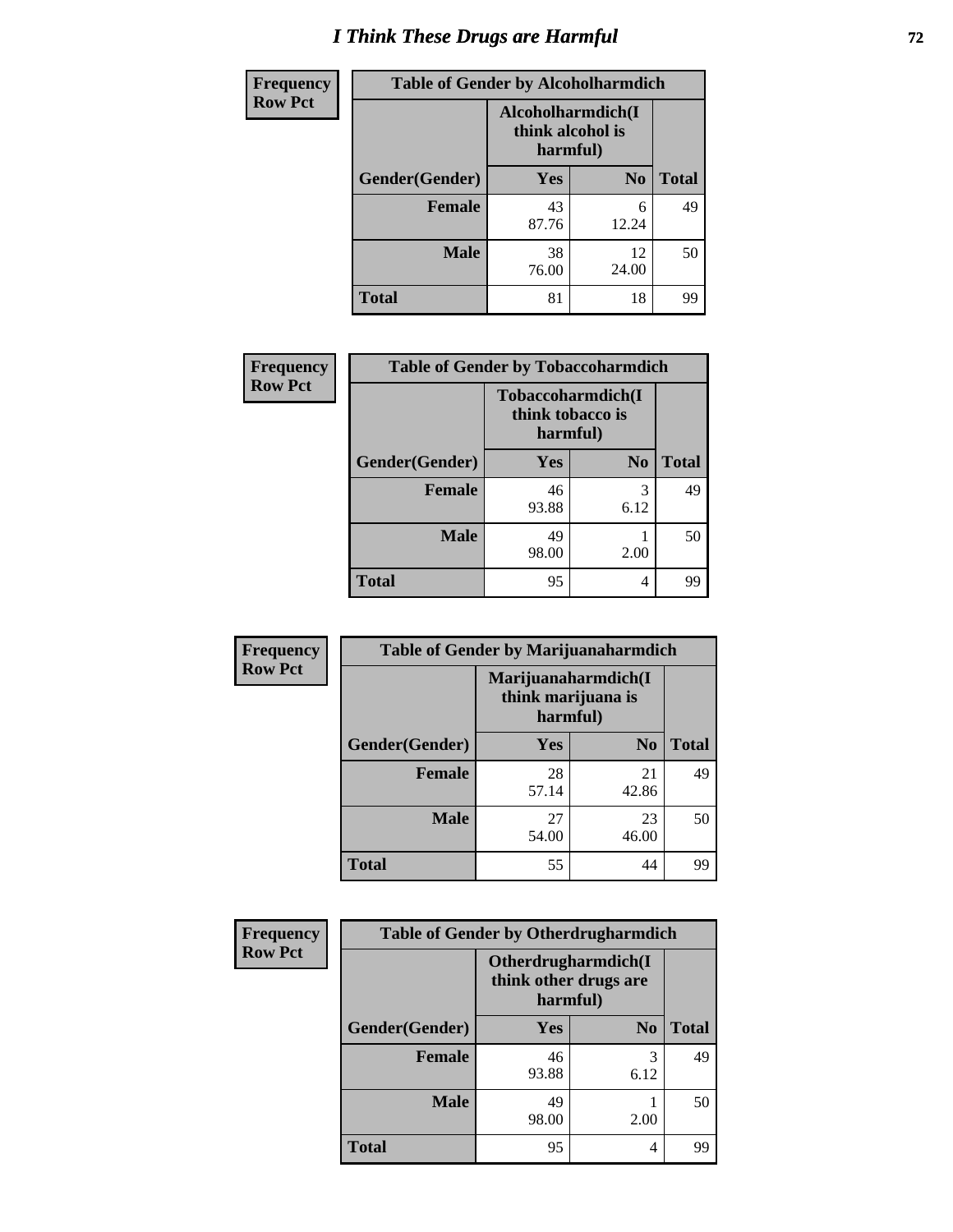# I Think These Drugs are Harmful

**Frequency**
**Row Pct**

| Table of Gender by Alcoholharmdich | | | |
|---|---|---|---|
| | Alcoholharmdich(I think alcohol is harmful) | | |
| Gender(Gender) | Yes | No | Total |
| Female | 43<br>87.76 | 6<br>12.24 | 49 |
| Male | 38<br>76.00 | 12<br>24.00 | 50 |
| Total | 81 | 18 | 99 |

**Frequency**
**Row Pct**

| Table of Gender by Tobaccoharmdich | | | |
|---|---|---|---|
| | Tobaccoharmdich(I think tobacco is harmful) | | |
| Gender(Gender) | Yes | No | Total |
| Female | 46<br>93.88 | 3<br>6.12 | 49 |
| Male | 49<br>98.00 | 1<br>2.00 | 50 |
| Total | 95 | 4 | 99 |

**Frequency**
**Row Pct**

| Table of Gender by Marijuanaharmdich | | | |
|---|---|---|---|
| | Marijuanaharmdich(I think marijuana is harmful) | | |
| Gender(Gender) | Yes | No | Total |
| Female | 28<br>57.14 | 21<br>42.86 | 49 |
| Male | 27<br>54.00 | 23<br>46.00 | 50 |
| Total | 55 | 44 | 99 |

**Frequency**
**Row Pct**

| Table of Gender by Otherdrugharmdich | | | |
|---|---|---|---|
| | Otherdrugharmdich(I think other drugs are harmful) | | |
| Gender(Gender) | Yes | No | Total |
| Female | 46<br>93.88 | 3<br>6.12 | 49 |
| Male | 49<br>98.00 | 1<br>2.00 | 50 |
| Total | 95 | 4 | 99 |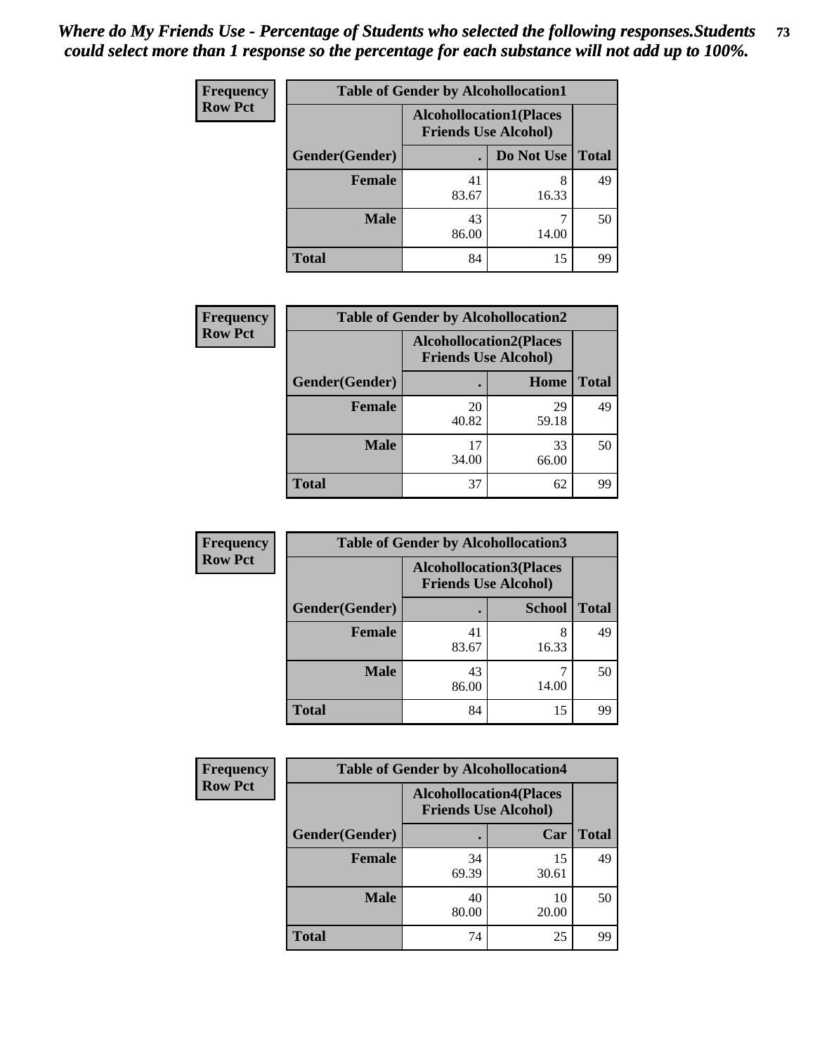*Where do My Friends Use - Percentage of Students who selected the following responses.Students could select more than 1 response so the percentage for each substance will not add up to 100%.*

**Frequency Row Pct**

| Table of Gender by Alcohollocation1 | | | |
|---|---|---|---|
| | Alcohollocation1(Places Friends Use Alcohol) | | |
| Gender(Gender) | . | Do Not Use | Total |
| Female | 41<br>83.67 | 8<br>16.33 | 49 |
| Male | 43<br>86.00 | 7<br>14.00 | 50 |
| Total | 84 | 15 | 99 |

**Frequency Row Pct**

| Table of Gender by Alcohollocation2 | | | |
|---|---|---|---|
| | Alcohollocation2(Places Friends Use Alcohol) | | |
| Gender(Gender) | . | Home | Total |
| Female | 20<br>40.82 | 29<br>59.18 | 49 |
| Male | 17<br>34.00 | 33<br>66.00 | 50 |
| Total | 37 | 62 | 99 |

**Frequency Row Pct**

| Table of Gender by Alcohollocation3 | | | |
|---|---|---|---|
| | Alcohollocation3(Places Friends Use Alcohol) | | |
| Gender(Gender) | . | School | Total |
| Female | 41<br>83.67 | 8<br>16.33 | 49 |
| Male | 43<br>86.00 | 7<br>14.00 | 50 |
| Total | 84 | 15 | 99 |

**Frequency Row Pct**

| Table of Gender by Alcohollocation4 | | | |
|---|---|---|---|
| | Alcohollocation4(Places Friends Use Alcohol) | | |
| Gender(Gender) | . | Car | Total |
| Female | 34<br>69.39 | 15<br>30.61 | 49 |
| Male | 40<br>80.00 | 10<br>20.00 | 50 |
| Total | 74 | 25 | 99 |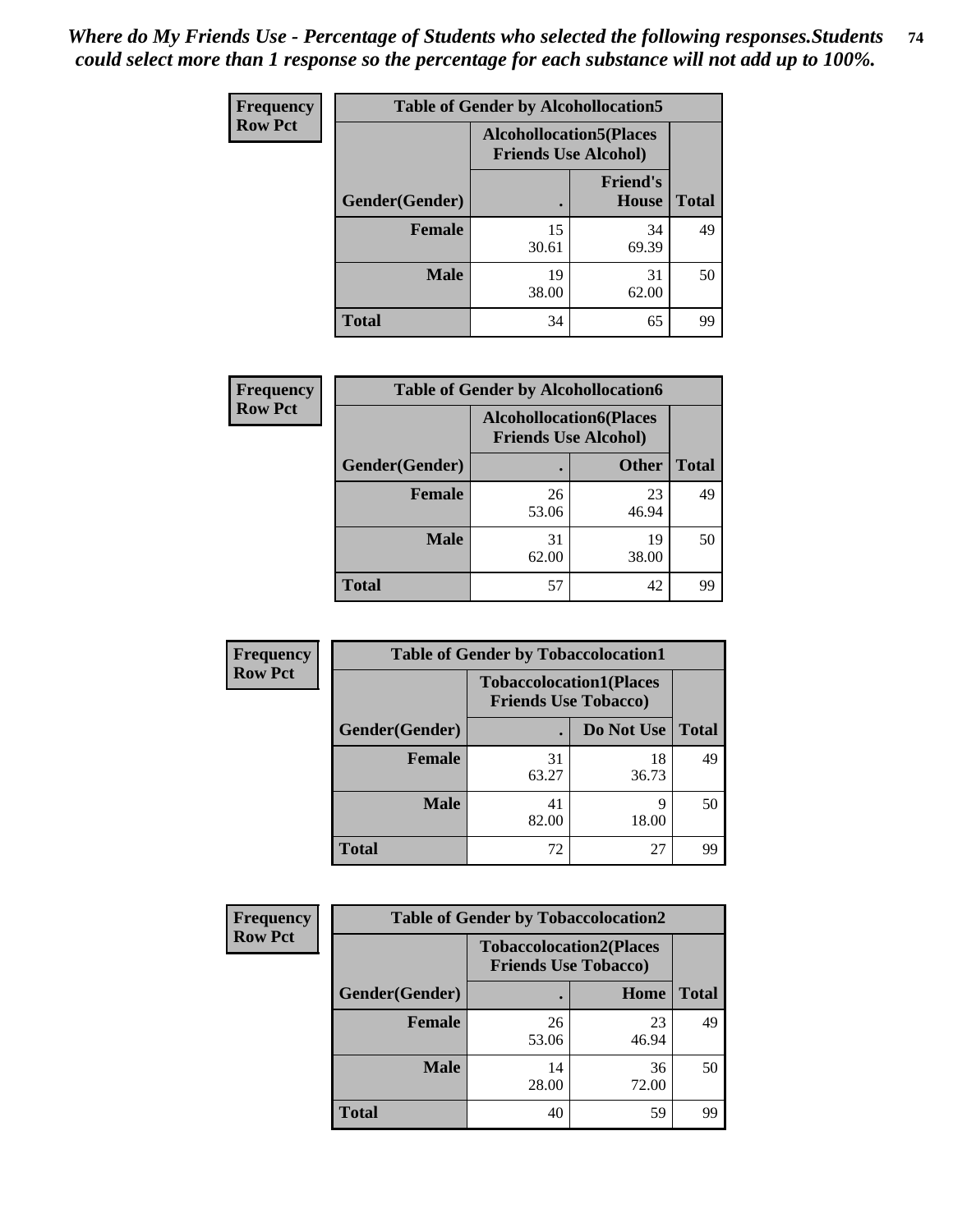*Where do My Friends Use - Percentage of Students who selected the following responses.Students could select more than 1 response so the percentage for each substance will not add up to 100%.*

**Frequency**
**Row Pct**

| Table of Gender by Alcohollocation5 | | | |
|---|---|---|---|
| | Alcohollocation5(Places Friends Use Alcohol) | | |
| Gender(Gender) | . | Friend's House | Total |
| **Female** | 15<br>30.61 | 34<br>69.39 | 49 |
| **Male** | 19<br>38.00 | 31<br>62.00 | 50 |
| **Total** | 34 | 65 | 99 |

**Frequency**
**Row Pct**

| Table of Gender by Alcohollocation6 | | | |
|---|---|---|---|
| | Alcohollocation6(Places Friends Use Alcohol) | | |
| Gender(Gender) | . | Other | Total |
| **Female** | 26<br>53.06 | 23<br>46.94 | 49 |
| **Male** | 31<br>62.00 | 19<br>38.00 | 50 |
| **Total** | 57 | 42 | 99 |

**Frequency**
**Row Pct**

| Table of Gender by Tobaccolocation1 | | | |
|---|---|---|---|
| | Tobaccolocation1(Places Friends Use Tobacco) | | |
| Gender(Gender) | . | Do Not Use | Total |
| **Female** | 31<br>63.27 | 18<br>36.73 | 49 |
| **Male** | 41<br>82.00 | 9<br>18.00 | 50 |
| **Total** | 72 | 27 | 99 |

**Frequency**
**Row Pct**

| Table of Gender by Tobaccolocation2 | | | |
|---|---|---|---|
| | Tobaccolocation2(Places Friends Use Tobacco) | | |
| Gender(Gender) | . | Home | Total |
| **Female** | 26<br>53.06 | 23<br>46.94 | 49 |
| **Male** | 14<br>28.00 | 36<br>72.00 | 50 |
| **Total** | 40 | 59 | 99 |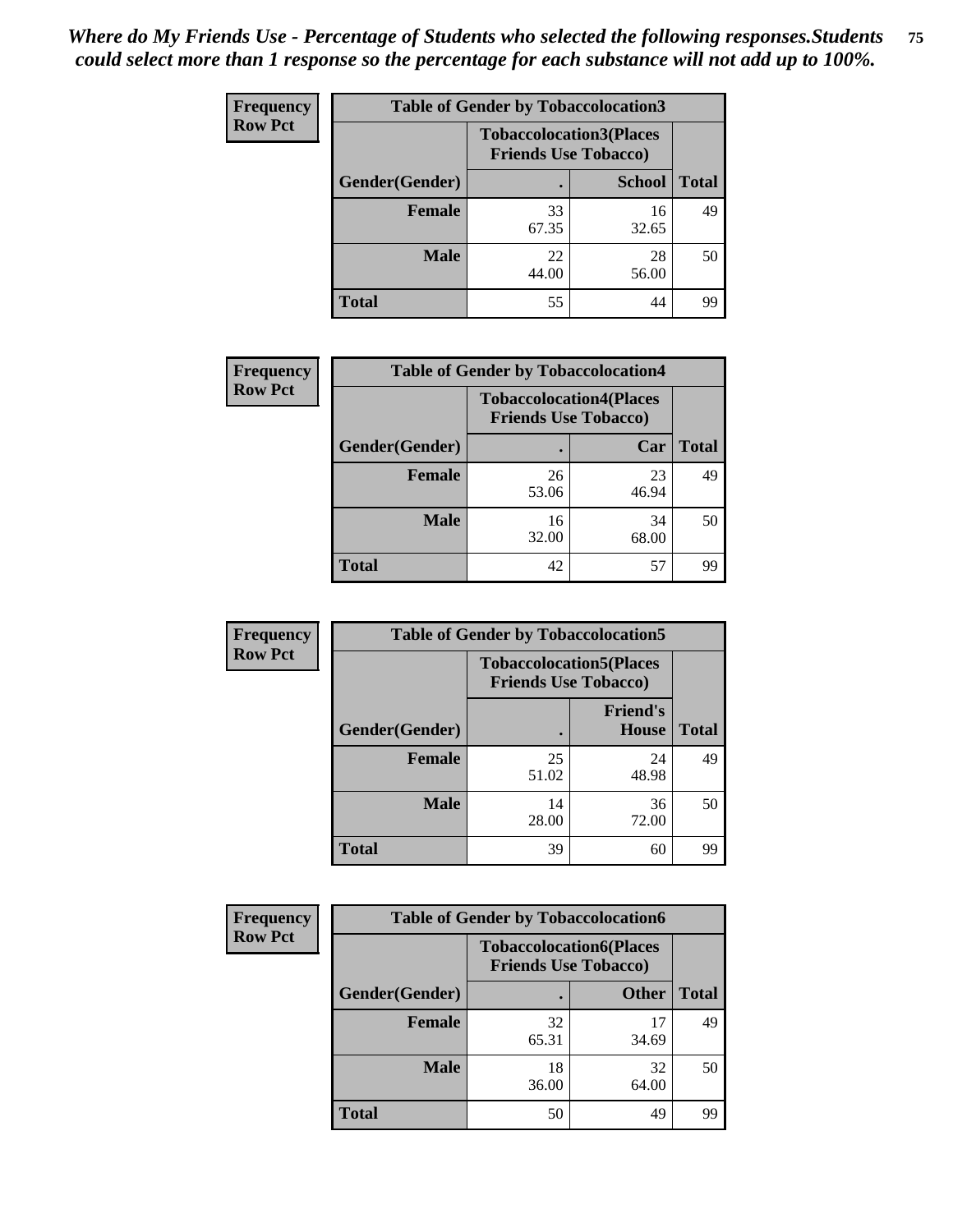*Where do My Friends Use - Percentage of Students who selected the following responses.Students could select more than 1 response so the percentage for each substance will not add up to 100%.*

**Frequency**
**Row Pct**

| Table of Gender by Tobaccolocation3 | | | |
|---|---|---|---|
| | Tobaccolocation3(Places Friends Use Tobacco) | | |
| Gender(Gender) | . | School | Total |
| Female | 33<br>67.35 | 16<br>32.65 | 49 |
| Male | 22<br>44.00 | 28<br>56.00 | 50 |
| Total | 55 | 44 | 99 |

**Frequency**
**Row Pct**

| Table of Gender by Tobaccolocation4 | | | |
|---|---|---|---|
| | Tobaccolocation4(Places Friends Use Tobacco) | | |
| Gender(Gender) | . | Car | Total |
| Female | 26<br>53.06 | 23<br>46.94 | 49 |
| Male | 16<br>32.00 | 34<br>68.00 | 50 |
| Total | 42 | 57 | 99 |

**Frequency**
**Row Pct**

| Table of Gender by Tobaccolocation5 | | | |
|---|---|---|---|
| | Tobaccolocation5(Places Friends Use Tobacco) | | |
| Gender(Gender) | . | Friend's House | Total |
| Female | 25<br>51.02 | 24<br>48.98 | 49 |
| Male | 14<br>28.00 | 36<br>72.00 | 50 |
| Total | 39 | 60 | 99 |

**Frequency**
**Row Pct**

| Table of Gender by Tobaccolocation6 | | | |
|---|---|---|---|
| | Tobaccolocation6(Places Friends Use Tobacco) | | |
| Gender(Gender) | . | Other | Total |
| Female | 32<br>65.31 | 17<br>34.69 | 49 |
| Male | 18<br>36.00 | 32<br>64.00 | 50 |
| Total | 50 | 49 | 99 |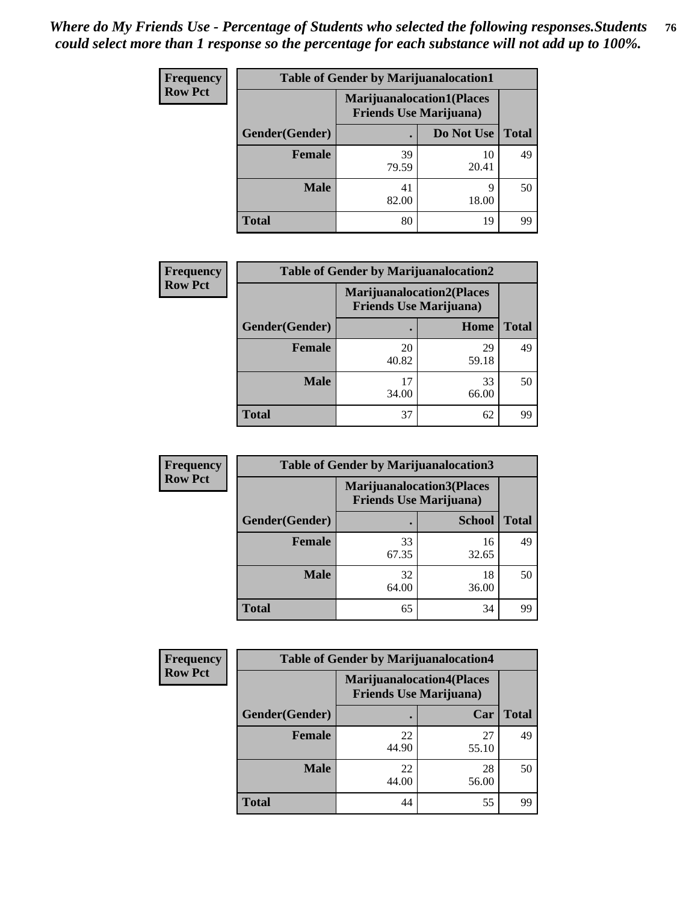*Where do My Friends Use - Percentage of Students who selected the following responses.Students could select more than 1 response so the percentage for each substance will not add up to 100%.*

**Frequency**
**Row Pct**

| Table of Gender by Marijuanalocation1 | | | |
|---|---|---|---|
| | Marijuanalocation1(Places Friends Use Marijuana) | | |
| Gender(Gender) | . | Do Not Use | Total |
| **Female** | 39<br>79.59 | 10<br>20.41 | 49 |
| **Male** | 41<br>82.00 | 9<br>18.00 | 50 |
| **Total** | 80 | 19 | 99 |

**Frequency**
**Row Pct**

| Table of Gender by Marijuanalocation2 | | | |
|---|---|---|---|
| | Marijuanalocation2(Places Friends Use Marijuana) | | |
| Gender(Gender) | . | Home | Total |
| **Female** | 20<br>40.82 | 29<br>59.18 | 49 |
| **Male** | 17<br>34.00 | 33<br>66.00 | 50 |
| **Total** | 37 | 62 | 99 |

**Frequency**
**Row Pct**

| Table of Gender by Marijuanalocation3 | | | |
|---|---|---|---|
| | Marijuanalocation3(Places Friends Use Marijuana) | | |
| Gender(Gender) | . | School | Total |
| **Female** | 33<br>67.35 | 16<br>32.65 | 49 |
| **Male** | 32<br>64.00 | 18<br>36.00 | 50 |
| **Total** | 65 | 34 | 99 |

**Frequency**
**Row Pct**

| Table of Gender by Marijuanalocation4 | | | |
|---|---|---|---|
| | Marijuanalocation4(Places Friends Use Marijuana) | | |
| Gender(Gender) | . | Car | Total |
| **Female** | 22<br>44.90 | 27<br>55.10 | 49 |
| **Male** | 22<br>44.00 | 28<br>56.00 | 50 |
| **Total** | 44 | 55 | 99 |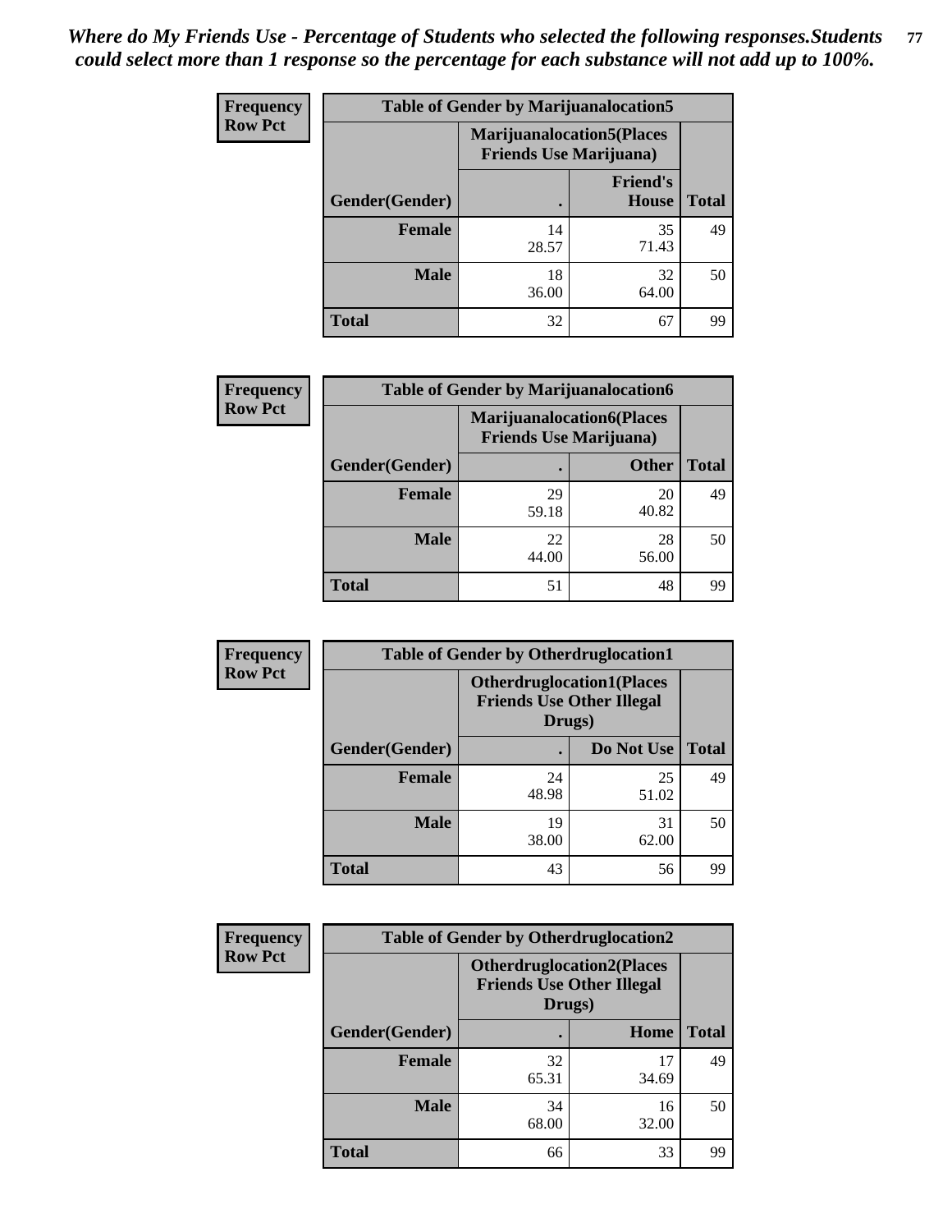*Where do My Friends Use - Percentage of Students who selected the following responses.Students could select more than 1 response so the percentage for each substance will not add up to 100%.*

**Frequency**
**Row Pct**

| Table of Gender by Marijuanalocation5 | | | |
|---|---|---|---|
| | Marijuanalocation5(Places Friends Use Marijuana) | | |
| Gender(Gender) | . | Friend's House | Total |
| **Female** | 14<br>28.57 | 35<br>71.43 | 49 |
| **Male** | 18<br>36.00 | 32<br>64.00 | 50 |
| **Total** | 32 | 67 | 99 |

**Frequency**
**Row Pct**

| Table of Gender by Marijuanalocation6 | | | |
|---|---|---|---|
| | Marijuanalocation6(Places Friends Use Marijuana) | | |
| Gender(Gender) | . | Other | Total |
| **Female** | 29<br>59.18 | 20<br>40.82 | 49 |
| **Male** | 22<br>44.00 | 28<br>56.00 | 50 |
| **Total** | 51 | 48 | 99 |

**Frequency**
**Row Pct**

| Table of Gender by Otherdruglocation1 | | | |
|---|---|---|---|
| | Otherdruglocation1(Places Friends Use Other Illegal Drugs) | | |
| Gender(Gender) | . | Do Not Use | Total |
| **Female** | 24<br>48.98 | 25<br>51.02 | 49 |
| **Male** | 19<br>38.00 | 31<br>62.00 | 50 |
| **Total** | 43 | 56 | 99 |

**Frequency**
**Row Pct**

| Table of Gender by Otherdruglocation2 | | | |
|---|---|---|---|
| | Otherdruglocation2(Places Friends Use Other Illegal Drugs) | | |
| Gender(Gender) | . | Home | Total |
| **Female** | 32<br>65.31 | 17<br>34.69 | 49 |
| **Male** | 34<br>68.00 | 16<br>32.00 | 50 |
| **Total** | 66 | 33 | 99 |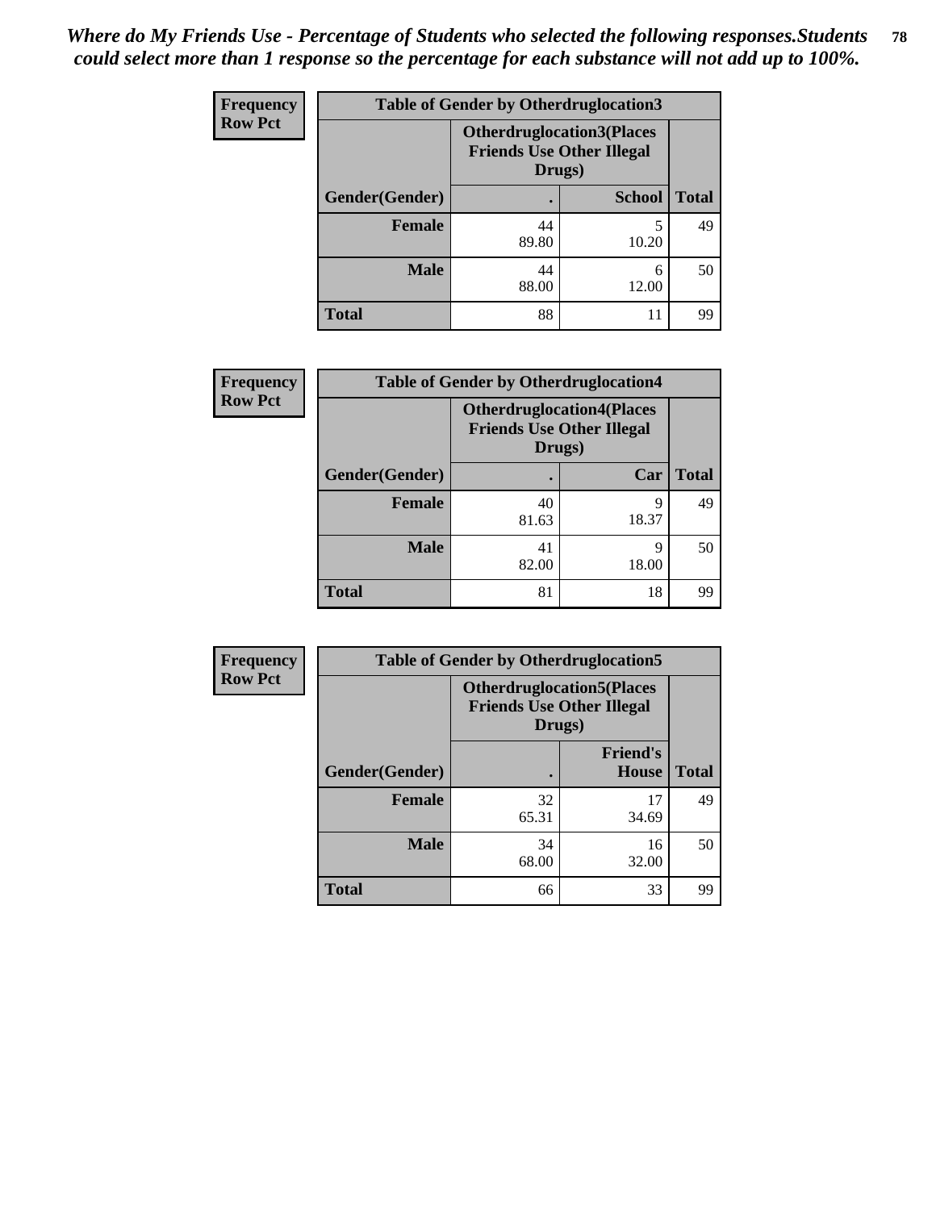*Where do My Friends Use - Percentage of Students who selected the following responses.Students could select more than 1 response so the percentage for each substance will not add up to 100%.*

| Frequency Row Pct | Table of Gender by Otherdruglocation3 | | |
|---|---|---|---|
| | Otherdruglocation3(Places Friends Use Other Illegal Drugs) | | |
| Gender(Gender) | . | School | Total |
| Female | 44<br>89.80 | 5<br>10.20 | 49 |
| Male | 44<br>88.00 | 6<br>12.00 | 50 |
| Total | 88 | 11 | 99 |

| Frequency Row Pct | Table of Gender by Otherdruglocation4 | | |
|---|---|---|---|
| | Otherdruglocation4(Places Friends Use Other Illegal Drugs) | | |
| Gender(Gender) | . | Car | Total |
| Female | 40<br>81.63 | 9<br>18.37 | 49 |
| Male | 41<br>82.00 | 9<br>18.00 | 50 |
| Total | 81 | 18 | 99 |

| Frequency Row Pct | Table of Gender by Otherdruglocation5 | | |
|---|---|---|---|
| | Otherdruglocation5(Places Friends Use Other Illegal Drugs) | | |
| Gender(Gender) | . | Friend's House | Total |
| Female | 32<br>65.31 | 17<br>34.69 | 49 |
| Male | 34<br>68.00 | 16<br>32.00 | 50 |
| Total | 66 | 33 | 99 |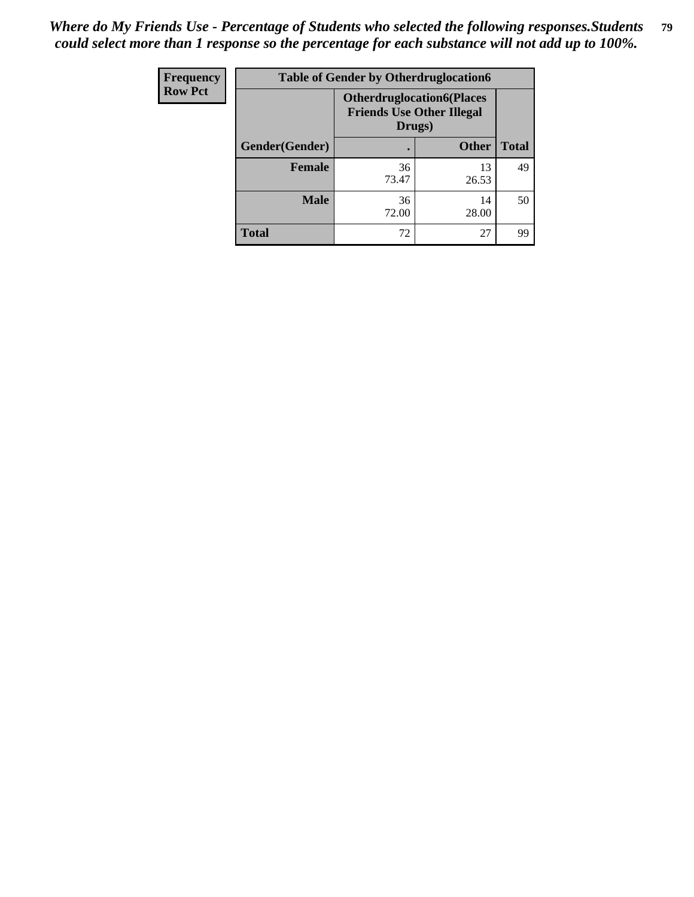*Where do My Friends Use - Percentage of Students who selected the following responses.Students could select more than 1 response so the percentage for each substance will not add up to 100%.*

| Frequency<br>Row Pct | Table of Gender by Otherdruglocation6 | | |
|---|---|---|---|
| | Otherdruglocation6(Places Friends Use Other Illegal Drugs) | | |
| Gender(Gender) | . | Other | Total |
| Female | 36<br>73.47 | 13<br>26.53 | 49 |
| Male | 36<br>72.00 | 14<br>28.00 | 50 |
| Total | 72 | 27 | 99 |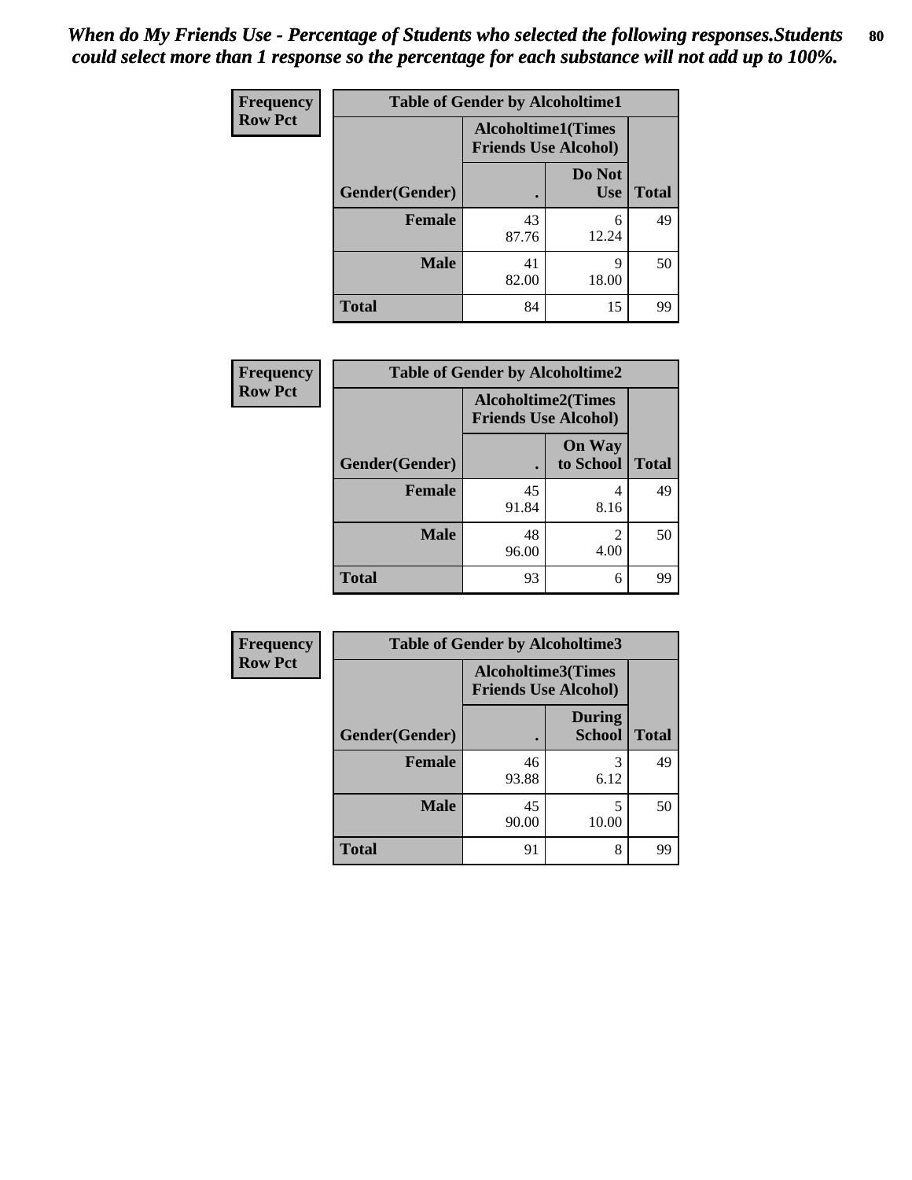*When do My Friends Use - Percentage of Students who selected the following responses.Students could select more than 1 response so the percentage for each substance will not add up to 100%.*

**Frequency**
**Row Pct**

| Table of Gender by Alcoholtime1 | | | |
|---|---|---|---|
| | Alcoholtime1(Times Friends Use Alcohol) | | |
| Gender(Gender) | . | Do Not Use | Total |
| **Female** | 43<br>87.76 | 6<br>12.24 | 49 |
| **Male** | 41<br>82.00 | 9<br>18.00 | 50 |
| **Total** | 84 | 15 | 99 |

**Frequency**
**Row Pct**

| Table of Gender by Alcoholtime2 | | | |
|---|---|---|---|
| | Alcoholtime2(Times Friends Use Alcohol) | | |
| Gender(Gender) | . | On Way to School | Total |
| **Female** | 45<br>91.84 | 4<br>8.16 | 49 |
| **Male** | 48<br>96.00 | 2<br>4.00 | 50 |
| **Total** | 93 | 6 | 99 |

**Frequency**
**Row Pct**

| Table of Gender by Alcoholtime3 | | | |
|---|---|---|---|
| | Alcoholtime3(Times Friends Use Alcohol) | | |
| Gender(Gender) | . | During School | Total |
| **Female** | 46<br>93.88 | 3<br>6.12 | 49 |
| **Male** | 45<br>90.00 | 5<br>10.00 | 50 |
| **Total** | 91 | 8 | 99 |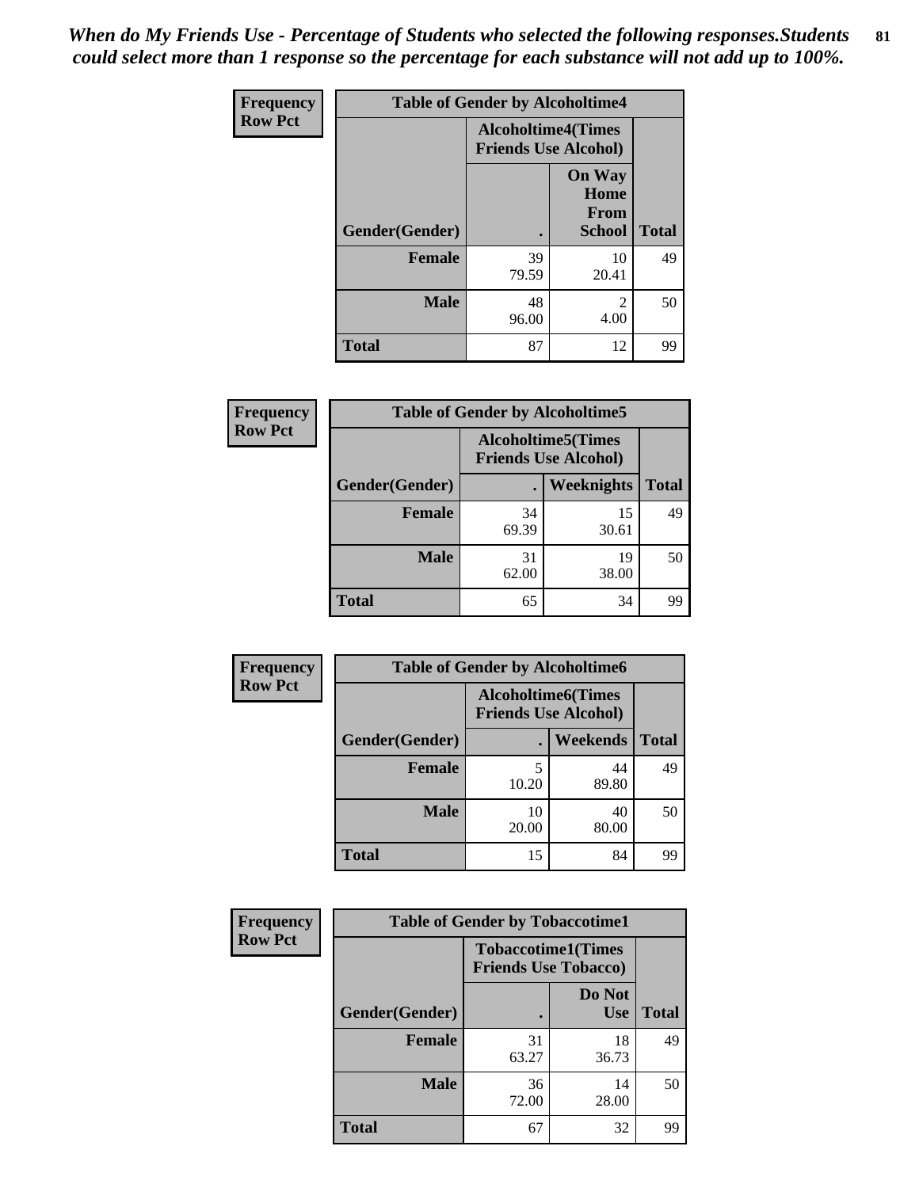*When do My Friends Use - Percentage of Students who selected the following responses.Students could select more than 1 response so the percentage for each substance will not add up to 100%.*

**Frequency**
**Row Pct**

| Table of Gender by Alcoholtime4 | | | |
|---|---|---|---|
| | Alcoholtime4(Times Friends Use Alcohol) | | |
| Gender(Gender) | . | On Way Home From School | Total |
| **Female** | 39<br>79.59 | 10<br>20.41 | 49 |
| **Male** | 48<br>96.00 | 2<br>4.00 | 50 |
| **Total** | 87 | 12 | 99 |

**Frequency**
**Row Pct**

| Table of Gender by Alcoholtime5 | | | |
|---|---|---|---|
| | Alcoholtime5(Times Friends Use Alcohol) | | |
| Gender(Gender) | . | Weeknights | Total |
| **Female** | 34<br>69.39 | 15<br>30.61 | 49 |
| **Male** | 31<br>62.00 | 19<br>38.00 | 50 |
| **Total** | 65 | 34 | 99 |

**Frequency**
**Row Pct**

| Table of Gender by Alcoholtime6 | | | |
|---|---|---|---|
| | Alcoholtime6(Times Friends Use Alcohol) | | |
| Gender(Gender) | . | Weekends | Total |
| **Female** | 5<br>10.20 | 44<br>89.80 | 49 |
| **Male** | 10<br>20.00 | 40<br>80.00 | 50 |
| **Total** | 15 | 84 | 99 |

**Frequency**
**Row Pct**

| Table of Gender by Tobaccotime1 | | | |
|---|---|---|---|
| | Tobaccotime1(Times Friends Use Tobacco) | | |
| Gender(Gender) | . | Do Not Use | Total |
| **Female** | 31<br>63.27 | 18<br>36.73 | 49 |
| **Male** | 36<br>72.00 | 14<br>28.00 | 50 |
| **Total** | 67 | 32 | 99 |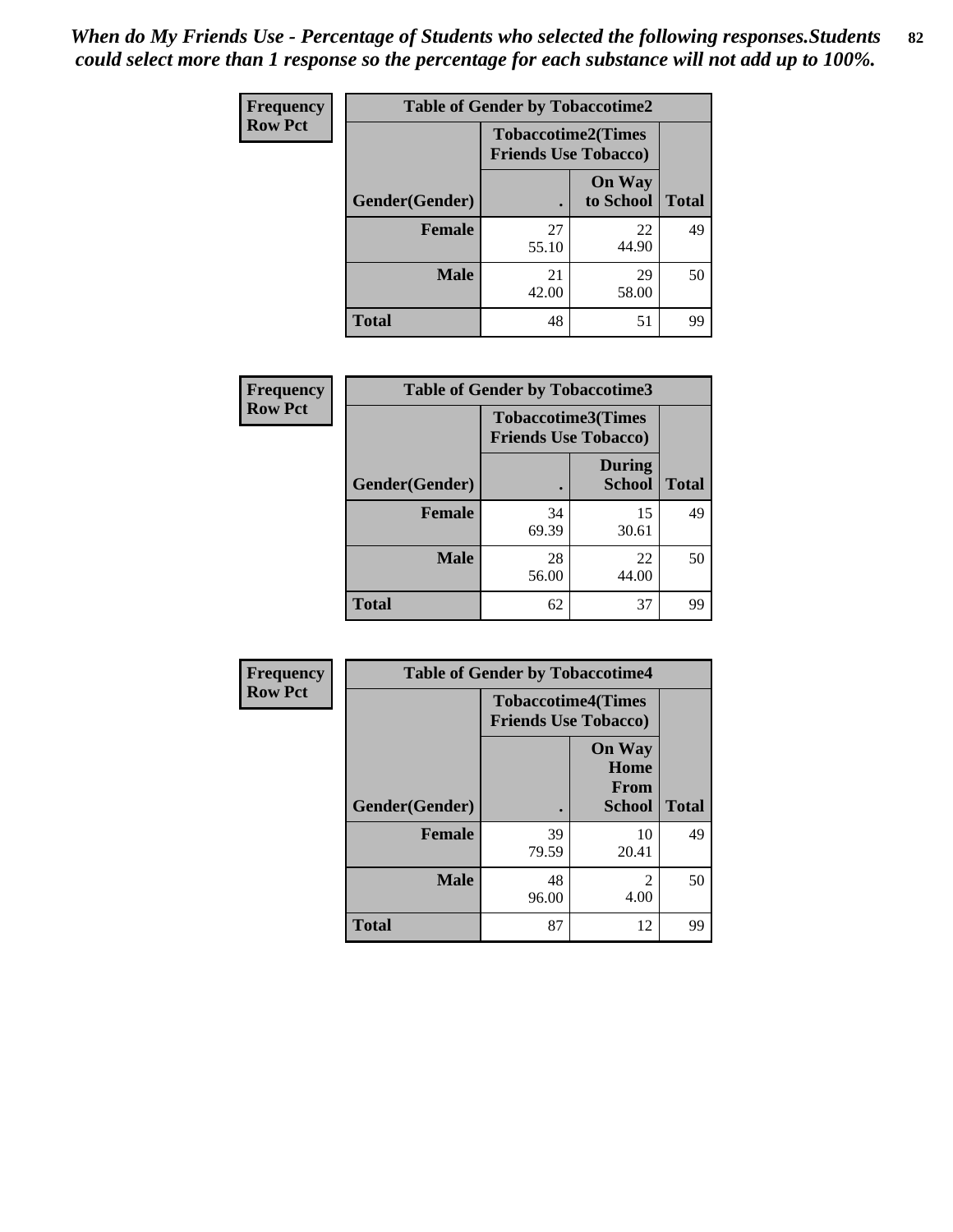*When do My Friends Use - Percentage of Students who selected the following responses.Students could select more than 1 response so the percentage for each substance will not add up to 100%.*

**Frequency**
**Row Pct**

| Table of Gender by Tobaccotime2 | | | |
|---|---|---|---|
| | Tobaccotime2(Times Friends Use Tobacco) | | |
| Gender(Gender) | . | On Way to School | Total |
| **Female** | 27<br>55.10 | 22<br>44.90 | 49 |
| **Male** | 21<br>42.00 | 29<br>58.00 | 50 |
| **Total** | 48 | 51 | 99 |

**Frequency**
**Row Pct**

| Table of Gender by Tobaccotime3 | | | |
|---|---|---|---|
| | Tobaccotime3(Times Friends Use Tobacco) | | |
| Gender(Gender) | . | During School | Total |
| **Female** | 34<br>69.39 | 15<br>30.61 | 49 |
| **Male** | 28<br>56.00 | 22<br>44.00 | 50 |
| **Total** | 62 | 37 | 99 |

**Frequency**
**Row Pct**

| Table of Gender by Tobaccotime4 | | | |
|---|---|---|---|
| | Tobaccotime4(Times Friends Use Tobacco) | | |
| Gender(Gender) | . | On Way Home From School | Total |
| **Female** | 39<br>79.59 | 10<br>20.41 | 49 |
| **Male** | 48<br>96.00 | 2<br>4.00 | 50 |
| **Total** | 87 | 12 | 99 |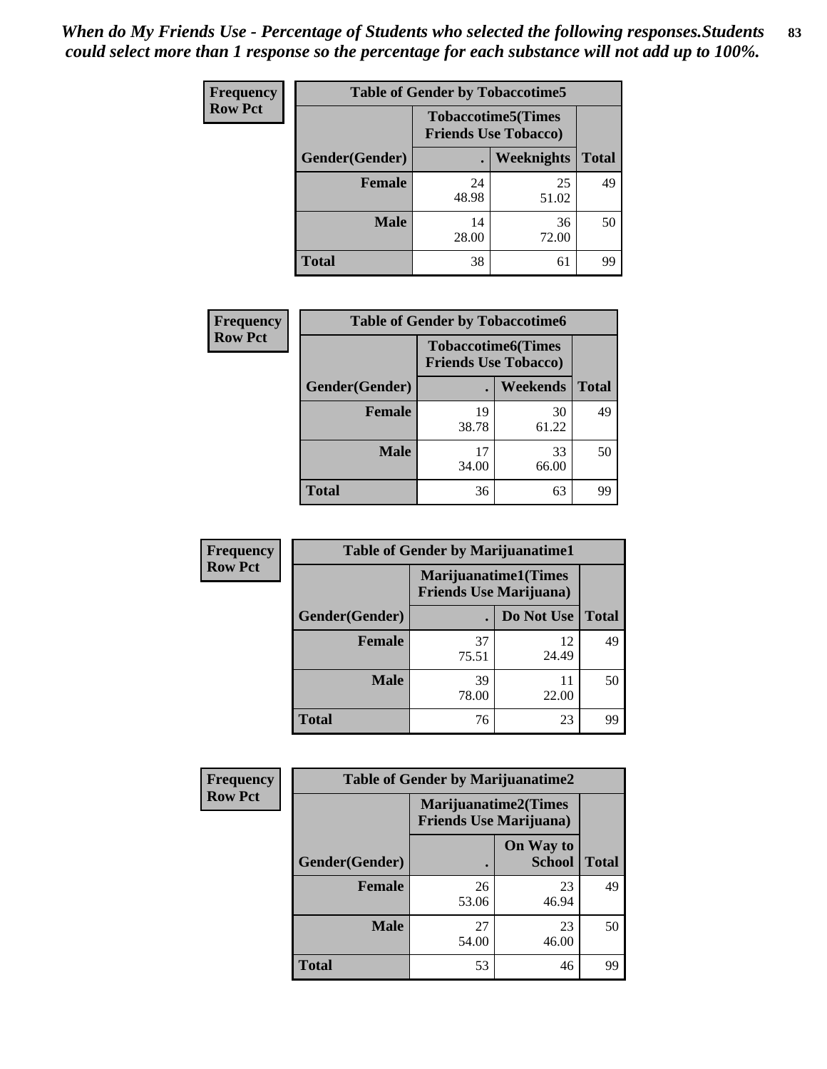*When do My Friends Use - Percentage of Students who selected the following responses.Students could select more than 1 response so the percentage for each substance will not add up to 100%.*

**Frequency**
**Row Pct**

| Table of Gender by Tobaccotime5 | | | |
|---|---|---|---|
| | Tobaccotime5(Times Friends Use Tobacco) | | |
| Gender(Gender) | . | Weeknights | Total |
| **Female** | 24<br>48.98 | 25<br>51.02 | 49 |
| **Male** | 14<br>28.00 | 36<br>72.00 | 50 |
| **Total** | 38 | 61 | 99 |

**Frequency**
**Row Pct**

| Table of Gender by Tobaccotime6 | | | |
|---|---|---|---|
| | Tobaccotime6(Times Friends Use Tobacco) | | |
| Gender(Gender) | . | Weekends | Total |
| **Female** | 19<br>38.78 | 30<br>61.22 | 49 |
| **Male** | 17<br>34.00 | 33<br>66.00 | 50 |
| **Total** | 36 | 63 | 99 |

**Frequency**
**Row Pct**

| Table of Gender by Marijuanatime1 | | | |
|---|---|---|---|
| | Marijuanatime1(Times Friends Use Marijuana) | | |
| Gender(Gender) | . | Do Not Use | Total |
| **Female** | 37<br>75.51 | 12<br>24.49 | 49 |
| **Male** | 39<br>78.00 | 11<br>22.00 | 50 |
| **Total** | 76 | 23 | 99 |

**Frequency**
**Row Pct**

| Table of Gender by Marijuanatime2 | | | |
|---|---|---|---|
| | Marijuanatime2(Times Friends Use Marijuana) | | |
| Gender(Gender) | . | On Way to School | Total |
| **Female** | 26<br>53.06 | 23<br>46.94 | 49 |
| **Male** | 27<br>54.00 | 23<br>46.00 | 50 |
| **Total** | 53 | 46 | 99 |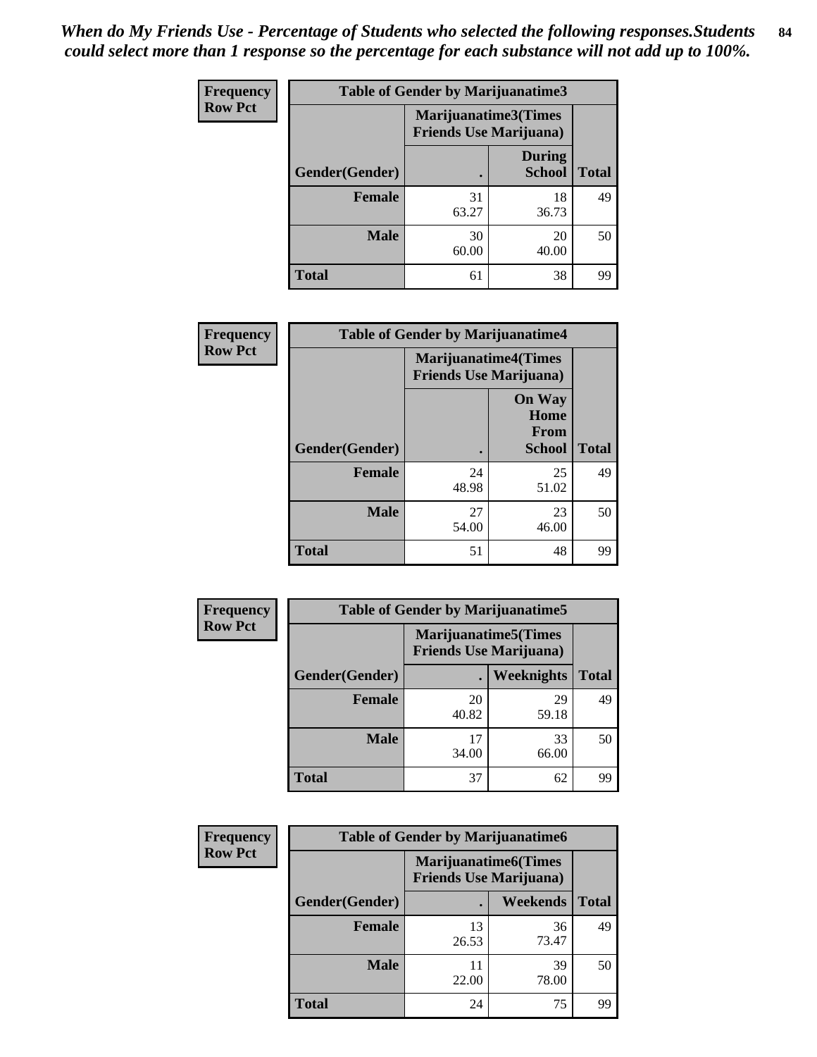*When do My Friends Use - Percentage of Students who selected the following responses.Students could select more than 1 response so the percentage for each substance will not add up to 100%.*

**Frequency**
**Row Pct**

| Table of Gender by Marijuanatime3 | | | |
|---|---|---|---|
| | Marijuanatime3(Times Friends Use Marijuana) | | |
| Gender(Gender) | . | During School | Total |
| Female | 31<br>63.27 | 18<br>36.73 | 49 |
| Male | 30<br>60.00 | 20<br>40.00 | 50 |
| Total | 61 | 38 | 99 |

**Frequency**
**Row Pct**

| Table of Gender by Marijuanatime4 | | | |
|---|---|---|---|
| | Marijuanatime4(Times Friends Use Marijuana) | | |
| Gender(Gender) | . | On Way Home From School | Total |
| Female | 24<br>48.98 | 25<br>51.02 | 49 |
| Male | 27<br>54.00 | 23<br>46.00 | 50 |
| Total | 51 | 48 | 99 |

**Frequency**
**Row Pct**

| Table of Gender by Marijuanatime5 | | | |
|---|---|---|---|
| | Marijuanatime5(Times Friends Use Marijuana) | | |
| Gender(Gender) | . | Weeknights | Total |
| Female | 20<br>40.82 | 29<br>59.18 | 49 |
| Male | 17<br>34.00 | 33<br>66.00 | 50 |
| Total | 37 | 62 | 99 |

**Frequency**
**Row Pct**

| Table of Gender by Marijuanatime6 | | | |
|---|---|---|---|
| | Marijuanatime6(Times Friends Use Marijuana) | | |
| Gender(Gender) | . | Weekends | Total |
| Female | 13<br>26.53 | 36<br>73.47 | 49 |
| Male | 11<br>22.00 | 39<br>78.00 | 50 |
| Total | 24 | 75 | 99 |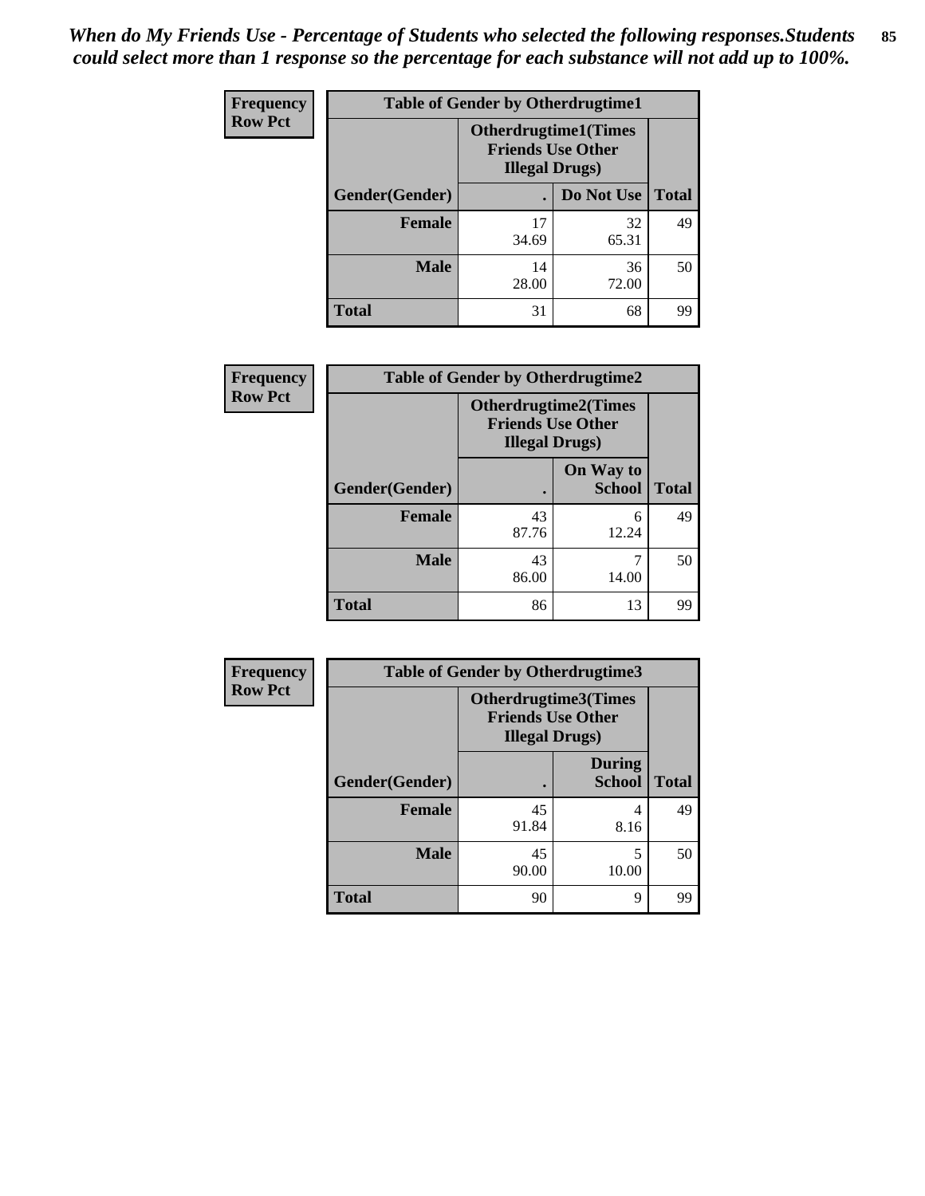*When do My Friends Use - Percentage of Students who selected the following responses.Students could select more than 1 response so the percentage for each substance will not add up to 100%.*

**Frequency**
**Row Pct**

**Table of Gender by Otherdrugtime1**

| | Otherdrugtime1(Times Friends Use Other Illegal Drugs) | | |
|---|---|---|---|
| **Gender(Gender)** | **.** | **Do Not Use** | **Total** |
| **Female** | 17<br>34.69 | 32<br>65.31 | 49 |
| **Male** | 14<br>28.00 | 36<br>72.00 | 50 |
| **Total** | 31 | 68 | 99 |

**Frequency**
**Row Pct**

**Table of Gender by Otherdrugtime2**

| | Otherdrugtime2(Times Friends Use Other Illegal Drugs) | | |
|---|---|---|---|
| **Gender(Gender)** | **.** | **On Way to School** | **Total** |
| **Female** | 43<br>87.76 | 6<br>12.24 | 49 |
| **Male** | 43<br>86.00 | 7<br>14.00 | 50 |
| **Total** | 86 | 13 | 99 |

**Frequency**
**Row Pct**

**Table of Gender by Otherdrugtime3**

| | Otherdrugtime3(Times Friends Use Other Illegal Drugs) | | |
|---|---|---|---|
| **Gender(Gender)** | **.** | **During School** | **Total** |
| **Female** | 45<br>91.84 | 4<br>8.16 | 49 |
| **Male** | 45<br>90.00 | 5<br>10.00 | 50 |
| **Total** | 90 | 9 | 99 |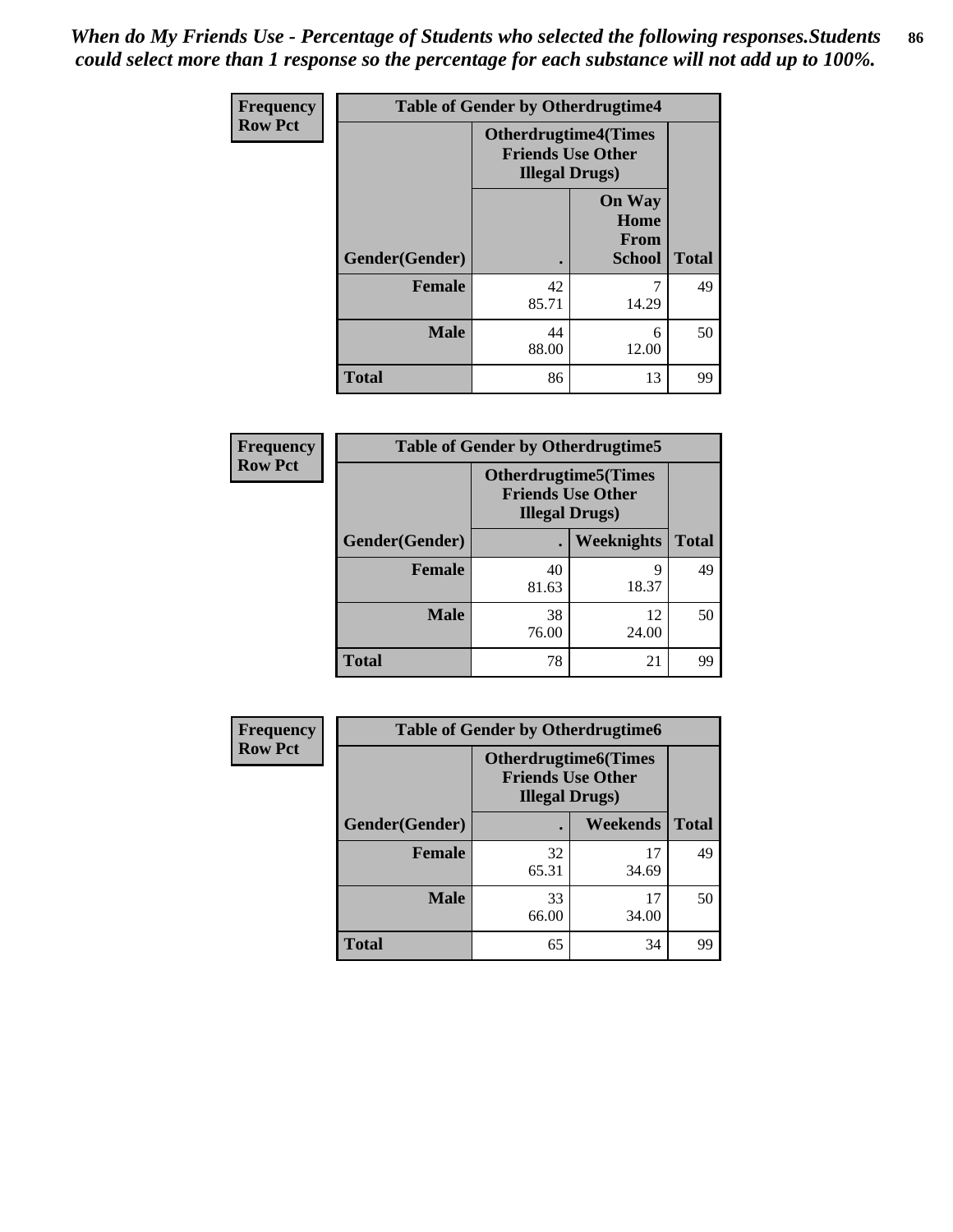*When do My Friends Use - Percentage of Students who selected the following responses.Students could select more than 1 response so the percentage for each substance will not add up to 100%.*

**Frequency**
**Row Pct**

| Table of Gender by Otherdrugtime4 | | | |
|---|---|---|---|
| | Otherdrugtime4(Times Friends Use Other Illegal Drugs) | | |
| Gender(Gender) | . | On Way Home From School | Total |
| **Female** | 42<br>85.71 | 7<br>14.29 | 49 |
| **Male** | 44<br>88.00 | 6<br>12.00 | 50 |
| **Total** | 86 | 13 | 99 |

**Frequency**
**Row Pct**

| Table of Gender by Otherdrugtime5 | | | |
|---|---|---|---|
| | Otherdrugtime5(Times Friends Use Other Illegal Drugs) | | |
| Gender(Gender) | . | Weeknights | Total |
| **Female** | 40<br>81.63 | 9<br>18.37 | 49 |
| **Male** | 38<br>76.00 | 12<br>24.00 | 50 |
| **Total** | 78 | 21 | 99 |

**Frequency**
**Row Pct**

| Table of Gender by Otherdrugtime6 | | | |
|---|---|---|---|
| | Otherdrugtime6(Times Friends Use Other Illegal Drugs) | | |
| Gender(Gender) | . | Weekends | Total |
| **Female** | 32<br>65.31 | 17<br>34.69 | 49 |
| **Male** | 33<br>66.00 | 17<br>34.00 | 50 |
| **Total** | 65 | 34 | 99 |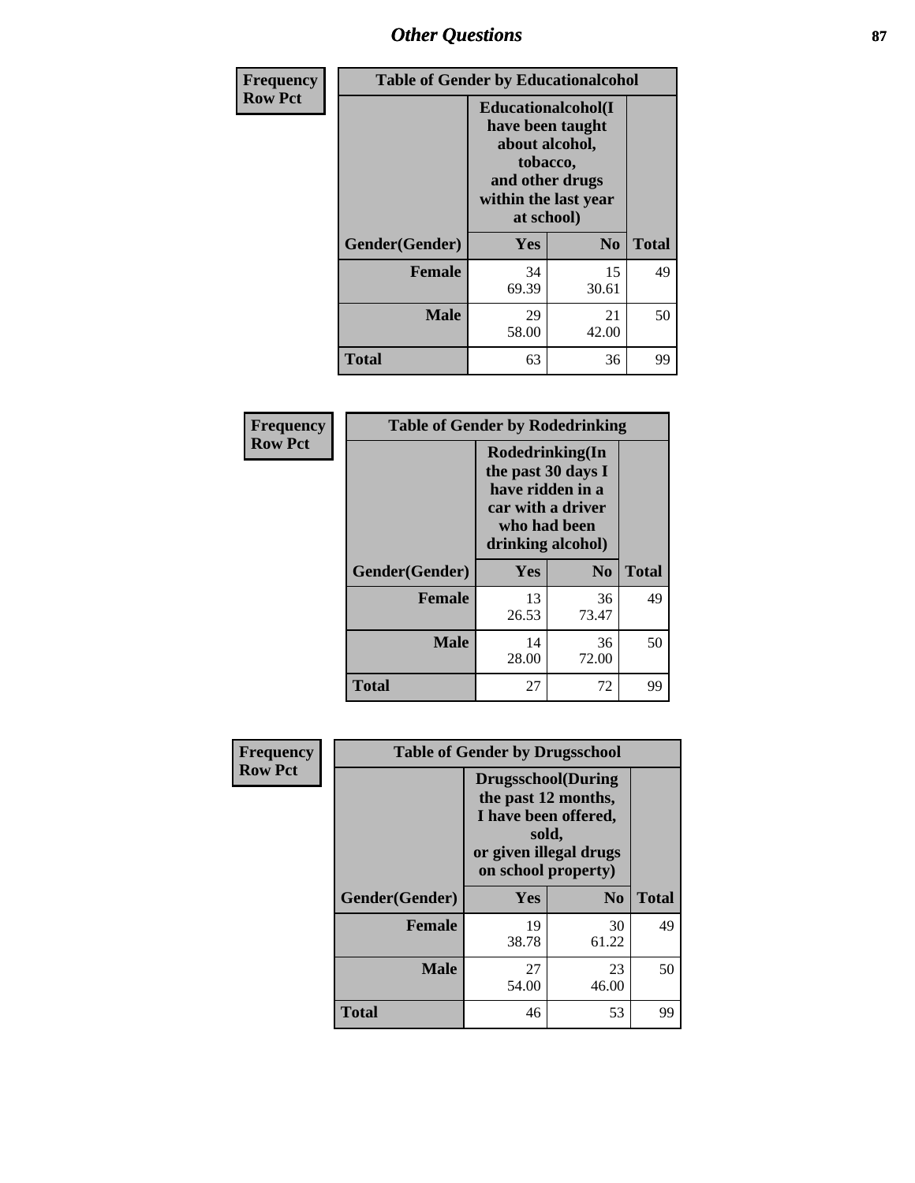# Other Questions

**Frequency**
**Row Pct**

| Table of Gender by Educationalcohol | | | |
|---|---|---|---|
| | Educationalcohol(I have been taught about alcohol, tobacco, and other drugs within the last year at school) | | |
| Gender(Gender) | Yes | No | Total |
| Female | 34<br>69.39 | 15<br>30.61 | 49 |
| Male | 29<br>58.00 | 21<br>42.00 | 50 |
| Total | 63 | 36 | 99 |

**Frequency**
**Row Pct**

| Table of Gender by Rodedrinking | | | |
|---|---|---|---|
| | Rodedrinking(In the past 30 days I have ridden in a car with a driver who had been drinking alcohol) | | |
| Gender(Gender) | Yes | No | Total |
| Female | 13<br>26.53 | 36<br>73.47 | 49 |
| Male | 14<br>28.00 | 36<br>72.00 | 50 |
| Total | 27 | 72 | 99 |

**Frequency**
**Row Pct**

| Table of Gender by Drugsschool | | | |
|---|---|---|---|
| | Drugsschool(During the past 12 months, I have been offered, sold, or given illegal drugs on school property) | | |
| Gender(Gender) | Yes | No | Total |
| Female | 19<br>38.78 | 30<br>61.22 | 49 |
| Male | 27<br>54.00 | 23<br>46.00 | 50 |
| Total | 46 | 53 | 99 |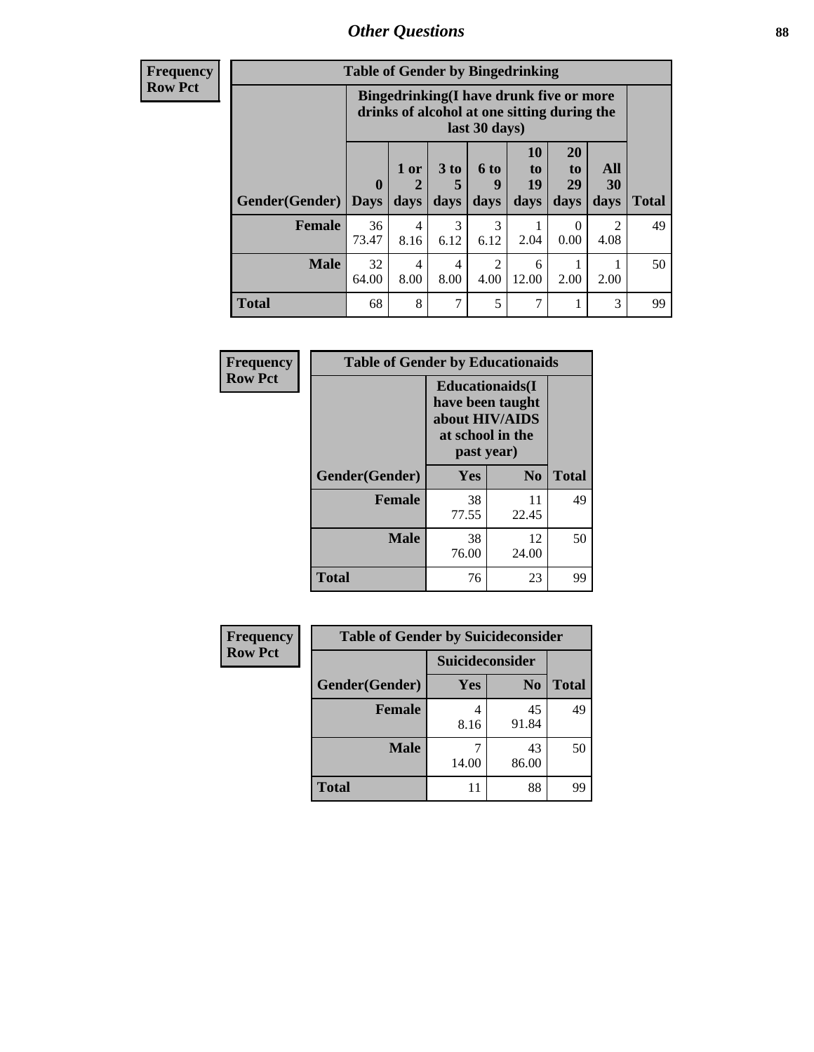## Other Questions

**Frequency**
**Row Pct**

| Table of Gender by Bingedrinking | | | | | | | | |
|---|---|---|---|---|---|---|---|---|
| | Bingedrinking(I have drunk five or more drinks of alcohol at one sitting during the last 30 days) | | | | | | | |
| Gender(Gender) | 0 Days | 1 or 2 days | 3 to 5 days | 6 to 9 days | 10 to 19 days | 20 to 29 days | All 30 days | Total |
| **Female** | 36<br>73.47 | 4<br>8.16 | 3<br>6.12 | 3<br>6.12 | 1<br>2.04 | 0<br>0.00 | 2<br>4.08 | 49 |
| **Male** | 32<br>64.00 | 4<br>8.00 | 4<br>8.00 | 2<br>4.00 | 6<br>12.00 | 1<br>2.00 | 1<br>2.00 | 50 |
| **Total** | 68 | 8 | 7 | 5 | 7 | 1 | 3 | 99 |

**Frequency**
**Row Pct**

| Table of Gender by Educationaids | | | |
|---|---|---|---|
| | Educationaids(I have been taught about HIV/AIDS at school in the past year) | | |
| Gender(Gender) | Yes | No | Total |
| **Female** | 38<br>77.55 | 11<br>22.45 | 49 |
| **Male** | 38<br>76.00 | 12<br>24.00 | 50 |
| **Total** | 76 | 23 | 99 |

**Frequency**
**Row Pct**

| Table of Gender by Suicideconsider | | | |
|---|---|---|---|
| | Suicideconsider | | |
| Gender(Gender) | Yes | No | Total |
| **Female** | 4<br>8.16 | 45<br>91.84 | 49 |
| **Male** | 7<br>14.00 | 43<br>86.00 | 50 |
| **Total** | 11 | 88 | 99 |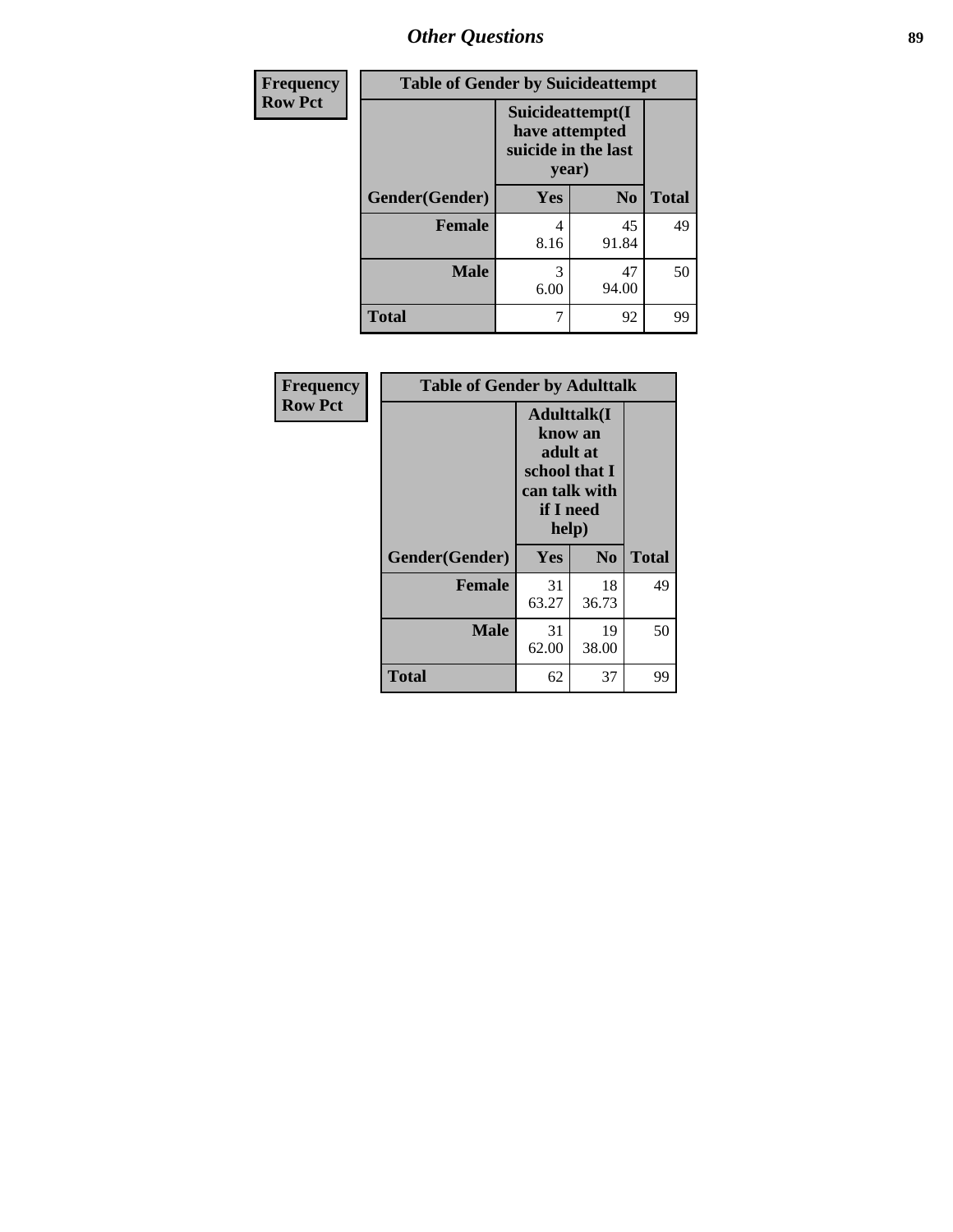## Other Questions

| Frequency Row Pct | Table of Gender by Suicideattempt | | |
|---|---|---|---|
| | Suicideattempt(I have attempted suicide in the last year) | | |
| Gender(Gender) | Yes | No | Total |
| Female | 4<br>8.16 | 45<br>91.84 | 49 |
| Male | 3<br>6.00 | 47<br>94.00 | 50 |
| Total | 7 | 92 | 99 |

| Frequency Row Pct | Table of Gender by Adulttalk | | |
|---|---|---|---|
| | Adulttalk(I know an adult at school that I can talk with if I need help) | | |
| Gender(Gender) | Yes | No | Total |
| Female | 31<br>63.27 | 18<br>36.73 | 49 |
| Male | 31<br>62.00 | 19<br>38.00 | 50 |
| Total | 62 | 37 | 99 |